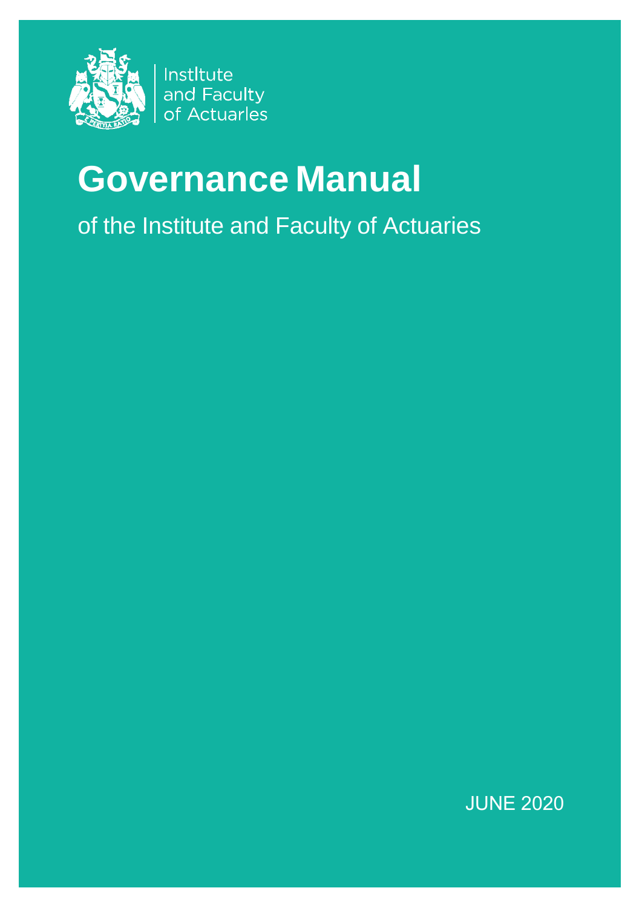Institute and Faculty of Actuaries

# Governance Manual

of the Institute and Faculty of Actuaries

JUNE 2020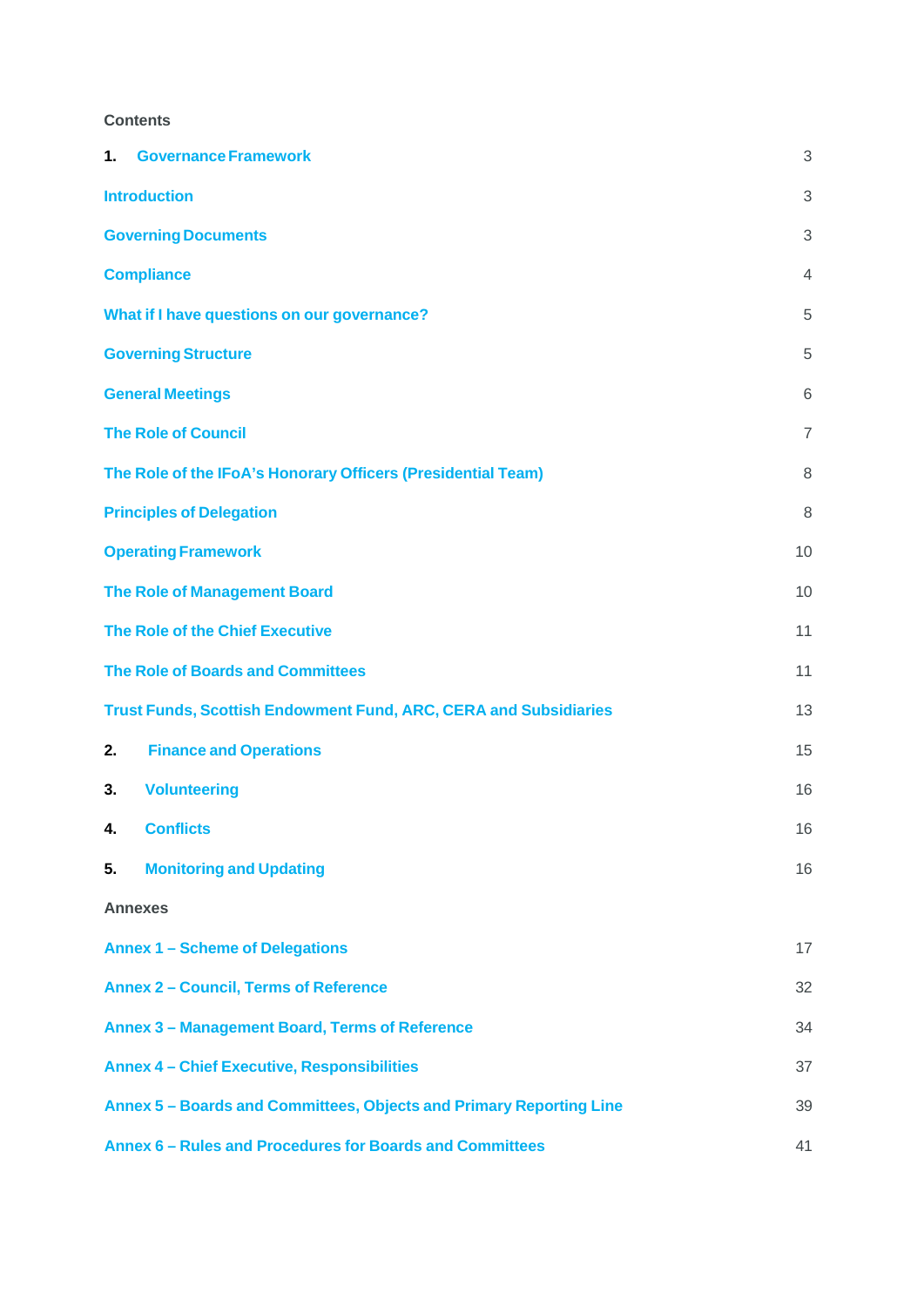# Contents

| | |
|---|---|
| **1. Governance Framework** | 3 |
| Introduction | 3 |
| Governing Documents | 3 |
| Compliance | 4 |
| What if I have questions on our governance? | 5 |
| Governing Structure | 5 |
| General Meetings | 6 |
| The Role of Council | 7 |
| The Role of the IFoA's Honorary Officers (Presidential Team) | 8 |
| Principles of Delegation | 8 |
| Operating Framework | 10 |
| The Role of Management Board | 10 |
| The Role of the Chief Executive | 11 |
| The Role of Boards and Committees | 11 |
| Trust Funds, Scottish Endowment Fund, ARC, CERA and Subsidiaries | 13 |
| **2. Finance and Operations** | 15 |
| **3. Volunteering** | 16 |
| **4. Conflicts** | 16 |
| **5. Monitoring and Updating** | 16 |

## Annexes

| | |
|---|---|
| Annex 1 – Scheme of Delegations | 17 |
| Annex 2 – Council, Terms of Reference | 32 |
| Annex 3 – Management Board, Terms of Reference | 34 |
| Annex 4 – Chief Executive, Responsibilities | 37 |
| Annex 5 – Boards and Committees, Objects and Primary Reporting Line | 39 |
| Annex 6 – Rules and Procedures for Boards and Committees | 41 |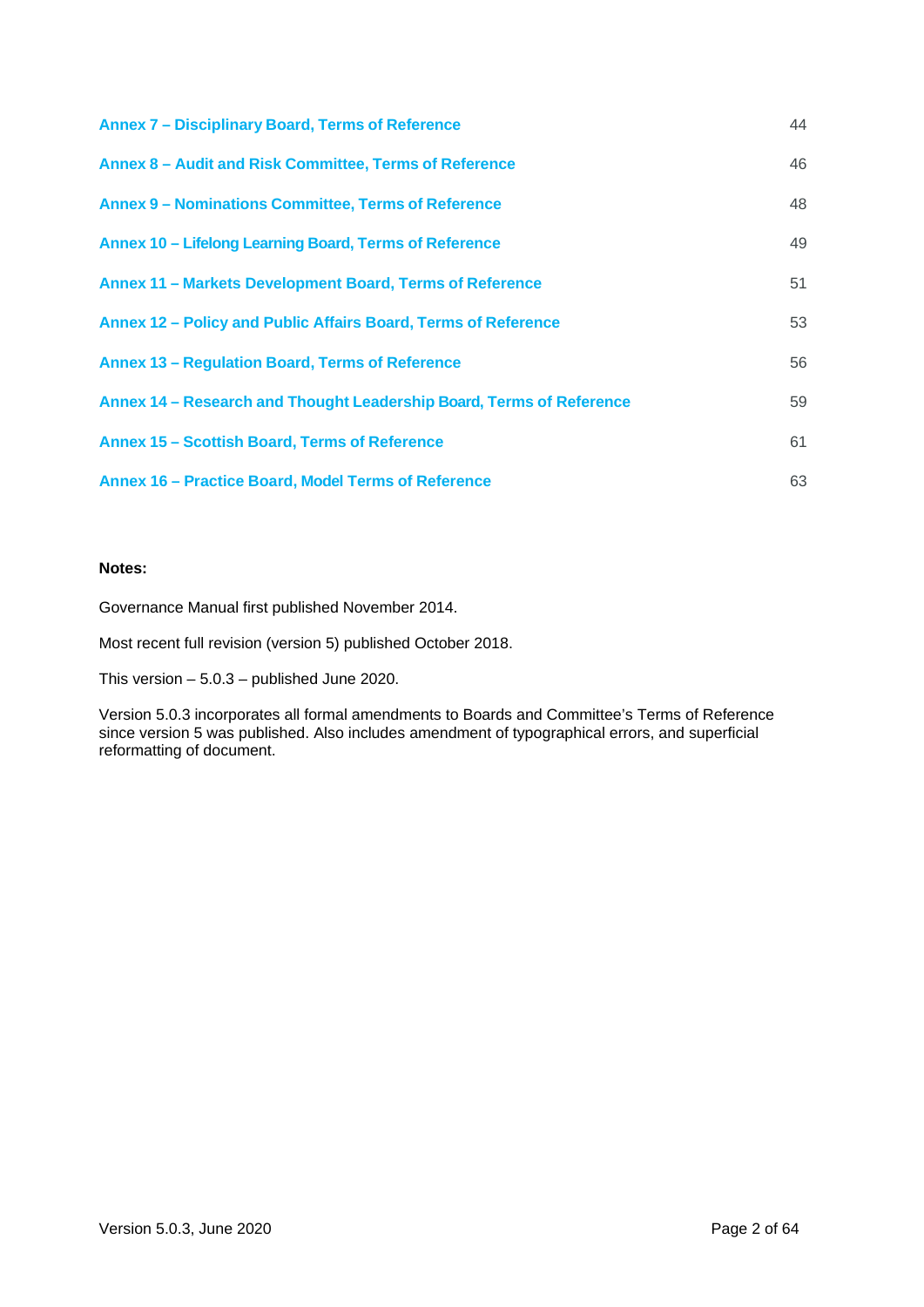| | |
|---|---|
| Annex 7 – Disciplinary Board, Terms of Reference | 44 |
| Annex 8 – Audit and Risk Committee, Terms of Reference | 46 |
| Annex 9 – Nominations Committee, Terms of Reference | 48 |
| Annex 10 – Lifelong Learning Board, Terms of Reference | 49 |
| Annex 11 – Markets Development Board, Terms of Reference | 51 |
| Annex 12 – Policy and Public Affairs Board, Terms of Reference | 53 |
| Annex 13 – Regulation Board, Terms of Reference | 56 |
| Annex 14 – Research and Thought Leadership Board, Terms of Reference | 59 |
| Annex 15 – Scottish Board, Terms of Reference | 61 |
| Annex 16 – Practice Board, Model Terms of Reference | 63 |

**Notes:**

Governance Manual first published November 2014.

Most recent full revision (version 5) published October 2018.

This version – 5.0.3 – published June 2020.

Version 5.0.3 incorporates all formal amendments to Boards and Committee's Terms of Reference since version 5 was published. Also includes amendment of typographical errors, and superficial reformatting of document.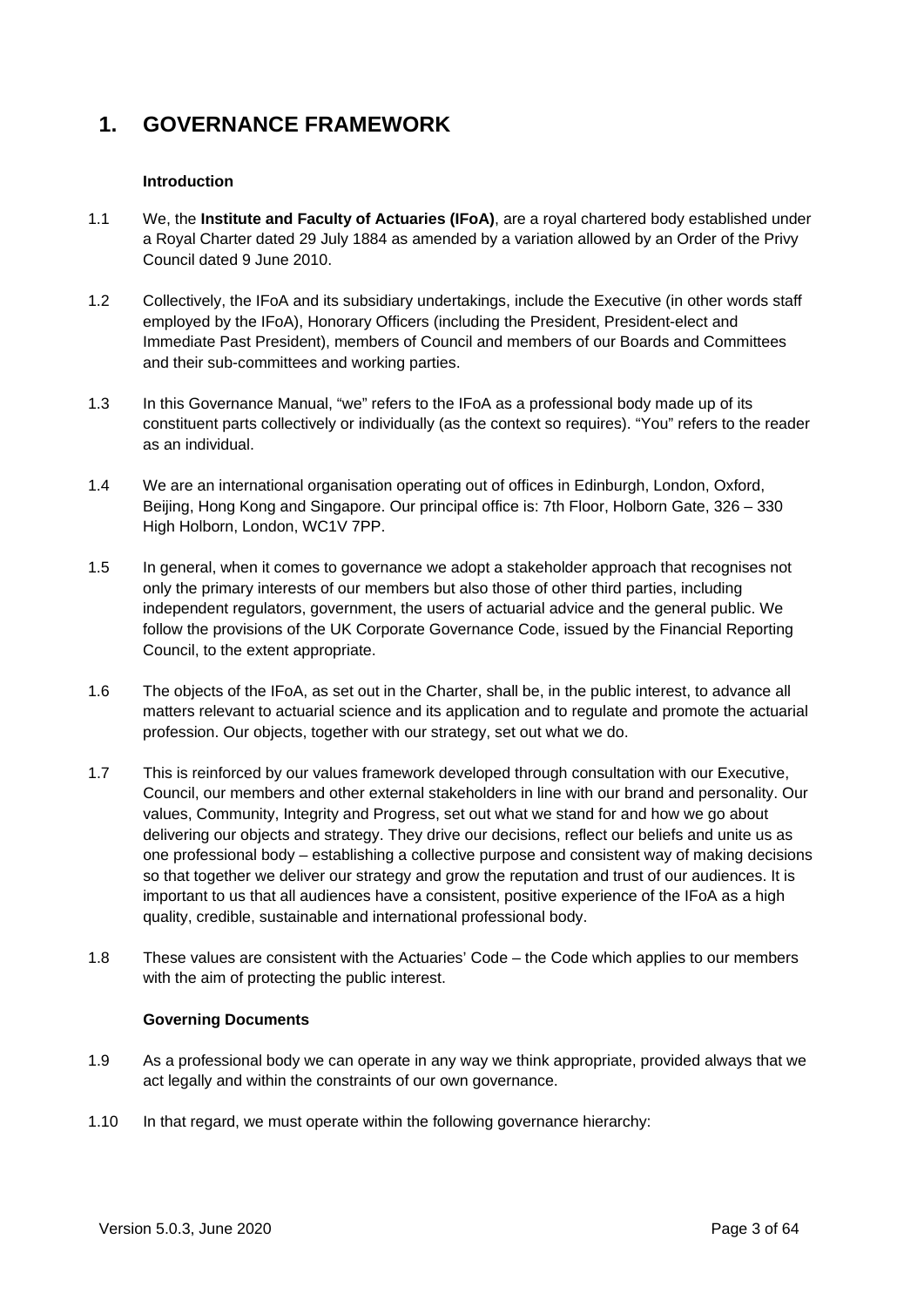# 1. GOVERNANCE FRAMEWORK

### Introduction

1.1 We, the **Institute and Faculty of Actuaries (IFoA)**, are a royal chartered body established under a Royal Charter dated 29 July 1884 as amended by a variation allowed by an Order of the Privy Council dated 9 June 2010.

1.2 Collectively, the IFoA and its subsidiary undertakings, include the Executive (in other words staff employed by the IFoA), Honorary Officers (including the President, President-elect and Immediate Past President), members of Council and members of our Boards and Committees and their sub-committees and working parties.

1.3 In this Governance Manual, "we" refers to the IFoA as a professional body made up of its constituent parts collectively or individually (as the context so requires). "You" refers to the reader as an individual.

1.4 We are an international organisation operating out of offices in Edinburgh, London, Oxford, Beijing, Hong Kong and Singapore. Our principal office is: 7th Floor, Holborn Gate, 326 – 330 High Holborn, London, WC1V 7PP.

1.5 In general, when it comes to governance we adopt a stakeholder approach that recognises not only the primary interests of our members but also those of other third parties, including independent regulators, government, the users of actuarial advice and the general public. We follow the provisions of the UK Corporate Governance Code, issued by the Financial Reporting Council, to the extent appropriate.

1.6 The objects of the IFoA, as set out in the Charter, shall be, in the public interest, to advance all matters relevant to actuarial science and its application and to regulate and promote the actuarial profession. Our objects, together with our strategy, set out what we do.

1.7 This is reinforced by our values framework developed through consultation with our Executive, Council, our members and other external stakeholders in line with our brand and personality. Our values, Community, Integrity and Progress, set out what we stand for and how we go about delivering our objects and strategy. They drive our decisions, reflect our beliefs and unite us as one professional body – establishing a collective purpose and consistent way of making decisions so that together we deliver our strategy and grow the reputation and trust of our audiences. It is important to us that all audiences have a consistent, positive experience of the IFoA as a high quality, credible, sustainable and international professional body.

1.8 These values are consistent with the Actuaries' Code – the Code which applies to our members with the aim of protecting the public interest.

### Governing Documents

1.9 As a professional body we can operate in any way we think appropriate, provided always that we act legally and within the constraints of our own governance.

1.10 In that regard, we must operate within the following governance hierarchy: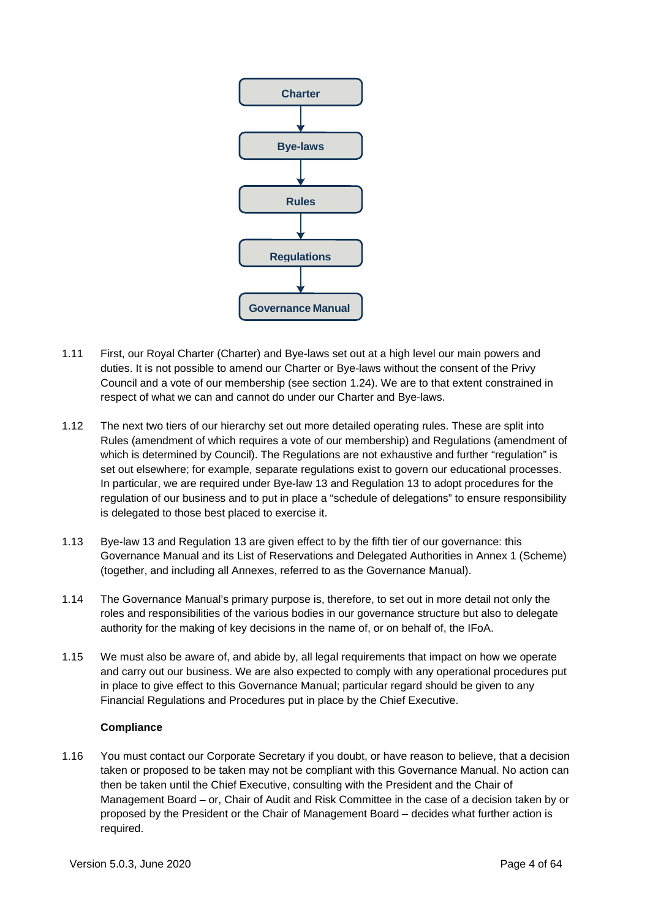Charter → Bye-laws → Rules → Regulations → Governance Manual

1.11 First, our Royal Charter (Charter) and Bye-laws set out at a high level our main powers and duties. It is not possible to amend our Charter or Bye-laws without the consent of the Privy Council and a vote of our membership (see section 1.24). We are to that extent constrained in respect of what we can and cannot do under our Charter and Bye-laws.

1.12 The next two tiers of our hierarchy set out more detailed operating rules. These are split into Rules (amendment of which requires a vote of our membership) and Regulations (amendment of which is determined by Council). The Regulations are not exhaustive and further "regulation" is set out elsewhere; for example, separate regulations exist to govern our educational processes. In particular, we are required under Bye-law 13 and Regulation 13 to adopt procedures for the regulation of our business and to put in place a "schedule of delegations" to ensure responsibility is delegated to those best placed to exercise it.

1.13 Bye-law 13 and Regulation 13 are given effect to by the fifth tier of our governance: this Governance Manual and its List of Reservations and Delegated Authorities in Annex 1 (Scheme) (together, and including all Annexes, referred to as the Governance Manual).

1.14 The Governance Manual's primary purpose is, therefore, to set out in more detail not only the roles and responsibilities of the various bodies in our governance structure but also to delegate authority for the making of key decisions in the name of, or on behalf of, the IFoA.

1.15 We must also be aware of, and abide by, all legal requirements that impact on how we operate and carry out our business. We are also expected to comply with any operational procedures put in place to give effect to this Governance Manual; particular regard should be given to any Financial Regulations and Procedures put in place by the Chief Executive.

**Compliance**

1.16 You must contact our Corporate Secretary if you doubt, or have reason to believe, that a decision taken or proposed to be taken may not be compliant with this Governance Manual. No action can then be taken until the Chief Executive, consulting with the President and the Chair of Management Board – or, Chair of Audit and Risk Committee in the case of a decision taken by or proposed by the President or the Chair of Management Board – decides what further action is required.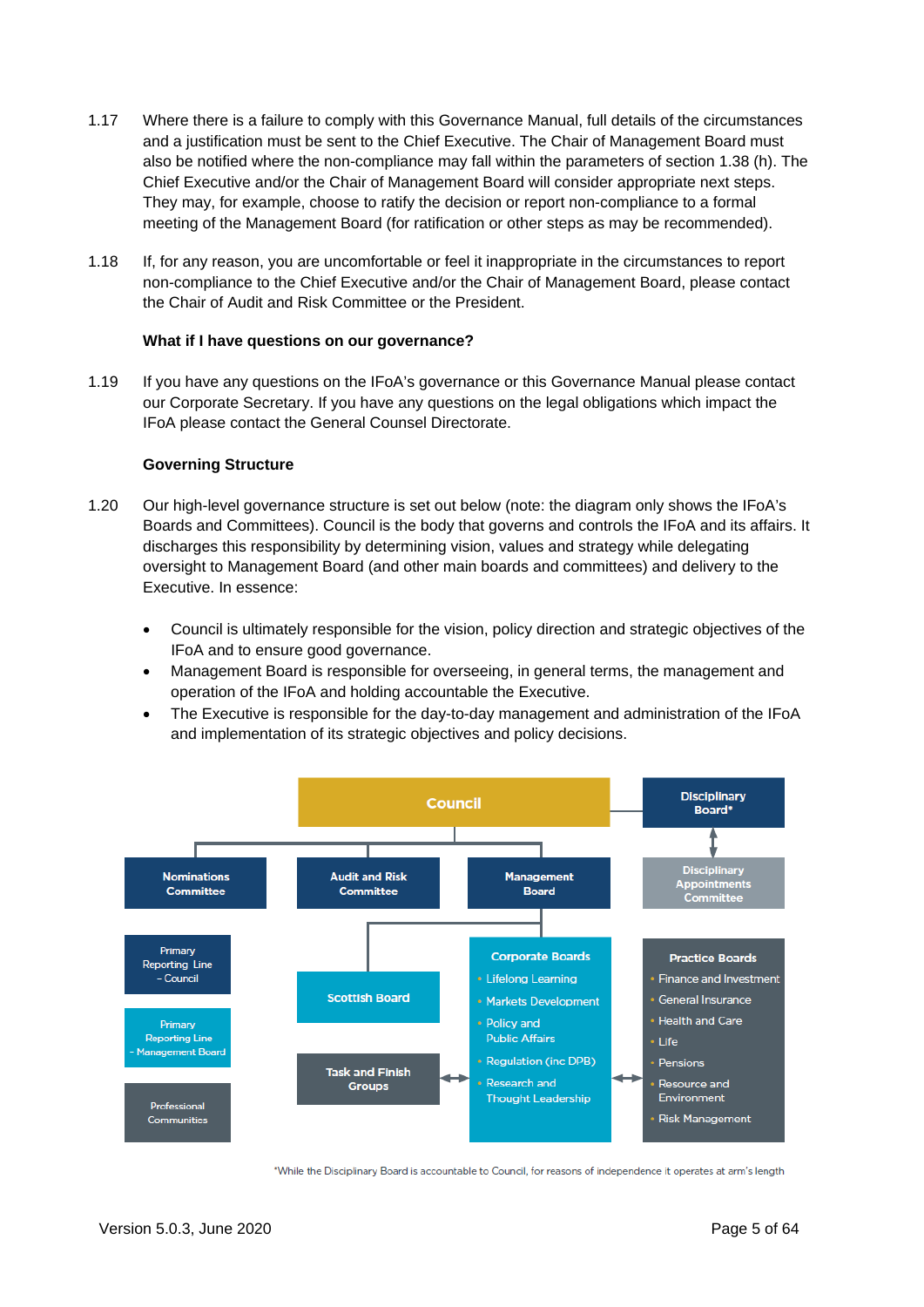1.17 Where there is a failure to comply with this Governance Manual, full details of the circumstances and a justification must be sent to the Chief Executive. The Chair of Management Board must also be notified where the non-compliance may fall within the parameters of section 1.38 (h). The Chief Executive and/or the Chair of Management Board will consider appropriate next steps. They may, for example, choose to ratify the decision or report non-compliance to a formal meeting of the Management Board (for ratification or other steps as may be recommended).

1.18 If, for any reason, you are uncomfortable or feel it inappropriate in the circumstances to report non-compliance to the Chief Executive and/or the Chair of Management Board, please contact the Chair of Audit and Risk Committee or the President.

**What if I have questions on our governance?**

1.19 If you have any questions on the IFoA's governance or this Governance Manual please contact our Corporate Secretary. If you have any questions on the legal obligations which impact the IFoA please contact the General Counsel Directorate.

**Governing Structure**

1.20 Our high-level governance structure is set out below (note: the diagram only shows the IFoA's Boards and Committees). Council is the body that governs and controls the IFoA and its affairs. It discharges this responsibility by determining vision, values and strategy while delegating oversight to Management Board (and other main boards and committees) and delivery to the Executive. In essence:

- Council is ultimately responsible for the vision, policy direction and strategic objectives of the IFoA and to ensure good governance.
- Management Board is responsible for overseeing, in general terms, the management and operation of the IFoA and holding accountable the Executive.
- The Executive is responsible for the day-to-day management and administration of the IFoA and implementation of its strategic objectives and policy decisions.

- **Council**
  - Nominations Committee
  - Audit and Risk Committee
  - Management Board
    - Scottish Board
    - Corporate Boards
      - Lifelong Learning
      - Markets Development
      - Policy and Public Affairs
      - Regulation (inc DPB)
      - Research and Thought Leadership
    - Task and Finish Groups
    - Practice Boards
      - Finance and Investment
      - General Insurance
      - Health and Care
      - Life
      - Pensions
      - Resource and Environment
      - Risk Management
- **Disciplinary Board***
  - Disciplinary Appointments Committee

Key: Primary Reporting Line – Council; Primary Reporting Line – Management Board; Professional Communities

*While the Disciplinary Board is accountable to Council, for reasons of independence it operates at arm's length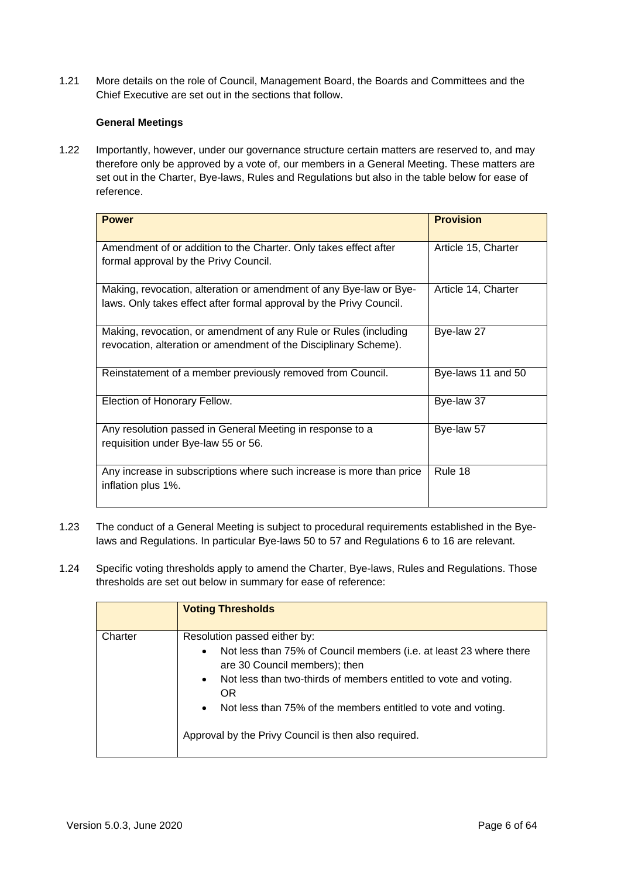1.21 More details on the role of Council, Management Board, the Boards and Committees and the Chief Executive are set out in the sections that follow.

**General Meetings**

1.22 Importantly, however, under our governance structure certain matters are reserved to, and may therefore only be approved by a vote of, our members in a General Meeting. These matters are set out in the Charter, Bye-laws, Rules and Regulations but also in the table below for ease of reference.

| Power | Provision |
|---|---|
| Amendment of or addition to the Charter. Only takes effect after formal approval by the Privy Council. | Article 15, Charter |
| Making, revocation, alteration or amendment of any Bye-law or Bye-laws. Only takes effect after formal approval by the Privy Council. | Article 14, Charter |
| Making, revocation, or amendment of any Rule or Rules (including revocation, alteration or amendment of the Disciplinary Scheme). | Bye-law 27 |
| Reinstatement of a member previously removed from Council. | Bye-laws 11 and 50 |
| Election of Honorary Fellow. | Bye-law 37 |
| Any resolution passed in General Meeting in response to a requisition under Bye-law 55 or 56. | Bye-law 57 |
| Any increase in subscriptions where such increase is more than price inflation plus 1%. | Rule 18 |

1.23 The conduct of a General Meeting is subject to procedural requirements established in the Bye-laws and Regulations. In particular Bye-laws 50 to 57 and Regulations 6 to 16 are relevant.

1.24 Specific voting thresholds apply to amend the Charter, Bye-laws, Rules and Regulations. Those thresholds are set out below in summary for ease of reference:

| | Voting Thresholds |
|---|---|
| Charter | Resolution passed either by:<br>• Not less than 75% of Council members (i.e. at least 23 where there are 30 Council members); then<br>• Not less than two-thirds of members entitled to vote and voting.<br>OR<br>• Not less than 75% of the members entitled to vote and voting.<br><br>Approval by the Privy Council is then also required. |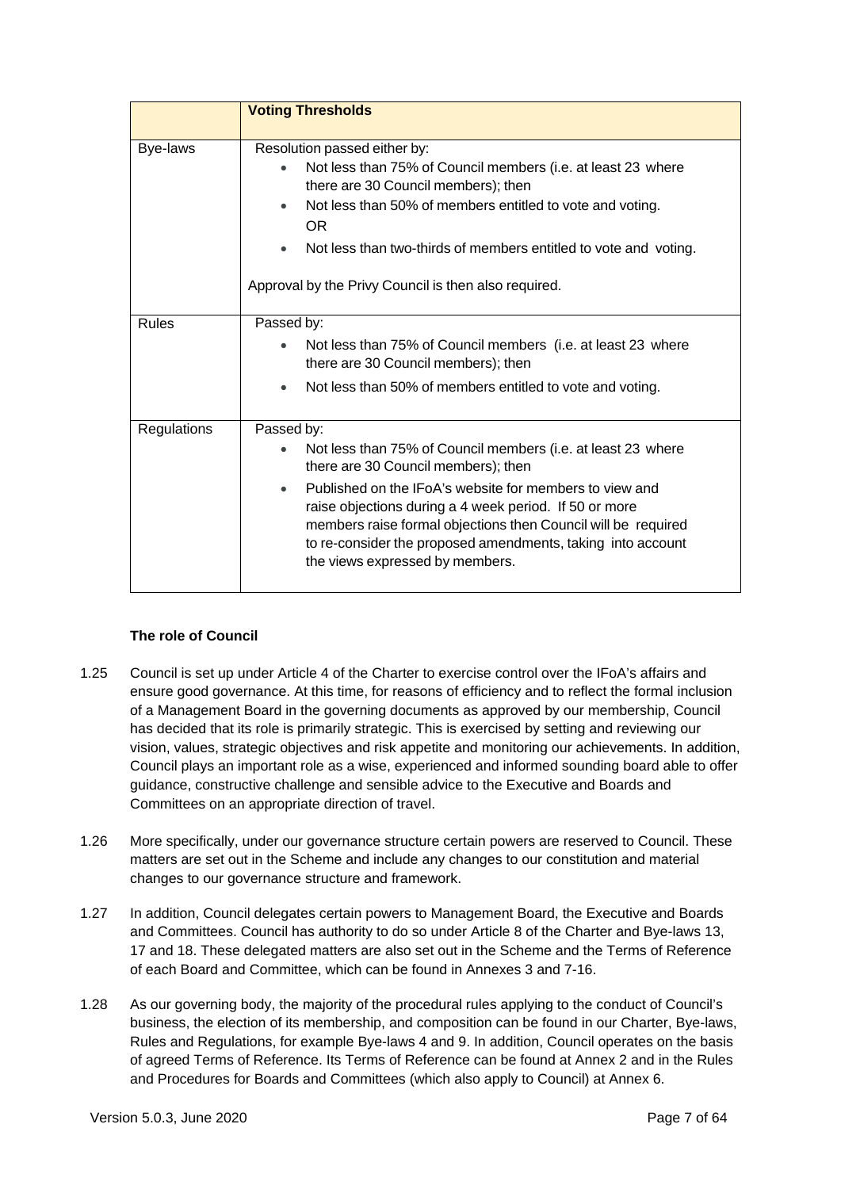| | Voting Thresholds |
|---|---|
| Bye-laws | Resolution passed either by:<br>• Not less than 75% of Council members (i.e. at least 23 where there are 30 Council members); then<br>• Not less than 50% of members entitled to vote and voting.<br>OR<br>• Not less than two-thirds of members entitled to vote and voting.<br><br>Approval by the Privy Council is then also required. |
| Rules | Passed by:<br>• Not less than 75% of Council members (i.e. at least 23 where there are 30 Council members); then<br>• Not less than 50% of members entitled to vote and voting. |
| Regulations | Passed by:<br>• Not less than 75% of Council members (i.e. at least 23 where there are 30 Council members); then<br>• Published on the IFoA's website for members to view and raise objections during a 4 week period. If 50 or more members raise formal objections then Council will be required to re-consider the proposed amendments, taking into account the views expressed by members. |

### The role of Council

1.25 Council is set up under Article 4 of the Charter to exercise control over the IFoA's affairs and ensure good governance. At this time, for reasons of efficiency and to reflect the formal inclusion of a Management Board in the governing documents as approved by our membership, Council has decided that its role is primarily strategic. This is exercised by setting and reviewing our vision, values, strategic objectives and risk appetite and monitoring our achievements. In addition, Council plays an important role as a wise, experienced and informed sounding board able to offer guidance, constructive challenge and sensible advice to the Executive and Boards and Committees on an appropriate direction of travel.

1.26 More specifically, under our governance structure certain powers are reserved to Council. These matters are set out in the Scheme and include any changes to our constitution and material changes to our governance structure and framework.

1.27 In addition, Council delegates certain powers to Management Board, the Executive and Boards and Committees. Council has authority to do so under Article 8 of the Charter and Bye-laws 13, 17 and 18. These delegated matters are also set out in the Scheme and the Terms of Reference of each Board and Committee, which can be found in Annexes 3 and 7-16.

1.28 As our governing body, the majority of the procedural rules applying to the conduct of Council's business, the election of its membership, and composition can be found in our Charter, Bye-laws, Rules and Regulations, for example Bye-laws 4 and 9. In addition, Council operates on the basis of agreed Terms of Reference. Its Terms of Reference can be found at Annex 2 and in the Rules and Procedures for Boards and Committees (which also apply to Council) at Annex 6.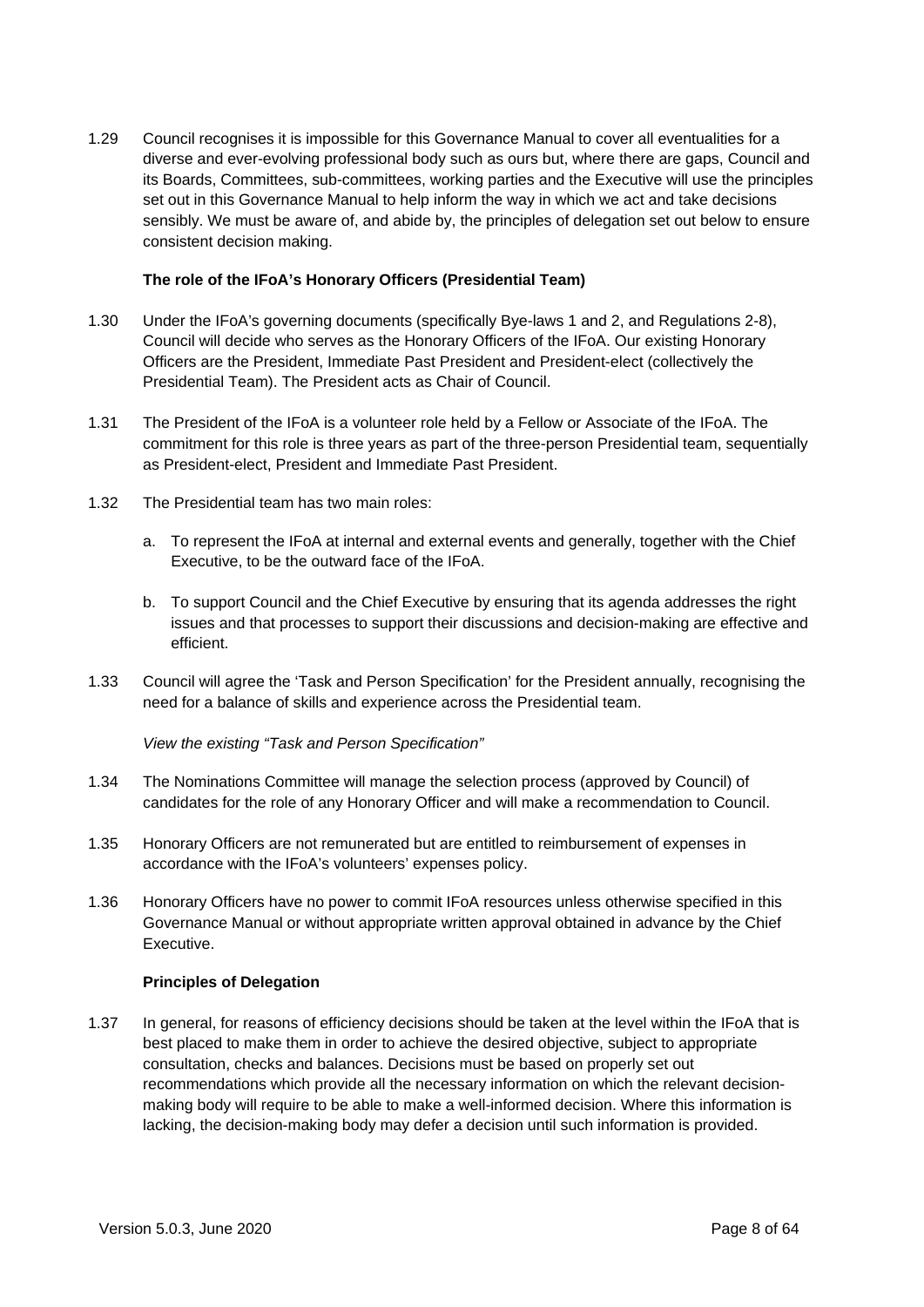1.29 Council recognises it is impossible for this Governance Manual to cover all eventualities for a diverse and ever-evolving professional body such as ours but, where there are gaps, Council and its Boards, Committees, sub-committees, working parties and the Executive will use the principles set out in this Governance Manual to help inform the way in which we act and take decisions sensibly. We must be aware of, and abide by, the principles of delegation set out below to ensure consistent decision making.

**The role of the IFoA's Honorary Officers (Presidential Team)**

1.30 Under the IFoA's governing documents (specifically Bye-laws 1 and 2, and Regulations 2-8), Council will decide who serves as the Honorary Officers of the IFoA. Our existing Honorary Officers are the President, Immediate Past President and President-elect (collectively the Presidential Team). The President acts as Chair of Council.

1.31 The President of the IFoA is a volunteer role held by a Fellow or Associate of the IFoA. The commitment for this role is three years as part of the three-person Presidential team, sequentially as President-elect, President and Immediate Past President.

1.32 The Presidential team has two main roles:

a. To represent the IFoA at internal and external events and generally, together with the Chief Executive, to be the outward face of the IFoA.

b. To support Council and the Chief Executive by ensuring that its agenda addresses the right issues and that processes to support their discussions and decision-making are effective and efficient.

1.33 Council will agree the 'Task and Person Specification' for the President annually, recognising the need for a balance of skills and experience across the Presidential team.

*View the existing "Task and Person Specification"*

1.34 The Nominations Committee will manage the selection process (approved by Council) of candidates for the role of any Honorary Officer and will make a recommendation to Council.

1.35 Honorary Officers are not remunerated but are entitled to reimbursement of expenses in accordance with the IFoA's volunteers' expenses policy.

1.36 Honorary Officers have no power to commit IFoA resources unless otherwise specified in this Governance Manual or without appropriate written approval obtained in advance by the Chief Executive.

**Principles of Delegation**

1.37 In general, for reasons of efficiency decisions should be taken at the level within the IFoA that is best placed to make them in order to achieve the desired objective, subject to appropriate consultation, checks and balances. Decisions must be based on properly set out recommendations which provide all the necessary information on which the relevant decision-making body will require to be able to make a well-informed decision. Where this information is lacking, the decision-making body may defer a decision until such information is provided.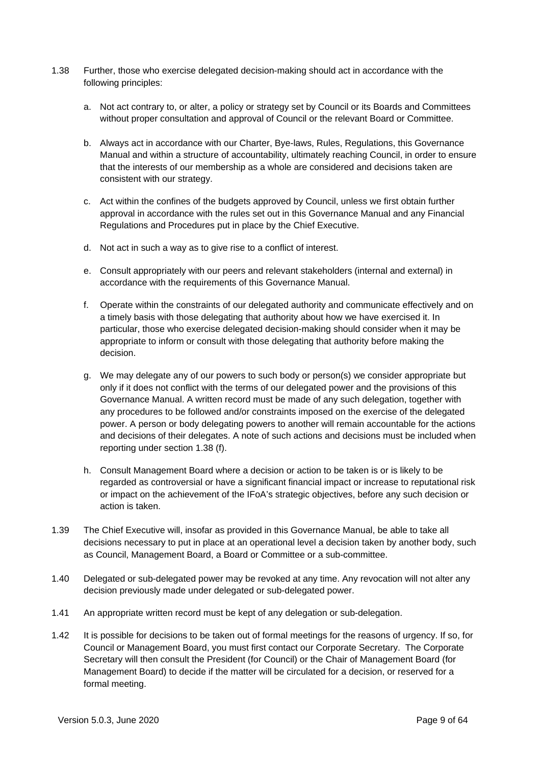1.38 Further, those who exercise delegated decision-making should act in accordance with the following principles:

a. Not act contrary to, or alter, a policy or strategy set by Council or its Boards and Committees without proper consultation and approval of Council or the relevant Board or Committee.

b. Always act in accordance with our Charter, Bye-laws, Rules, Regulations, this Governance Manual and within a structure of accountability, ultimately reaching Council, in order to ensure that the interests of our membership as a whole are considered and decisions taken are consistent with our strategy.

c. Act within the confines of the budgets approved by Council, unless we first obtain further approval in accordance with the rules set out in this Governance Manual and any Financial Regulations and Procedures put in place by the Chief Executive.

d. Not act in such a way as to give rise to a conflict of interest.

e. Consult appropriately with our peers and relevant stakeholders (internal and external) in accordance with the requirements of this Governance Manual.

f. Operate within the constraints of our delegated authority and communicate effectively and on a timely basis with those delegating that authority about how we have exercised it. In particular, those who exercise delegated decision-making should consider when it may be appropriate to inform or consult with those delegating that authority before making the decision.

g. We may delegate any of our powers to such body or person(s) we consider appropriate but only if it does not conflict with the terms of our delegated power and the provisions of this Governance Manual. A written record must be made of any such delegation, together with any procedures to be followed and/or constraints imposed on the exercise of the delegated power. A person or body delegating powers to another will remain accountable for the actions and decisions of their delegates. A note of such actions and decisions must be included when reporting under section 1.38 (f).

h. Consult Management Board where a decision or action to be taken is or is likely to be regarded as controversial or have a significant financial impact or increase to reputational risk or impact on the achievement of the IFoA's strategic objectives, before any such decision or action is taken.

1.39 The Chief Executive will, insofar as provided in this Governance Manual, be able to take all decisions necessary to put in place at an operational level a decision taken by another body, such as Council, Management Board, a Board or Committee or a sub-committee.

1.40 Delegated or sub-delegated power may be revoked at any time. Any revocation will not alter any decision previously made under delegated or sub-delegated power.

1.41 An appropriate written record must be kept of any delegation or sub-delegation.

1.42 It is possible for decisions to be taken out of formal meetings for the reasons of urgency. If so, for Council or Management Board, you must first contact our Corporate Secretary. The Corporate Secretary will then consult the President (for Council) or the Chair of Management Board (for Management Board) to decide if the matter will be circulated for a decision, or reserved for a formal meeting.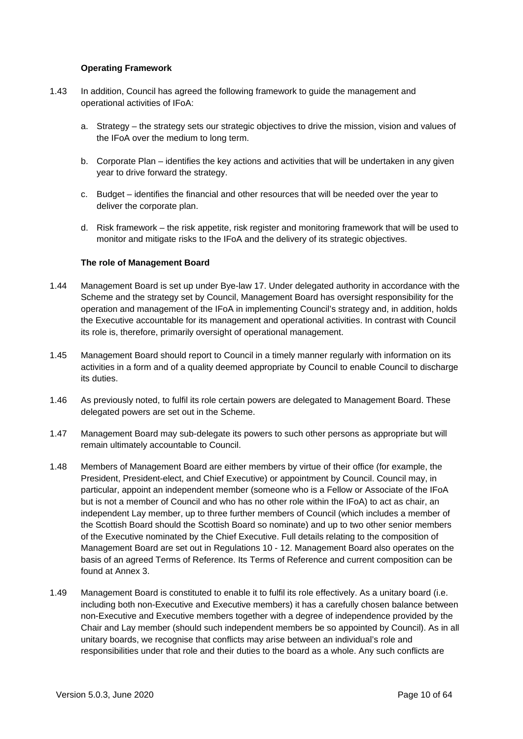### Operating Framework

1.43 In addition, Council has agreed the following framework to guide the management and operational activities of IFoA:

a. Strategy – the strategy sets our strategic objectives to drive the mission, vision and values of the IFoA over the medium to long term.

b. Corporate Plan – identifies the key actions and activities that will be undertaken in any given year to drive forward the strategy.

c. Budget – identifies the financial and other resources that will be needed over the year to deliver the corporate plan.

d. Risk framework – the risk appetite, risk register and monitoring framework that will be used to monitor and mitigate risks to the IFoA and the delivery of its strategic objectives.

### The role of Management Board

1.44 Management Board is set up under Bye-law 17. Under delegated authority in accordance with the Scheme and the strategy set by Council, Management Board has oversight responsibility for the operation and management of the IFoA in implementing Council's strategy and, in addition, holds the Executive accountable for its management and operational activities. In contrast with Council its role is, therefore, primarily oversight of operational management.

1.45 Management Board should report to Council in a timely manner regularly with information on its activities in a form and of a quality deemed appropriate by Council to enable Council to discharge its duties.

1.46 As previously noted, to fulfil its role certain powers are delegated to Management Board. These delegated powers are set out in the Scheme.

1.47 Management Board may sub-delegate its powers to such other persons as appropriate but will remain ultimately accountable to Council.

1.48 Members of Management Board are either members by virtue of their office (for example, the President, President-elect, and Chief Executive) or appointment by Council. Council may, in particular, appoint an independent member (someone who is a Fellow or Associate of the IFoA but is not a member of Council and who has no other role within the IFoA) to act as chair, an independent Lay member, up to three further members of Council (which includes a member of the Scottish Board should the Scottish Board so nominate) and up to two other senior members of the Executive nominated by the Chief Executive. Full details relating to the composition of Management Board are set out in Regulations 10 - 12. Management Board also operates on the basis of an agreed Terms of Reference. Its Terms of Reference and current composition can be found at Annex 3.

1.49 Management Board is constituted to enable it to fulfil its role effectively. As a unitary board (i.e. including both non-Executive and Executive members) it has a carefully chosen balance between non-Executive and Executive members together with a degree of independence provided by the Chair and Lay member (should such independent members be so appointed by Council). As in all unitary boards, we recognise that conflicts may arise between an individual's role and responsibilities under that role and their duties to the board as a whole. Any such conflicts are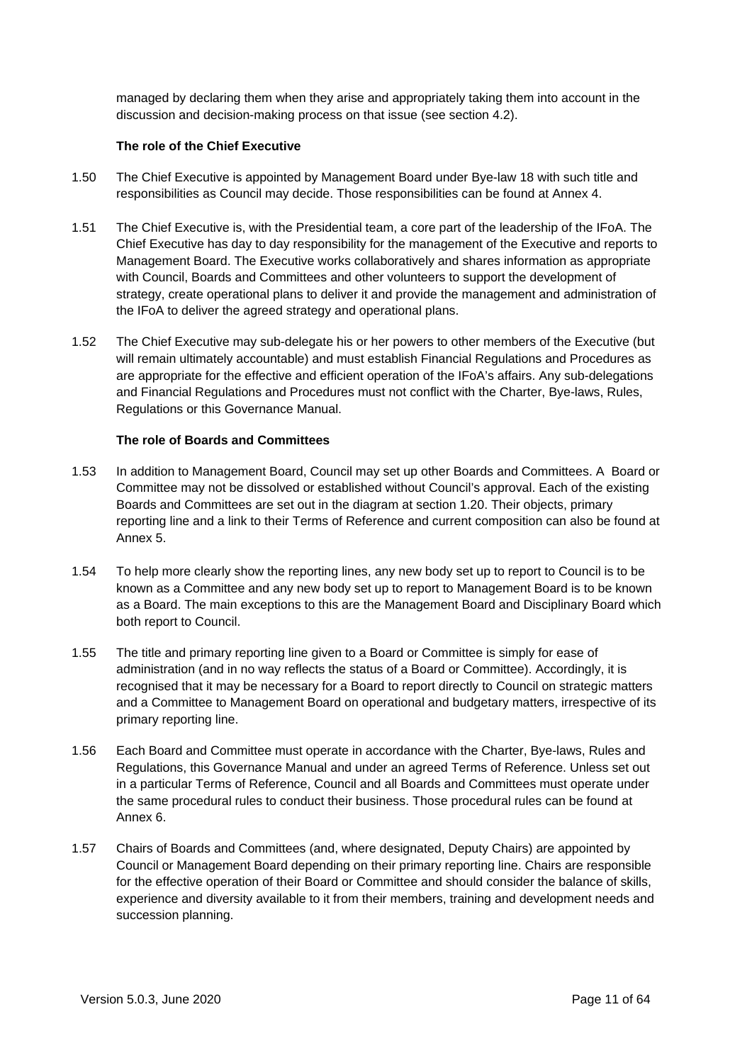managed by declaring them when they arise and appropriately taking them into account in the discussion and decision-making process on that issue (see section 4.2).

**The role of the Chief Executive**

1.50 The Chief Executive is appointed by Management Board under Bye-law 18 with such title and responsibilities as Council may decide. Those responsibilities can be found at Annex 4.

1.51 The Chief Executive is, with the Presidential team, a core part of the leadership of the IFoA. The Chief Executive has day to day responsibility for the management of the Executive and reports to Management Board. The Executive works collaboratively and shares information as appropriate with Council, Boards and Committees and other volunteers to support the development of strategy, create operational plans to deliver it and provide the management and administration of the IFoA to deliver the agreed strategy and operational plans.

1.52 The Chief Executive may sub-delegate his or her powers to other members of the Executive (but will remain ultimately accountable) and must establish Financial Regulations and Procedures as are appropriate for the effective and efficient operation of the IFoA's affairs. Any sub-delegations and Financial Regulations and Procedures must not conflict with the Charter, Bye-laws, Rules, Regulations or this Governance Manual.

**The role of Boards and Committees**

1.53 In addition to Management Board, Council may set up other Boards and Committees. A Board or Committee may not be dissolved or established without Council's approval. Each of the existing Boards and Committees are set out in the diagram at section 1.20. Their objects, primary reporting line and a link to their Terms of Reference and current composition can also be found at Annex 5.

1.54 To help more clearly show the reporting lines, any new body set up to report to Council is to be known as a Committee and any new body set up to report to Management Board is to be known as a Board. The main exceptions to this are the Management Board and Disciplinary Board which both report to Council.

1.55 The title and primary reporting line given to a Board or Committee is simply for ease of administration (and in no way reflects the status of a Board or Committee). Accordingly, it is recognised that it may be necessary for a Board to report directly to Council on strategic matters and a Committee to Management Board on operational and budgetary matters, irrespective of its primary reporting line.

1.56 Each Board and Committee must operate in accordance with the Charter, Bye-laws, Rules and Regulations, this Governance Manual and under an agreed Terms of Reference. Unless set out in a particular Terms of Reference, Council and all Boards and Committees must operate under the same procedural rules to conduct their business. Those procedural rules can be found at Annex 6.

1.57 Chairs of Boards and Committees (and, where designated, Deputy Chairs) are appointed by Council or Management Board depending on their primary reporting line. Chairs are responsible for the effective operation of their Board or Committee and should consider the balance of skills, experience and diversity available to it from their members, training and development needs and succession planning.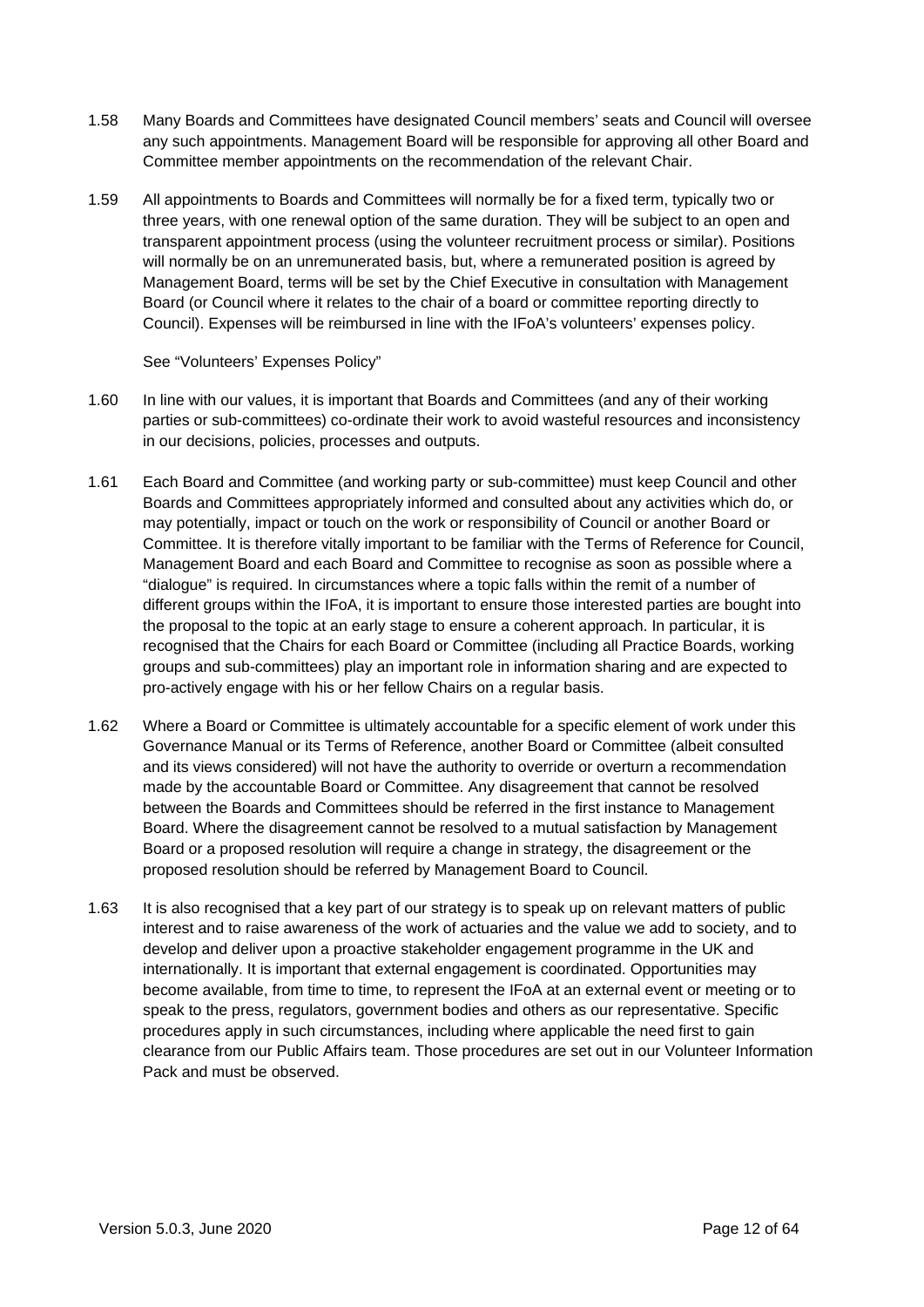1.58 Many Boards and Committees have designated Council members' seats and Council will oversee any such appointments. Management Board will be responsible for approving all other Board and Committee member appointments on the recommendation of the relevant Chair.

1.59 All appointments to Boards and Committees will normally be for a fixed term, typically two or three years, with one renewal option of the same duration. They will be subject to an open and transparent appointment process (using the volunteer recruitment process or similar). Positions will normally be on an unremunerated basis, but, where a remunerated position is agreed by Management Board, terms will be set by the Chief Executive in consultation with Management Board (or Council where it relates to the chair of a board or committee reporting directly to Council). Expenses will be reimbursed in line with the IFoA's volunteers' expenses policy.

See "Volunteers' Expenses Policy"

1.60 In line with our values, it is important that Boards and Committees (and any of their working parties or sub-committees) co-ordinate their work to avoid wasteful resources and inconsistency in our decisions, policies, processes and outputs.

1.61 Each Board and Committee (and working party or sub-committee) must keep Council and other Boards and Committees appropriately informed and consulted about any activities which do, or may potentially, impact or touch on the work or responsibility of Council or another Board or Committee. It is therefore vitally important to be familiar with the Terms of Reference for Council, Management Board and each Board and Committee to recognise as soon as possible where a "dialogue" is required. In circumstances where a topic falls within the remit of a number of different groups within the IFoA, it is important to ensure those interested parties are bought into the proposal to the topic at an early stage to ensure a coherent approach. In particular, it is recognised that the Chairs for each Board or Committee (including all Practice Boards, working groups and sub-committees) play an important role in information sharing and are expected to pro-actively engage with his or her fellow Chairs on a regular basis.

1.62 Where a Board or Committee is ultimately accountable for a specific element of work under this Governance Manual or its Terms of Reference, another Board or Committee (albeit consulted and its views considered) will not have the authority to override or overturn a recommendation made by the accountable Board or Committee. Any disagreement that cannot be resolved between the Boards and Committees should be referred in the first instance to Management Board. Where the disagreement cannot be resolved to a mutual satisfaction by Management Board or a proposed resolution will require a change in strategy, the disagreement or the proposed resolution should be referred by Management Board to Council.

1.63 It is also recognised that a key part of our strategy is to speak up on relevant matters of public interest and to raise awareness of the work of actuaries and the value we add to society, and to develop and deliver upon a proactive stakeholder engagement programme in the UK and internationally. It is important that external engagement is coordinated. Opportunities may become available, from time to time, to represent the IFoA at an external event or meeting or to speak to the press, regulators, government bodies and others as our representative. Specific procedures apply in such circumstances, including where applicable the need first to gain clearance from our Public Affairs team. Those procedures are set out in our Volunteer Information Pack and must be observed.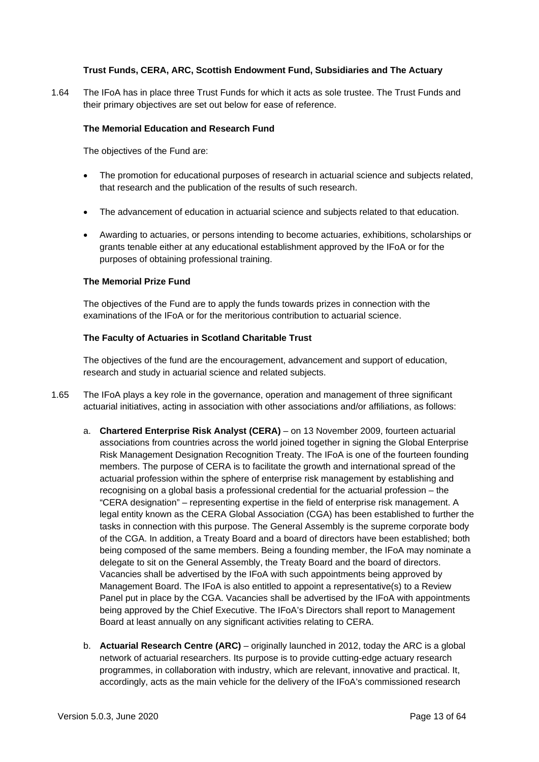### Trust Funds, CERA, ARC, Scottish Endowment Fund, Subsidiaries and The Actuary

1.64 The IFoA has in place three Trust Funds for which it acts as sole trustee. The Trust Funds and their primary objectives are set out below for ease of reference.

**The Memorial Education and Research Fund**

The objectives of the Fund are:

- The promotion for educational purposes of research in actuarial science and subjects related, that research and the publication of the results of such research.
- The advancement of education in actuarial science and subjects related to that education.
- Awarding to actuaries, or persons intending to become actuaries, exhibitions, scholarships or grants tenable either at any educational establishment approved by the IFoA or for the purposes of obtaining professional training.

**The Memorial Prize Fund**

The objectives of the Fund are to apply the funds towards prizes in connection with the examinations of the IFoA or for the meritorious contribution to actuarial science.

**The Faculty of Actuaries in Scotland Charitable Trust**

The objectives of the fund are the encouragement, advancement and support of education, research and study in actuarial science and related subjects.

1.65 The IFoA plays a key role in the governance, operation and management of three significant actuarial initiatives, acting in association with other associations and/or affiliations, as follows:

a. **Chartered Enterprise Risk Analyst (CERA)** – on 13 November 2009, fourteen actuarial associations from countries across the world joined together in signing the Global Enterprise Risk Management Designation Recognition Treaty. The IFoA is one of the fourteen founding members. The purpose of CERA is to facilitate the growth and international spread of the actuarial profession within the sphere of enterprise risk management by establishing and recognising on a global basis a professional credential for the actuarial profession – the "CERA designation" – representing expertise in the field of enterprise risk management. A legal entity known as the CERA Global Association (CGA) has been established to further the tasks in connection with this purpose. The General Assembly is the supreme corporate body of the CGA. In addition, a Treaty Board and a board of directors have been established; both being composed of the same members. Being a founding member, the IFoA may nominate a delegate to sit on the General Assembly, the Treaty Board and the board of directors. Vacancies shall be advertised by the IFoA with such appointments being approved by Management Board. The IFoA is also entitled to appoint a representative(s) to a Review Panel put in place by the CGA. Vacancies shall be advertised by the IFoA with appointments being approved by the Chief Executive. The IFoA's Directors shall report to Management Board at least annually on any significant activities relating to CERA.

b. **Actuarial Research Centre (ARC)** – originally launched in 2012, today the ARC is a global network of actuarial researchers. Its purpose is to provide cutting-edge actuary research programmes, in collaboration with industry, which are relevant, innovative and practical. It, accordingly, acts as the main vehicle for the delivery of the IFoA's commissioned research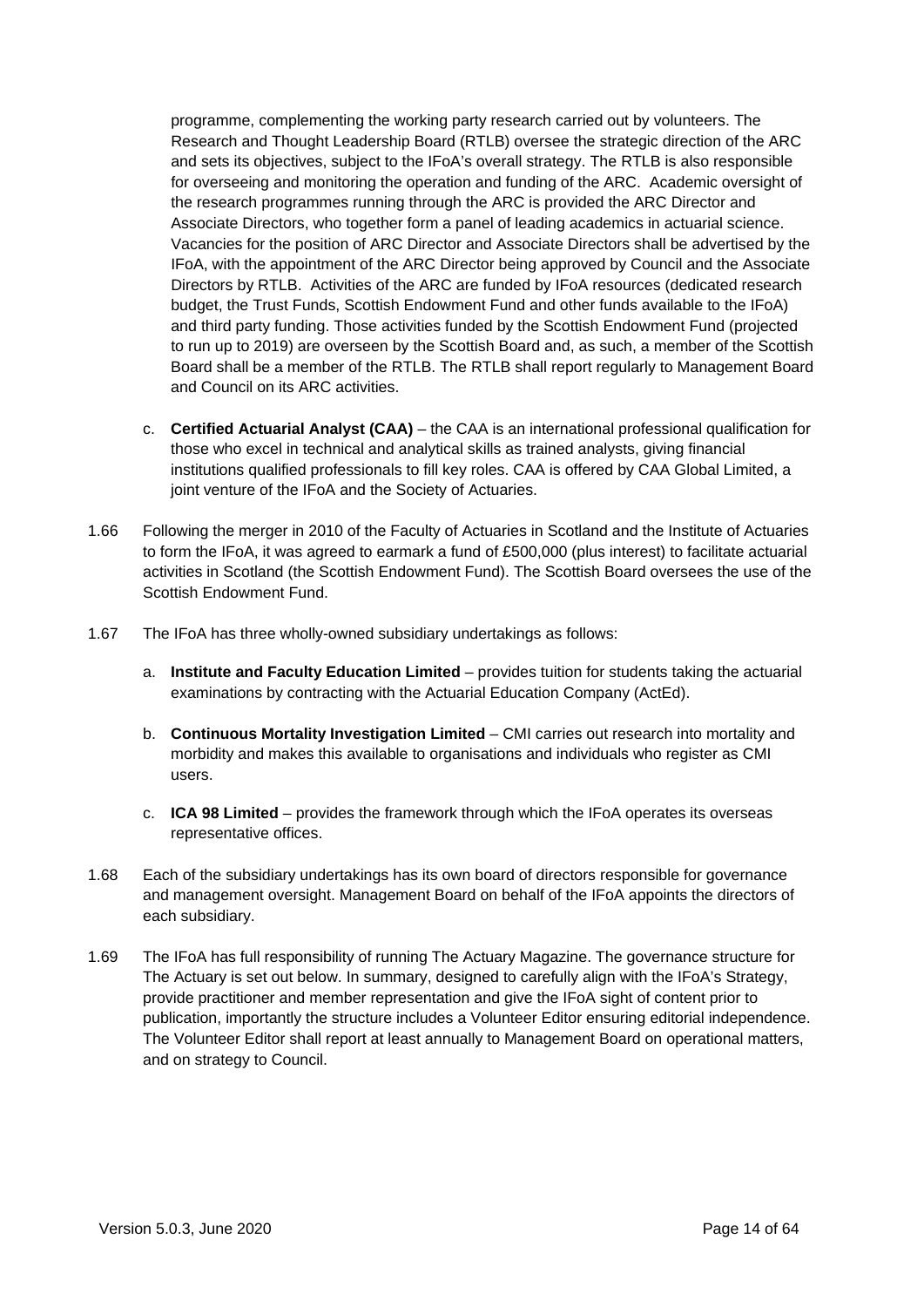programme, complementing the working party research carried out by volunteers. The Research and Thought Leadership Board (RTLB) oversee the strategic direction of the ARC and sets its objectives, subject to the IFoA's overall strategy. The RTLB is also responsible for overseeing and monitoring the operation and funding of the ARC. Academic oversight of the research programmes running through the ARC is provided the ARC Director and Associate Directors, who together form a panel of leading academics in actuarial science. Vacancies for the position of ARC Director and Associate Directors shall be advertised by the IFoA, with the appointment of the ARC Director being approved by Council and the Associate Directors by RTLB. Activities of the ARC are funded by IFoA resources (dedicated research budget, the Trust Funds, Scottish Endowment Fund and other funds available to the IFoA) and third party funding. Those activities funded by the Scottish Endowment Fund (projected to run up to 2019) are overseen by the Scottish Board and, as such, a member of the Scottish Board shall be a member of the RTLB. The RTLB shall report regularly to Management Board and Council on its ARC activities.

c. **Certified Actuarial Analyst (CAA)** – the CAA is an international professional qualification for those who excel in technical and analytical skills as trained analysts, giving financial institutions qualified professionals to fill key roles. CAA is offered by CAA Global Limited, a joint venture of the IFoA and the Society of Actuaries.

1.66 Following the merger in 2010 of the Faculty of Actuaries in Scotland and the Institute of Actuaries to form the IFoA, it was agreed to earmark a fund of £500,000 (plus interest) to facilitate actuarial activities in Scotland (the Scottish Endowment Fund). The Scottish Board oversees the use of the Scottish Endowment Fund.

1.67 The IFoA has three wholly-owned subsidiary undertakings as follows:

a. **Institute and Faculty Education Limited** – provides tuition for students taking the actuarial examinations by contracting with the Actuarial Education Company (ActEd).

b. **Continuous Mortality Investigation Limited** – CMI carries out research into mortality and morbidity and makes this available to organisations and individuals who register as CMI users.

c. **ICA 98 Limited** – provides the framework through which the IFoA operates its overseas representative offices.

1.68 Each of the subsidiary undertakings has its own board of directors responsible for governance and management oversight. Management Board on behalf of the IFoA appoints the directors of each subsidiary.

1.69 The IFoA has full responsibility of running The Actuary Magazine. The governance structure for The Actuary is set out below. In summary, designed to carefully align with the IFoA's Strategy, provide practitioner and member representation and give the IFoA sight of content prior to publication, importantly the structure includes a Volunteer Editor ensuring editorial independence. The Volunteer Editor shall report at least annually to Management Board on operational matters, and on strategy to Council.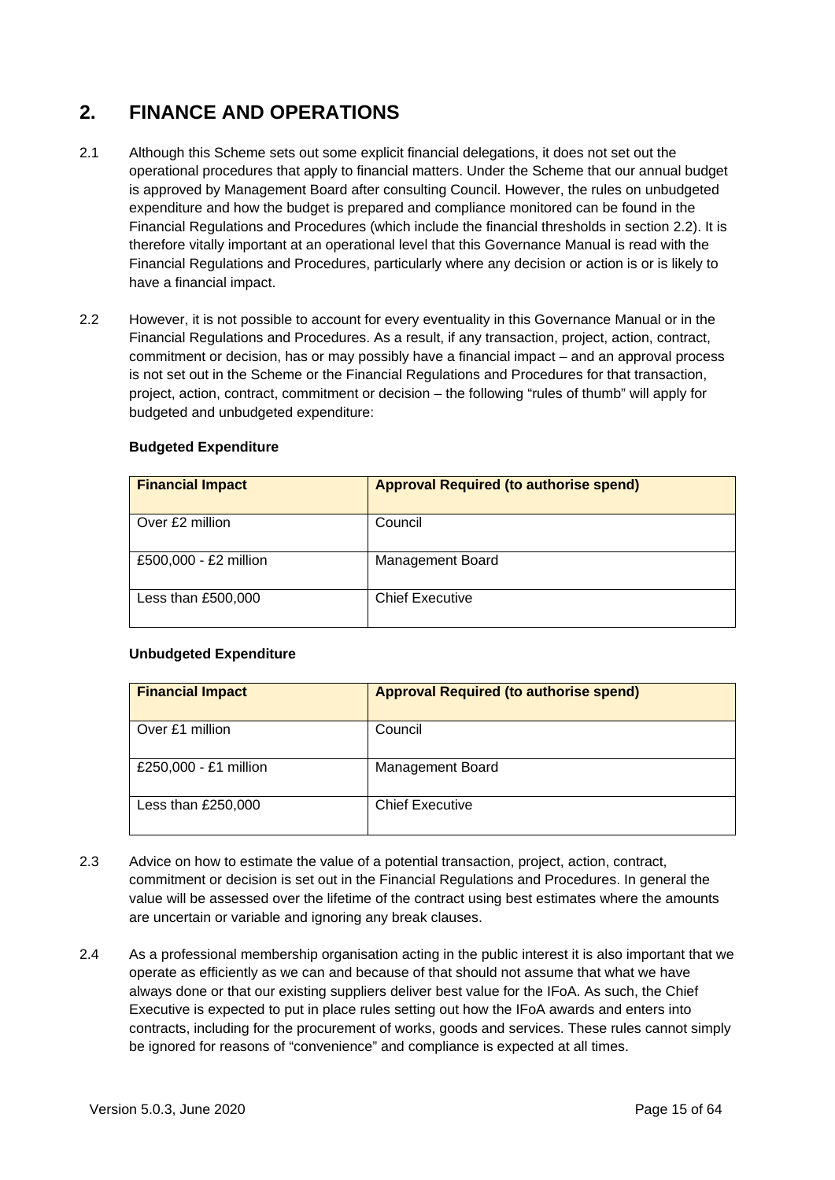## 2. FINANCE AND OPERATIONS

2.1 Although this Scheme sets out some explicit financial delegations, it does not set out the operational procedures that apply to financial matters. Under the Scheme that our annual budget is approved by Management Board after consulting Council. However, the rules on unbudgeted expenditure and how the budget is prepared and compliance monitored can be found in the Financial Regulations and Procedures (which include the financial thresholds in section 2.2). It is therefore vitally important at an operational level that this Governance Manual is read with the Financial Regulations and Procedures, particularly where any decision or action is or is likely to have a financial impact.

2.2 However, it is not possible to account for every eventuality in this Governance Manual or in the Financial Regulations and Procedures. As a result, if any transaction, project, action, contract, commitment or decision, has or may possibly have a financial impact – and an approval process is not set out in the Scheme or the Financial Regulations and Procedures for that transaction, project, action, contract, commitment or decision – the following "rules of thumb" will apply for budgeted and unbudgeted expenditure:

**Budgeted Expenditure**

| Financial Impact | Approval Required (to authorise spend) |
|---|---|
| Over £2 million | Council |
| £500,000 - £2 million | Management Board |
| Less than £500,000 | Chief Executive |

**Unbudgeted Expenditure**

| Financial Impact | Approval Required (to authorise spend) |
|---|---|
| Over £1 million | Council |
| £250,000 - £1 million | Management Board |
| Less than £250,000 | Chief Executive |

2.3 Advice on how to estimate the value of a potential transaction, project, action, contract, commitment or decision is set out in the Financial Regulations and Procedures. In general the value will be assessed over the lifetime of the contract using best estimates where the amounts are uncertain or variable and ignoring any break clauses.

2.4 As a professional membership organisation acting in the public interest it is also important that we operate as efficiently as we can and because of that should not assume that what we have always done or that our existing suppliers deliver best value for the IFoA. As such, the Chief Executive is expected to put in place rules setting out how the IFoA awards and enters into contracts, including for the procurement of works, goods and services. These rules cannot simply be ignored for reasons of "convenience" and compliance is expected at all times.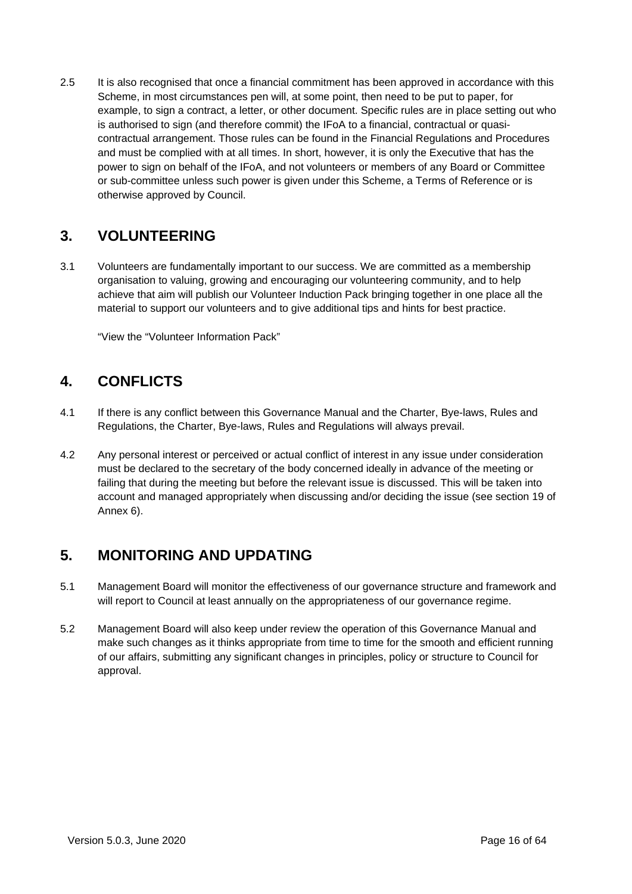2.5 It is also recognised that once a financial commitment has been approved in accordance with this Scheme, in most circumstances pen will, at some point, then need to be put to paper, for example, to sign a contract, a letter, or other document. Specific rules are in place setting out who is authorised to sign (and therefore commit) the IFoA to a financial, contractual or quasi-contractual arrangement. Those rules can be found in the Financial Regulations and Procedures and must be complied with at all times. In short, however, it is only the Executive that has the power to sign on behalf of the IFoA, and not volunteers or members of any Board or Committee or sub-committee unless such power is given under this Scheme, a Terms of Reference or is otherwise approved by Council.

## 3. VOLUNTEERING

3.1 Volunteers are fundamentally important to our success. We are committed as a membership organisation to valuing, growing and encouraging our volunteering community, and to help achieve that aim will publish our Volunteer Induction Pack bringing together in one place all the material to support our volunteers and to give additional tips and hints for best practice.

"View the "Volunteer Information Pack"

## 4. CONFLICTS

4.1 If there is any conflict between this Governance Manual and the Charter, Bye-laws, Rules and Regulations, the Charter, Bye-laws, Rules and Regulations will always prevail.

4.2 Any personal interest or perceived or actual conflict of interest in any issue under consideration must be declared to the secretary of the body concerned ideally in advance of the meeting or failing that during the meeting but before the relevant issue is discussed. This will be taken into account and managed appropriately when discussing and/or deciding the issue (see section 19 of Annex 6).

## 5. MONITORING AND UPDATING

5.1 Management Board will monitor the effectiveness of our governance structure and framework and will report to Council at least annually on the appropriateness of our governance regime.

5.2 Management Board will also keep under review the operation of this Governance Manual and make such changes as it thinks appropriate from time to time for the smooth and efficient running of our affairs, submitting any significant changes in principles, policy or structure to Council for approval.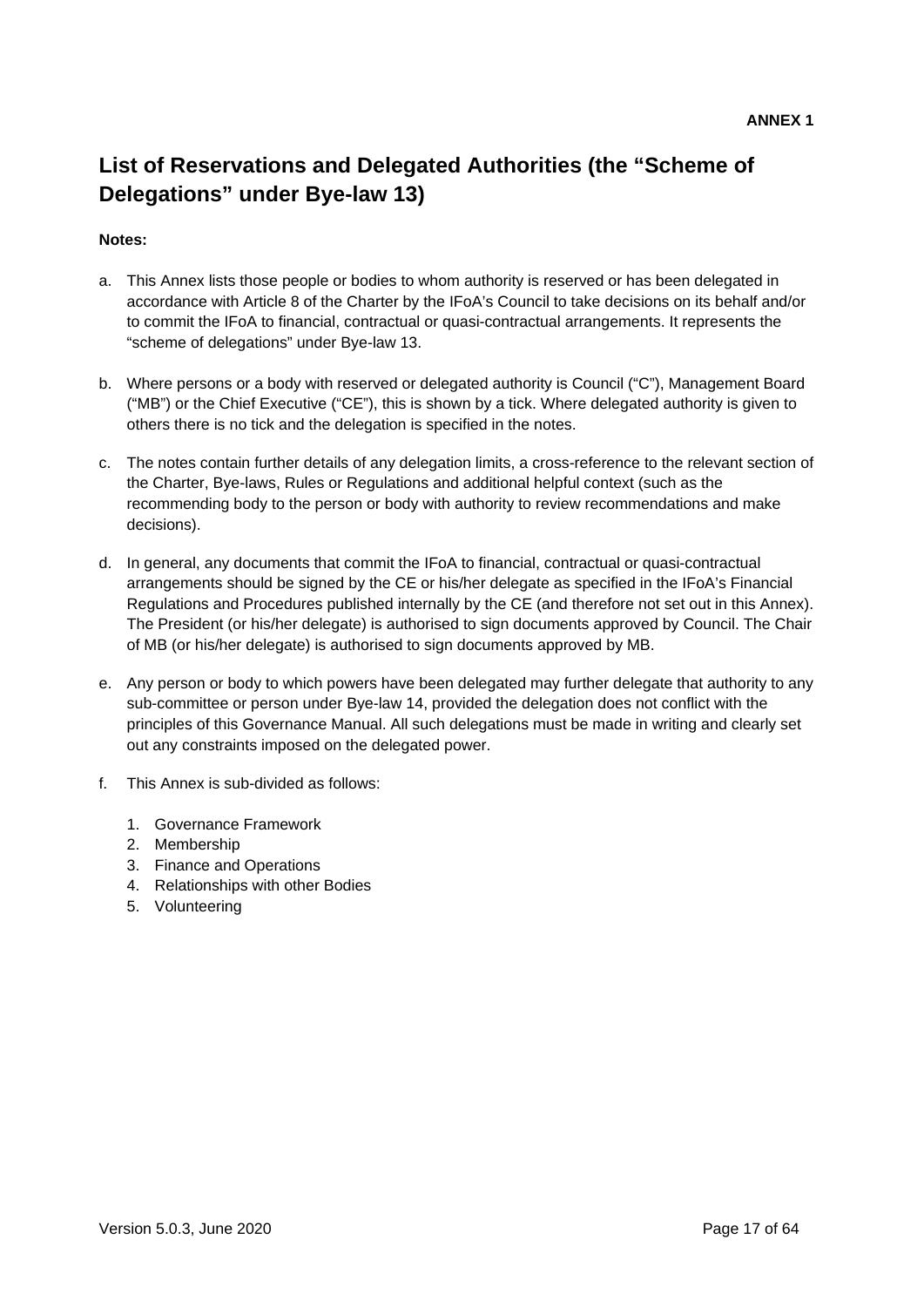**ANNEX 1**

# List of Reservations and Delegated Authorities (the "Scheme of Delegations" under Bye-law 13)

**Notes:**

a. This Annex lists those people or bodies to whom authority is reserved or has been delegated in accordance with Article 8 of the Charter by the IFoA's Council to take decisions on its behalf and/or to commit the IFoA to financial, contractual or quasi-contractual arrangements. It represents the "scheme of delegations" under Bye-law 13.

b. Where persons or a body with reserved or delegated authority is Council ("C"), Management Board ("MB") or the Chief Executive ("CE"), this is shown by a tick. Where delegated authority is given to others there is no tick and the delegation is specified in the notes.

c. The notes contain further details of any delegation limits, a cross-reference to the relevant section of the Charter, Bye-laws, Rules or Regulations and additional helpful context (such as the recommending body to the person or body with authority to review recommendations and make decisions).

d. In general, any documents that commit the IFoA to financial, contractual or quasi-contractual arrangements should be signed by the CE or his/her delegate as specified in the IFoA's Financial Regulations and Procedures published internally by the CE (and therefore not set out in this Annex). The President (or his/her delegate) is authorised to sign documents approved by Council. The Chair of MB (or his/her delegate) is authorised to sign documents approved by MB.

e. Any person or body to which powers have been delegated may further delegate that authority to any sub-committee or person under Bye-law 14, provided the delegation does not conflict with the principles of this Governance Manual. All such delegations must be made in writing and clearly set out any constraints imposed on the delegated power.

f. This Annex is sub-divided as follows:

   1. Governance Framework
   2. Membership
   3. Finance and Operations
   4. Relationships with other Bodies
   5. Volunteering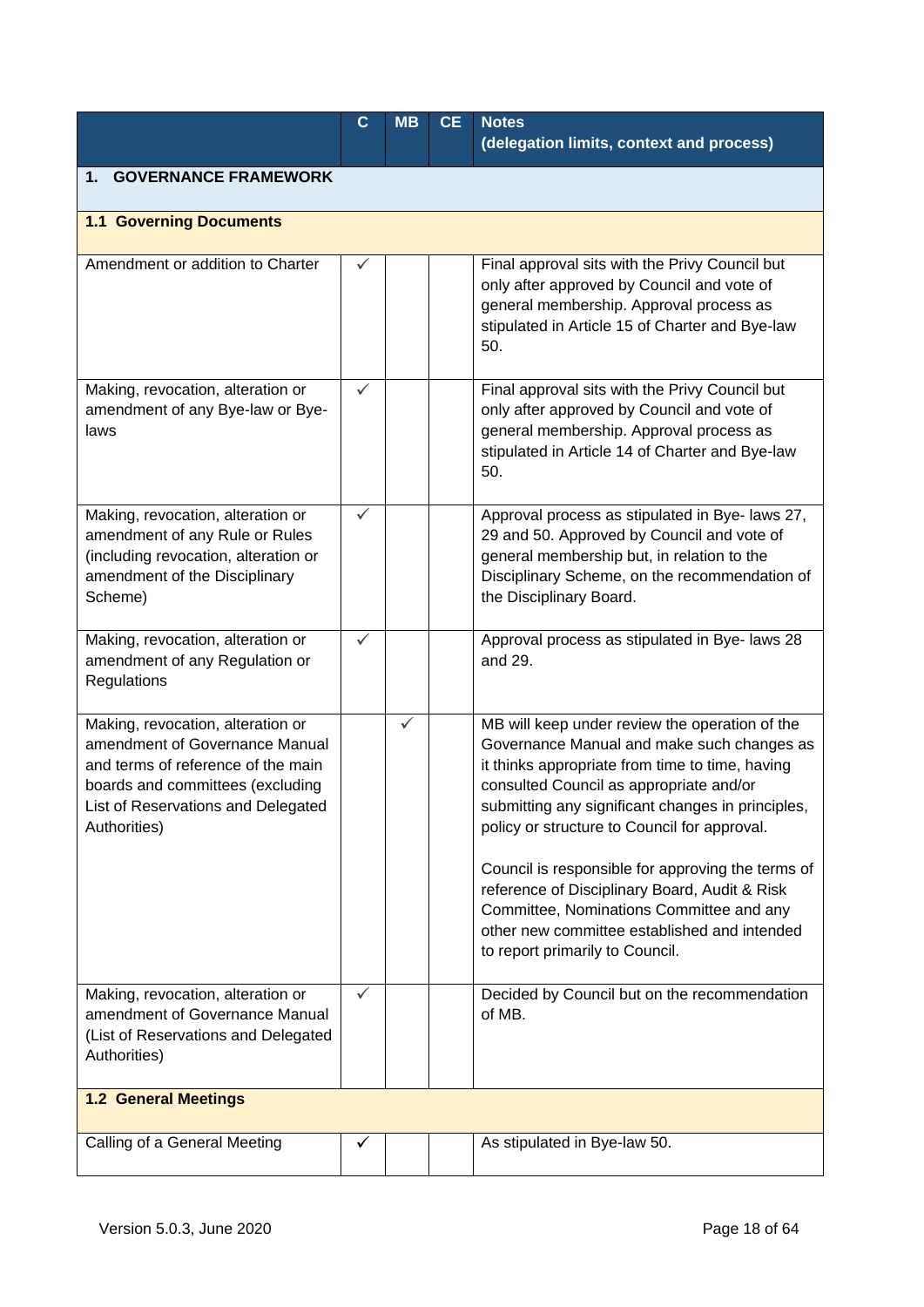| | C | MB | CE | Notes (delegation limits, context and process) |
|---|---|---|---|---|
| **1. GOVERNANCE FRAMEWORK** | | | | |
| **1.1 Governing Documents** | | | | |
| Amendment or addition to Charter | ✓ | | | Final approval sits with the Privy Council but only after approved by Council and vote of general membership. Approval process as stipulated in Article 15 of Charter and Bye-law 50. |
| Making, revocation, alteration or amendment of any Bye-law or Bye-laws | ✓ | | | Final approval sits with the Privy Council but only after approved by Council and vote of general membership. Approval process as stipulated in Article 14 of Charter and Bye-law 50. |
| Making, revocation, alteration or amendment of any Rule or Rules (including revocation, alteration or amendment of the Disciplinary Scheme) | ✓ | | | Approval process as stipulated in Bye- laws 27, 29 and 50. Approved by Council and vote of general membership but, in relation to the Disciplinary Scheme, on the recommendation of the Disciplinary Board. |
| Making, revocation, alteration or amendment of any Regulation or Regulations | ✓ | | | Approval process as stipulated in Bye- laws 28 and 29. |
| Making, revocation, alteration or amendment of Governance Manual and terms of reference of the main boards and committees (excluding List of Reservations and Delegated Authorities) | | ✓ | | MB will keep under review the operation of the Governance Manual and make such changes as it thinks appropriate from time to time, having consulted Council as appropriate and/or submitting any significant changes in principles, policy or structure to Council for approval.<br><br>Council is responsible for approving the terms of reference of Disciplinary Board, Audit & Risk Committee, Nominations Committee and any other new committee established and intended to report primarily to Council. |
| Making, revocation, alteration or amendment of Governance Manual (List of Reservations and Delegated Authorities) | ✓ | | | Decided by Council but on the recommendation of MB. |
| **1.2 General Meetings** | | | | |
| Calling of a General Meeting | ✓ | | | As stipulated in Bye-law 50. |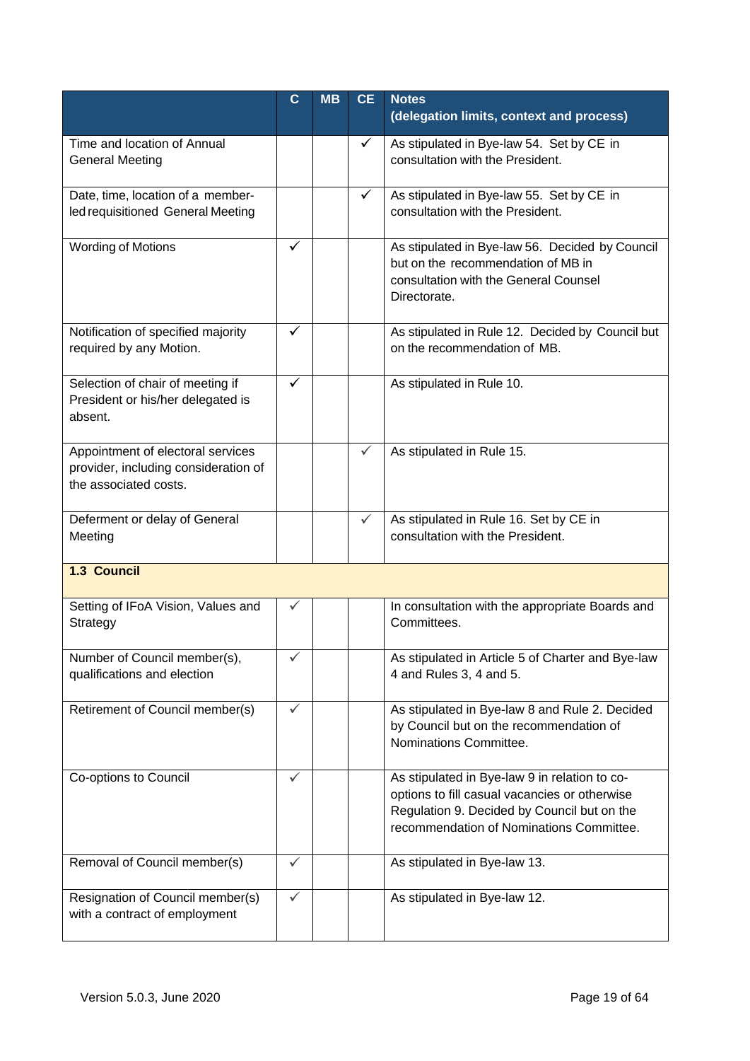| | C | MB | CE | Notes<br>(delegation limits, context and process) |
|---|---|---|---|---|
| Time and location of Annual General Meeting | | | ✓ | As stipulated in Bye-law 54. Set by CE in consultation with the President. |
| Date, time, location of a member-led requisitioned General Meeting | | | ✓ | As stipulated in Bye-law 55. Set by CE in consultation with the President. |
| Wording of Motions | ✓ | | | As stipulated in Bye-law 56. Decided by Council but on the recommendation of MB in consultation with the General Counsel Directorate. |
| Notification of specified majority required by any Motion. | ✓ | | | As stipulated in Rule 12. Decided by Council but on the recommendation of MB. |
| Selection of chair of meeting if President or his/her delegated is absent. | ✓ | | | As stipulated in Rule 10. |
| Appointment of electoral services provider, including consideration of the associated costs. | | | ✓ | As stipulated in Rule 15. |
| Deferment or delay of General Meeting | | | ✓ | As stipulated in Rule 16. Set by CE in consultation with the President. |
| **1.3 Council** | | | | |
| Setting of IFoA Vision, Values and Strategy | ✓ | | | In consultation with the appropriate Boards and Committees. |
| Number of Council member(s), qualifications and election | ✓ | | | As stipulated in Article 5 of Charter and Bye-law 4 and Rules 3, 4 and 5. |
| Retirement of Council member(s) | ✓ | | | As stipulated in Bye-law 8 and Rule 2. Decided by Council but on the recommendation of Nominations Committee. |
| Co-options to Council | ✓ | | | As stipulated in Bye-law 9 in relation to co-options to fill casual vacancies or otherwise Regulation 9. Decided by Council but on the recommendation of Nominations Committee. |
| Removal of Council member(s) | ✓ | | | As stipulated in Bye-law 13. |
| Resignation of Council member(s) with a contract of employment | ✓ | | | As stipulated in Bye-law 12. |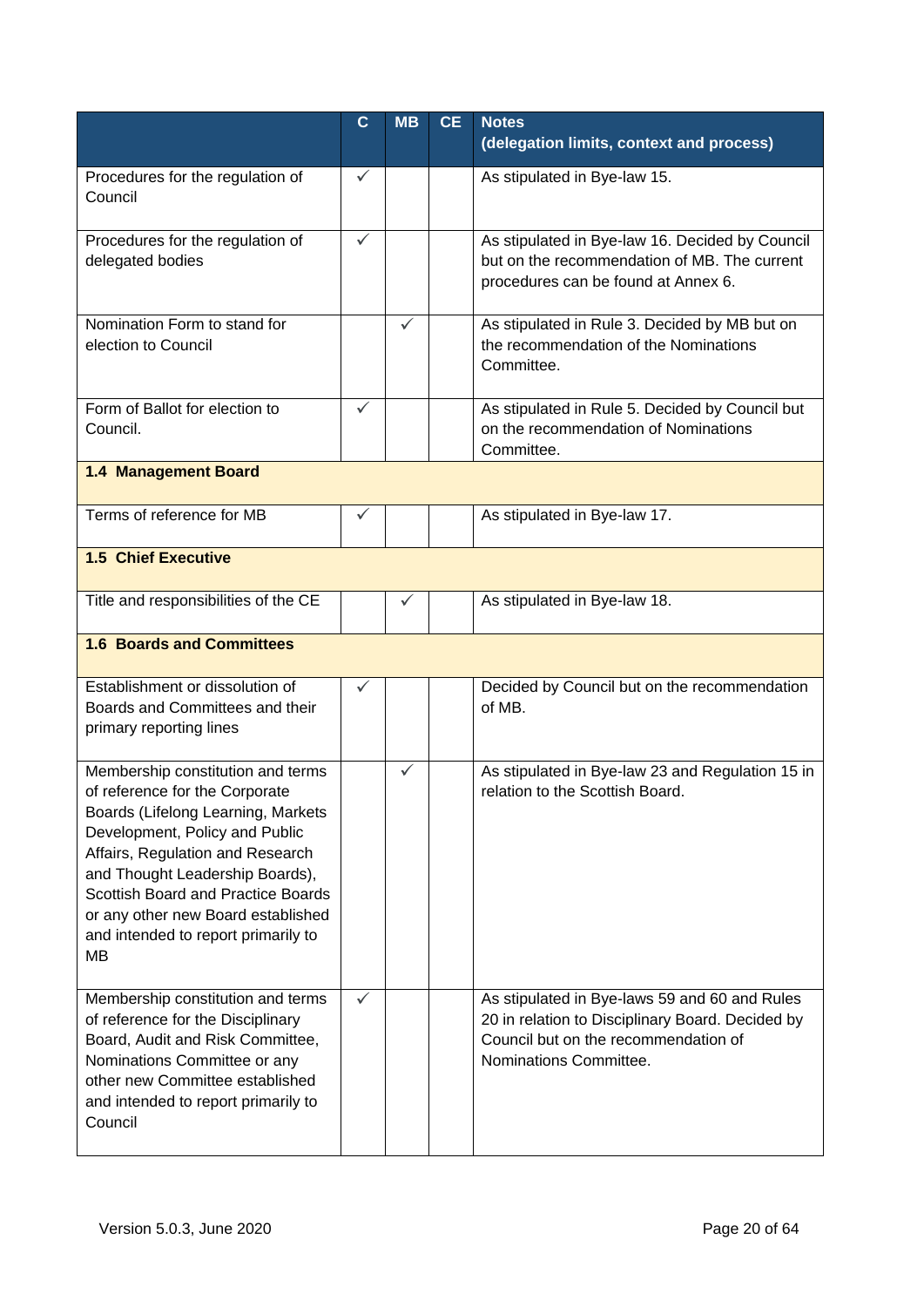| | C | MB | CE | Notes (delegation limits, context and process) |
|---|---|---|---|---|
| Procedures for the regulation of Council | ✓ | | | As stipulated in Bye-law 15. |
| Procedures for the regulation of delegated bodies | ✓ | | | As stipulated in Bye-law 16. Decided by Council but on the recommendation of MB. The current procedures can be found at Annex 6. |
| Nomination Form to stand for election to Council | | ✓ | | As stipulated in Rule 3. Decided by MB but on the recommendation of the Nominations Committee. |
| Form of Ballot for election to Council. | ✓ | | | As stipulated in Rule 5. Decided by Council but on the recommendation of Nominations Committee. |
| **1.4 Management Board** | | | | |
| Terms of reference for MB | ✓ | | | As stipulated in Bye-law 17. |
| **1.5 Chief Executive** | | | | |
| Title and responsibilities of the CE | | ✓ | | As stipulated in Bye-law 18. |
| **1.6 Boards and Committees** | | | | |
| Establishment or dissolution of Boards and Committees and their primary reporting lines | ✓ | | | Decided by Council but on the recommendation of MB. |
| Membership constitution and terms of reference for the Corporate Boards (Lifelong Learning, Markets Development, Policy and Public Affairs, Regulation and Research and Thought Leadership Boards), Scottish Board and Practice Boards or any other new Board established and intended to report primarily to MB | | ✓ | | As stipulated in Bye-law 23 and Regulation 15 in relation to the Scottish Board. |
| Membership constitution and terms of reference for the Disciplinary Board, Audit and Risk Committee, Nominations Committee or any other new Committee established and intended to report primarily to Council | ✓ | | | As stipulated in Bye-laws 59 and 60 and Rules 20 in relation to Disciplinary Board. Decided by Council but on the recommendation of Nominations Committee. |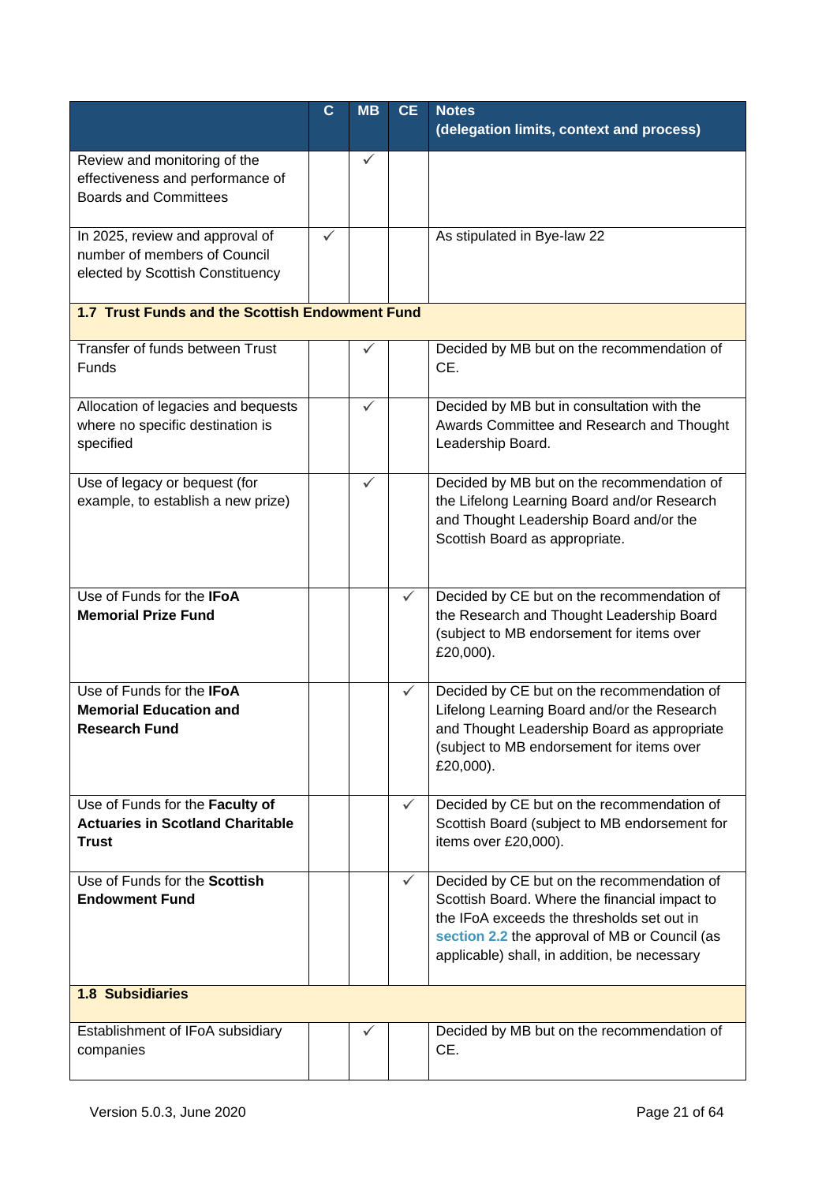| | C | MB | CE | Notes (delegation limits, context and process) |
|---|---|---|---|---|
| Review and monitoring of the effectiveness and performance of Boards and Committees | | ✓ | | |
| In 2025, review and approval of number of members of Council elected by Scottish Constituency | ✓ | | | As stipulated in Bye-law 22 |
| **1.7 Trust Funds and the Scottish Endowment Fund** | | | | |
| Transfer of funds between Trust Funds | | ✓ | | Decided by MB but on the recommendation of CE. |
| Allocation of legacies and bequests where no specific destination is specified | | ✓ | | Decided by MB but in consultation with the Awards Committee and Research and Thought Leadership Board. |
| Use of legacy or bequest (for example, to establish a new prize) | | ✓ | | Decided by MB but on the recommendation of the Lifelong Learning Board and/or Research and Thought Leadership Board and/or the Scottish Board as appropriate. |
| Use of Funds for the **IFoA Memorial Prize Fund** | | | ✓ | Decided by CE but on the recommendation of the Research and Thought Leadership Board (subject to MB endorsement for items over £20,000). |
| Use of Funds for the **IFoA Memorial Education and Research Fund** | | | ✓ | Decided by CE but on the recommendation of Lifelong Learning Board and/or the Research and Thought Leadership Board as appropriate (subject to MB endorsement for items over £20,000). |
| Use of Funds for the **Faculty of Actuaries in Scotland Charitable Trust** | | | ✓ | Decided by CE but on the recommendation of Scottish Board (subject to MB endorsement for items over £20,000). |
| Use of Funds for the **Scottish Endowment Fund** | | | ✓ | Decided by CE but on the recommendation of Scottish Board. Where the financial impact to the IFoA exceeds the thresholds set out in section 2.2 the approval of MB or Council (as applicable) shall, in addition, be necessary |
| **1.8 Subsidiaries** | | | | |
| Establishment of IFoA subsidiary companies | | ✓ | | Decided by MB but on the recommendation of CE. |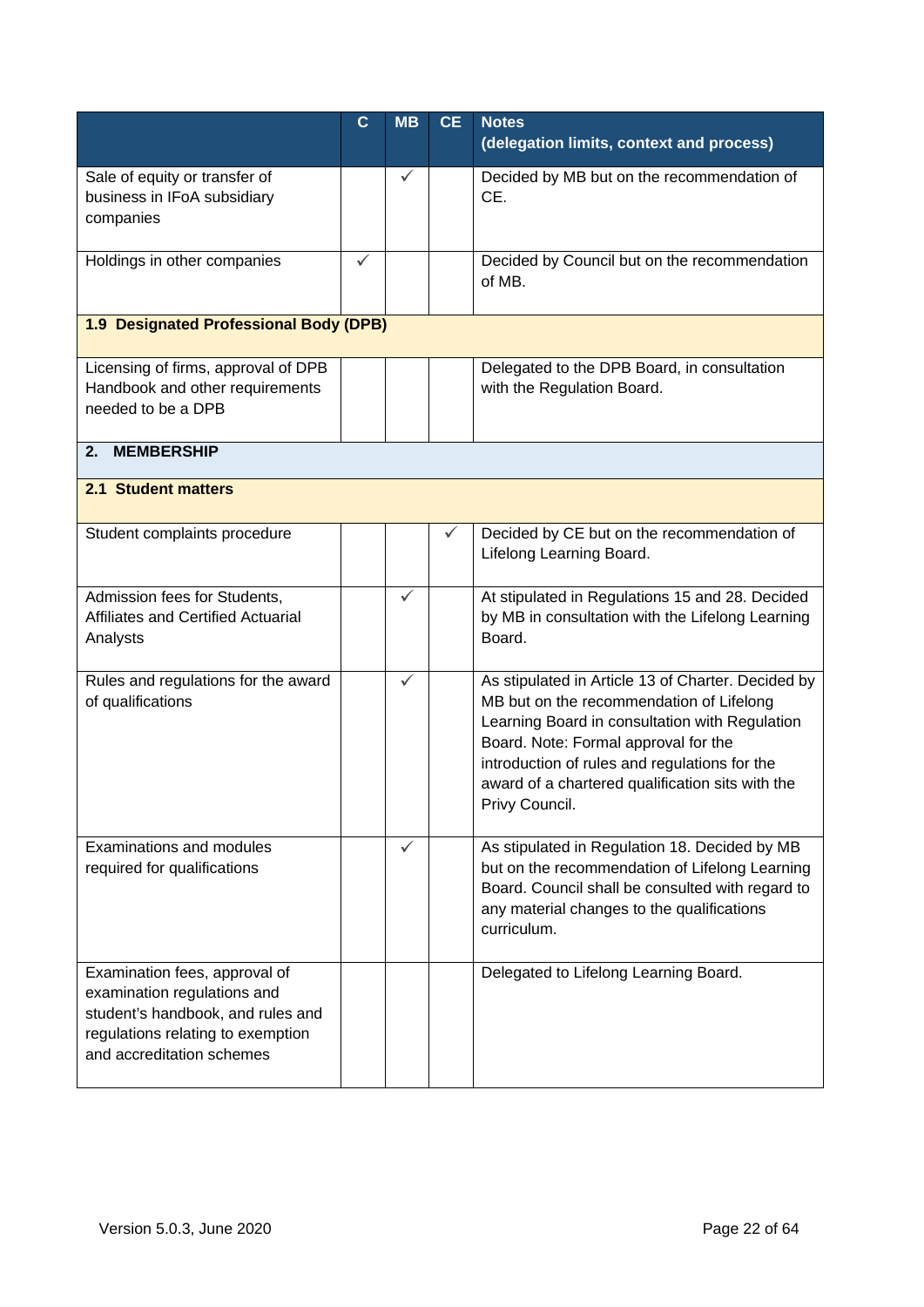| | C | MB | CE | Notes (delegation limits, context and process) |
|---|---|---|---|---|
| Sale of equity or transfer of business in IFoA subsidiary companies | | ✓ | | Decided by MB but on the recommendation of CE. |
| Holdings in other companies | ✓ | | | Decided by Council but on the recommendation of MB. |
| **1.9 Designated Professional Body (DPB)** | | | | |
| Licensing of firms, approval of DPB Handbook and other requirements needed to be a DPB | | | | Delegated to the DPB Board, in consultation with the Regulation Board. |
| **2. MEMBERSHIP** | | | | |
| **2.1 Student matters** | | | | |
| Student complaints procedure | | | ✓ | Decided by CE but on the recommendation of Lifelong Learning Board. |
| Admission fees for Students, Affiliates and Certified Actuarial Analysts | | ✓ | | At stipulated in Regulations 15 and 28. Decided by MB in consultation with the Lifelong Learning Board. |
| Rules and regulations for the award of qualifications | | ✓ | | As stipulated in Article 13 of Charter. Decided by MB but on the recommendation of Lifelong Learning Board in consultation with Regulation Board. Note: Formal approval for the introduction of rules and regulations for the award of a chartered qualification sits with the Privy Council. |
| Examinations and modules required for qualifications | | ✓ | | As stipulated in Regulation 18. Decided by MB but on the recommendation of Lifelong Learning Board. Council shall be consulted with regard to any material changes to the qualifications curriculum. |
| Examination fees, approval of examination regulations and student's handbook, and rules and regulations relating to exemption and accreditation schemes | | | | Delegated to Lifelong Learning Board. |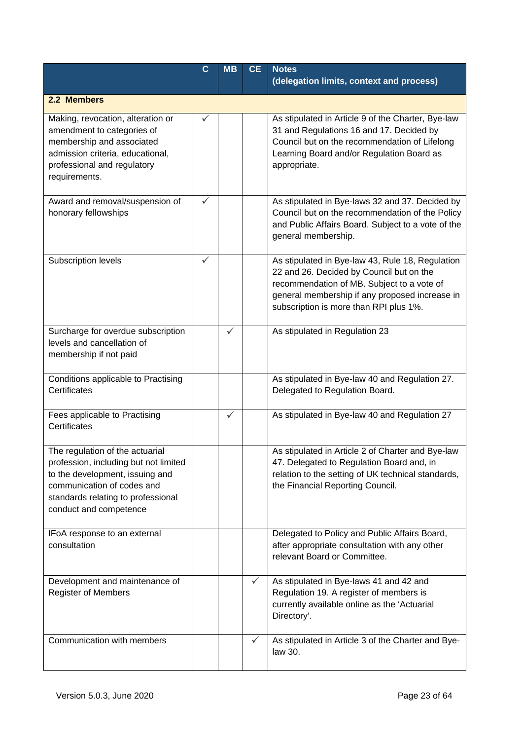| | C | MB | CE | Notes (delegation limits, context and process) |
|---|---|---|---|---|
| **2.2 Members** | | | | |
| Making, revocation, alteration or amendment to categories of membership and associated admission criteria, educational, professional and regulatory requirements. | ✓ | | | As stipulated in Article 9 of the Charter, Bye-law 31 and Regulations 16 and 17. Decided by Council but on the recommendation of Lifelong Learning Board and/or Regulation Board as appropriate. |
| Award and removal/suspension of honorary fellowships | ✓ | | | As stipulated in Bye-laws 32 and 37. Decided by Council but on the recommendation of the Policy and Public Affairs Board. Subject to a vote of the general membership. |
| Subscription levels | ✓ | | | As stipulated in Bye-law 43, Rule 18, Regulation 22 and 26. Decided by Council but on the recommendation of MB. Subject to a vote of general membership if any proposed increase in subscription is more than RPI plus 1%. |
| Surcharge for overdue subscription levels and cancellation of membership if not paid | | ✓ | | As stipulated in Regulation 23 |
| Conditions applicable to Practising Certificates | | | | As stipulated in Bye-law 40 and Regulation 27. Delegated to Regulation Board. |
| Fees applicable to Practising Certificates | | ✓ | | As stipulated in Bye-law 40 and Regulation 27 |
| The regulation of the actuarial profession, including but not limited to the development, issuing and communication of codes and standards relating to professional conduct and competence | | | | As stipulated in Article 2 of Charter and Bye-law 47. Delegated to Regulation Board and, in relation to the setting of UK technical standards, the Financial Reporting Council. |
| IFoA response to an external consultation | | | | Delegated to Policy and Public Affairs Board, after appropriate consultation with any other relevant Board or Committee. |
| Development and maintenance of Register of Members | | | ✓ | As stipulated in Bye-laws 41 and 42 and Regulation 19. A register of members is currently available online as the 'Actuarial Directory'. |
| Communication with members | | | ✓ | As stipulated in Article 3 of the Charter and Bye-law 30. |

Version 5.0.3, June 2020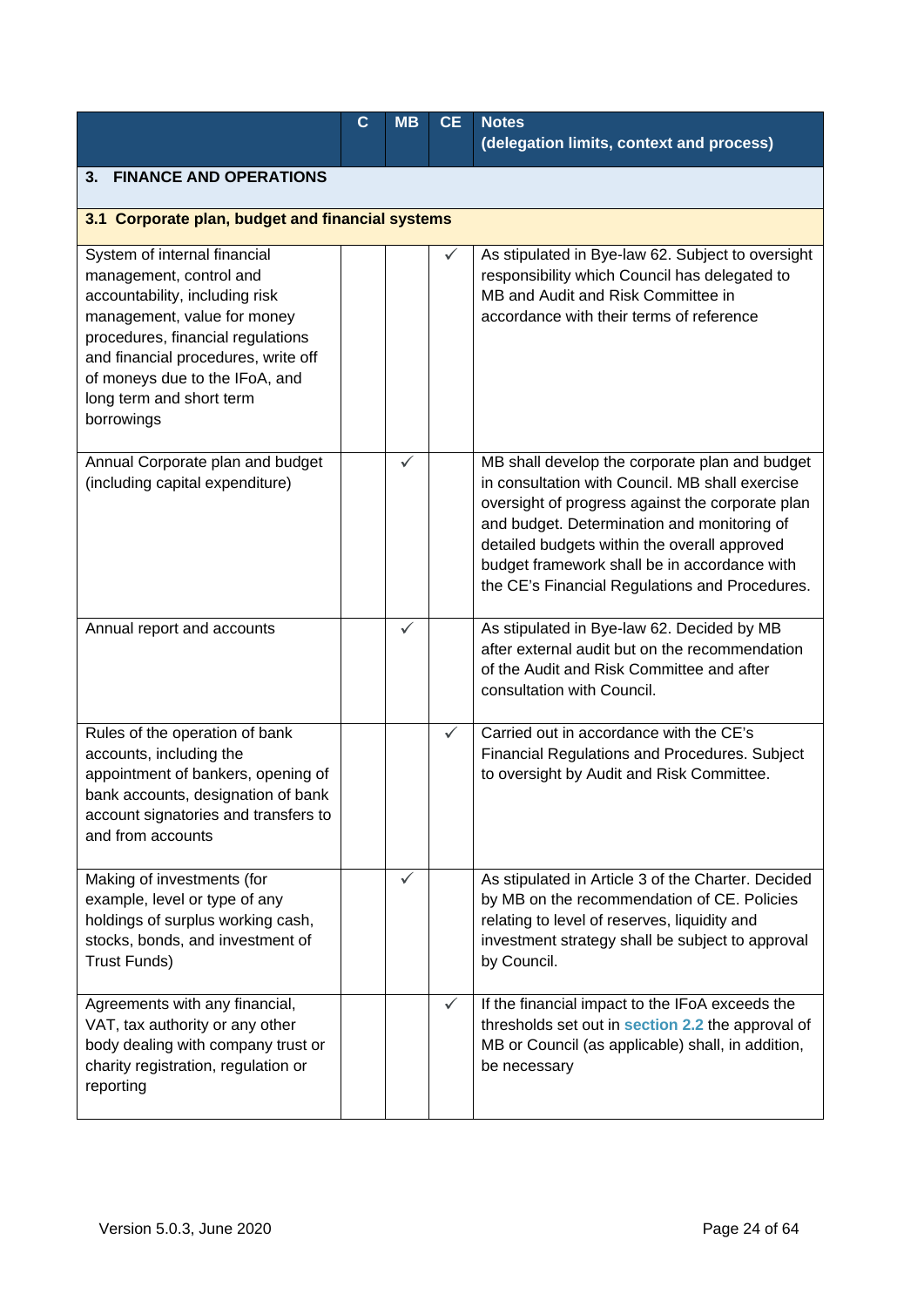| | C | MB | CE | Notes<br>(delegation limits, context and process) |
|---|---|---|---|---|
| **3. FINANCE AND OPERATIONS** | | | | |
| **3.1 Corporate plan, budget and financial systems** | | | | |
| System of internal financial management, control and accountability, including risk management, value for money procedures, financial regulations and financial procedures, write off of moneys due to the IFoA, and long term and short term borrowings | | | ✓ | As stipulated in Bye-law 62. Subject to oversight responsibility which Council has delegated to MB and Audit and Risk Committee in accordance with their terms of reference |
| Annual Corporate plan and budget (including capital expenditure) | | ✓ | | MB shall develop the corporate plan and budget in consultation with Council. MB shall exercise oversight of progress against the corporate plan and budget. Determination and monitoring of detailed budgets within the overall approved budget framework shall be in accordance with the CE's Financial Regulations and Procedures. |
| Annual report and accounts | | ✓ | | As stipulated in Bye-law 62. Decided by MB after external audit but on the recommendation of the Audit and Risk Committee and after consultation with Council. |
| Rules of the operation of bank accounts, including the appointment of bankers, opening of bank accounts, designation of bank account signatories and transfers to and from accounts | | | ✓ | Carried out in accordance with the CE's Financial Regulations and Procedures. Subject to oversight by Audit and Risk Committee. |
| Making of investments (for example, level or type of any holdings of surplus working cash, stocks, bonds, and investment of Trust Funds) | | ✓ | | As stipulated in Article 3 of the Charter. Decided by MB on the recommendation of CE. Policies relating to level of reserves, liquidity and investment strategy shall be subject to approval by Council. |
| Agreements with any financial, VAT, tax authority or any other body dealing with company trust or charity registration, regulation or reporting | | | ✓ | If the financial impact to the IFoA exceeds the thresholds set out in section 2.2 the approval of MB or Council (as applicable) shall, in addition, be necessary |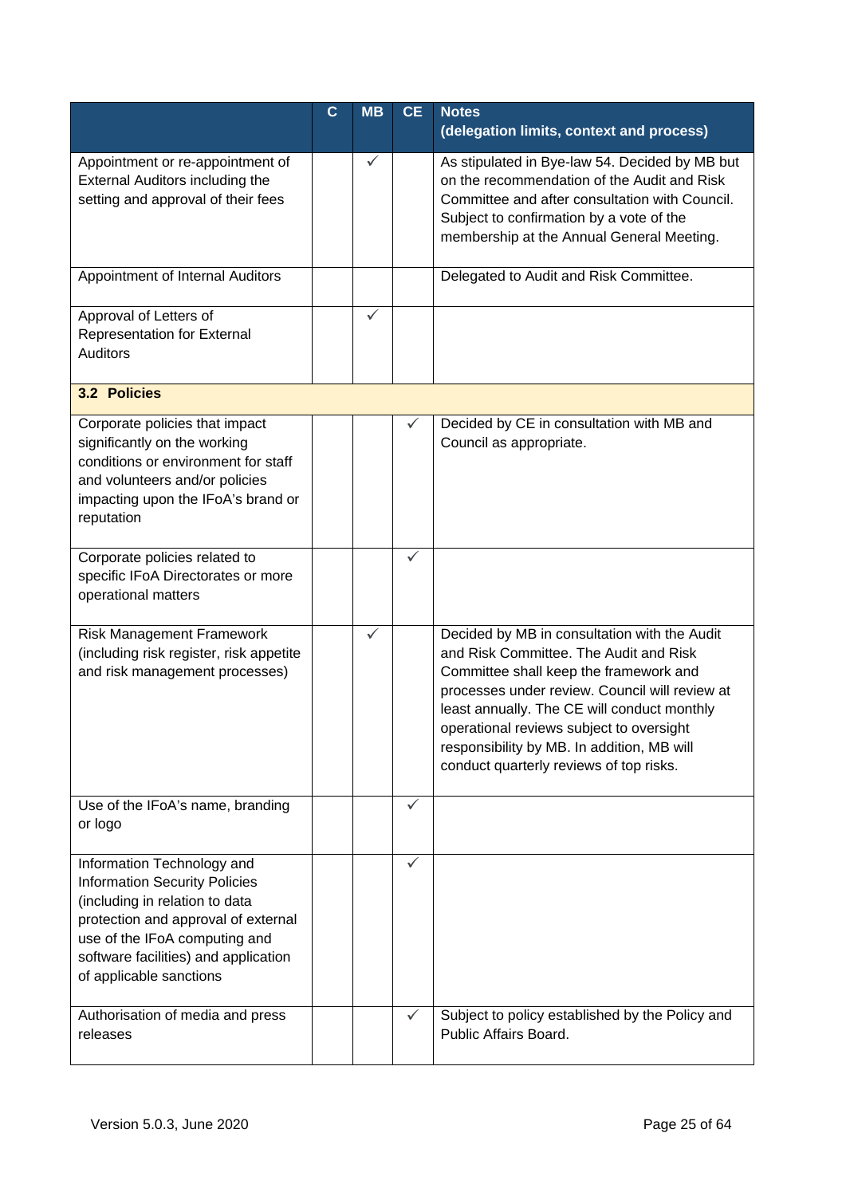| | C | MB | CE | Notes (delegation limits, context and process) |
|---|---|---|---|---|
| Appointment or re-appointment of External Auditors including the setting and approval of their fees | | ✓ | | As stipulated in Bye-law 54. Decided by MB but on the recommendation of the Audit and Risk Committee and after consultation with Council. Subject to confirmation by a vote of the membership at the Annual General Meeting. |
| Appointment of Internal Auditors | | | | Delegated to Audit and Risk Committee. |
| Approval of Letters of Representation for External Auditors | | ✓ | | |
| **3.2 Policies** | | | | |
| Corporate policies that impact significantly on the working conditions or environment for staff and volunteers and/or policies impacting upon the IFoA's brand or reputation | | | ✓ | Decided by CE in consultation with MB and Council as appropriate. |
| Corporate policies related to specific IFoA Directorates or more operational matters | | | ✓ | |
| Risk Management Framework (including risk register, risk appetite and risk management processes) | | ✓ | | Decided by MB in consultation with the Audit and Risk Committee. The Audit and Risk Committee shall keep the framework and processes under review. Council will review at least annually. The CE will conduct monthly operational reviews subject to oversight responsibility by MB. In addition, MB will conduct quarterly reviews of top risks. |
| Use of the IFoA's name, branding or logo | | | ✓ | |
| Information Technology and Information Security Policies (including in relation to data protection and approval of external use of the IFoA computing and software facilities) and application of applicable sanctions | | | ✓ | |
| Authorisation of media and press releases | | | ✓ | Subject to policy established by the Policy and Public Affairs Board. |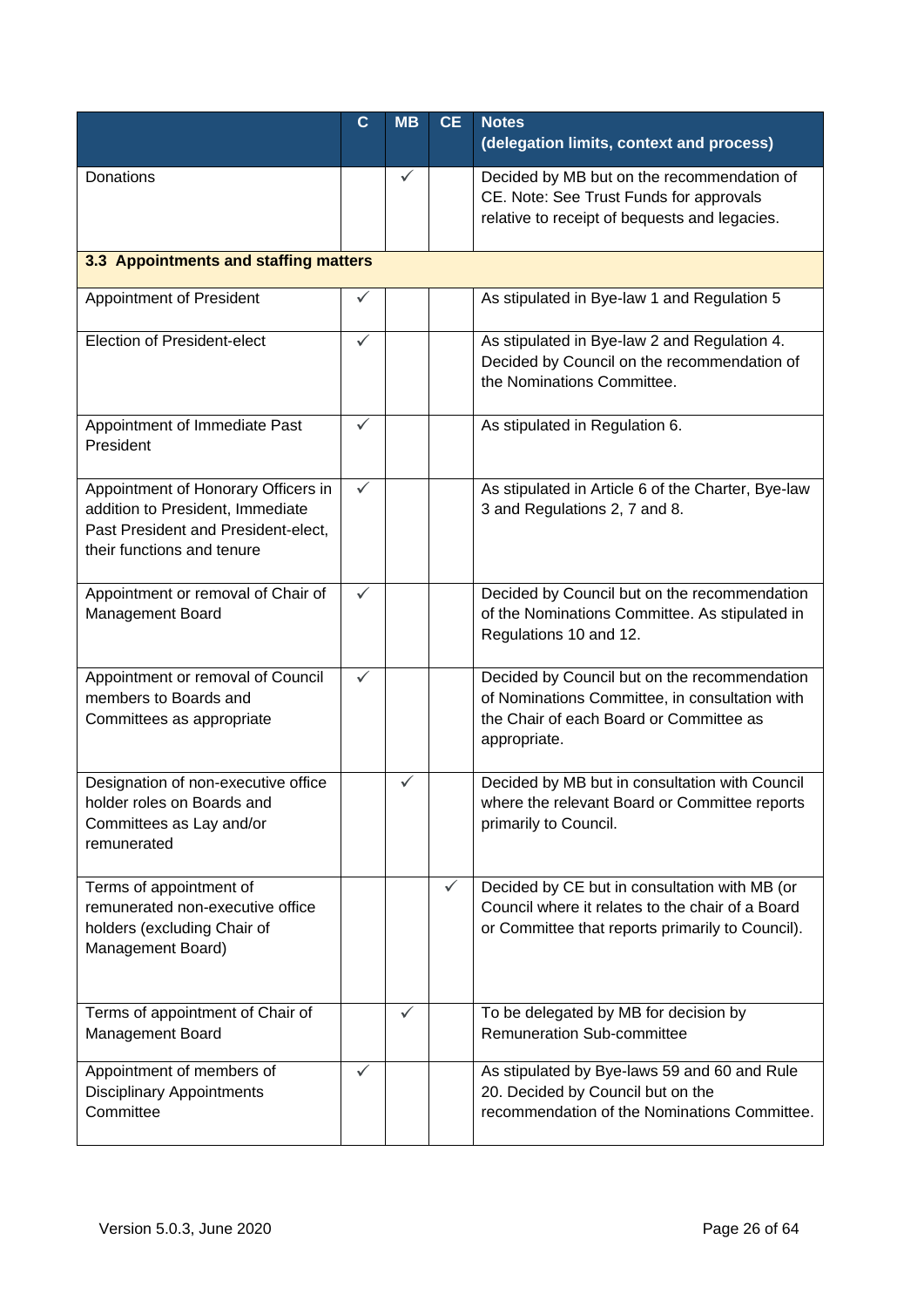|  | C | MB | CE | Notes (delegation limits, context and process) |
| --- | --- | --- | --- | --- |
| Donations |  | ✓ |  | Decided by MB but on the recommendation of CE. Note: See Trust Funds for approvals relative to receipt of bequests and legacies. |
| **3.3 Appointments and staffing matters** |  |  |  |  |
| Appointment of President | ✓ |  |  | As stipulated in Bye-law 1 and Regulation 5 |
| Election of President-elect | ✓ |  |  | As stipulated in Bye-law 2 and Regulation 4. Decided by Council on the recommendation of the Nominations Committee. |
| Appointment of Immediate Past President | ✓ |  |  | As stipulated in Regulation 6. |
| Appointment of Honorary Officers in addition to President, Immediate Past President and President-elect, their functions and tenure | ✓ |  |  | As stipulated in Article 6 of the Charter, Bye-law 3 and Regulations 2, 7 and 8. |
| Appointment or removal of Chair of Management Board | ✓ |  |  | Decided by Council but on the recommendation of the Nominations Committee. As stipulated in Regulations 10 and 12. |
| Appointment or removal of Council members to Boards and Committees as appropriate | ✓ |  |  | Decided by Council but on the recommendation of Nominations Committee, in consultation with the Chair of each Board or Committee as appropriate. |
| Designation of non-executive office holder roles on Boards and Committees as Lay and/or remunerated |  | ✓ |  | Decided by MB but in consultation with Council where the relevant Board or Committee reports primarily to Council. |
| Terms of appointment of remunerated non-executive office holders (excluding Chair of Management Board) |  |  | ✓ | Decided by CE but in consultation with MB (or Council where it relates to the chair of a Board or Committee that reports primarily to Council). |
| Terms of appointment of Chair of Management Board |  | ✓ |  | To be delegated by MB for decision by Remuneration Sub-committee |
| Appointment of members of Disciplinary Appointments Committee | ✓ |  |  | As stipulated by Bye-laws 59 and 60 and Rule 20. Decided by Council but on the recommendation of the Nominations Committee. |

Version 5.0.3, June 2020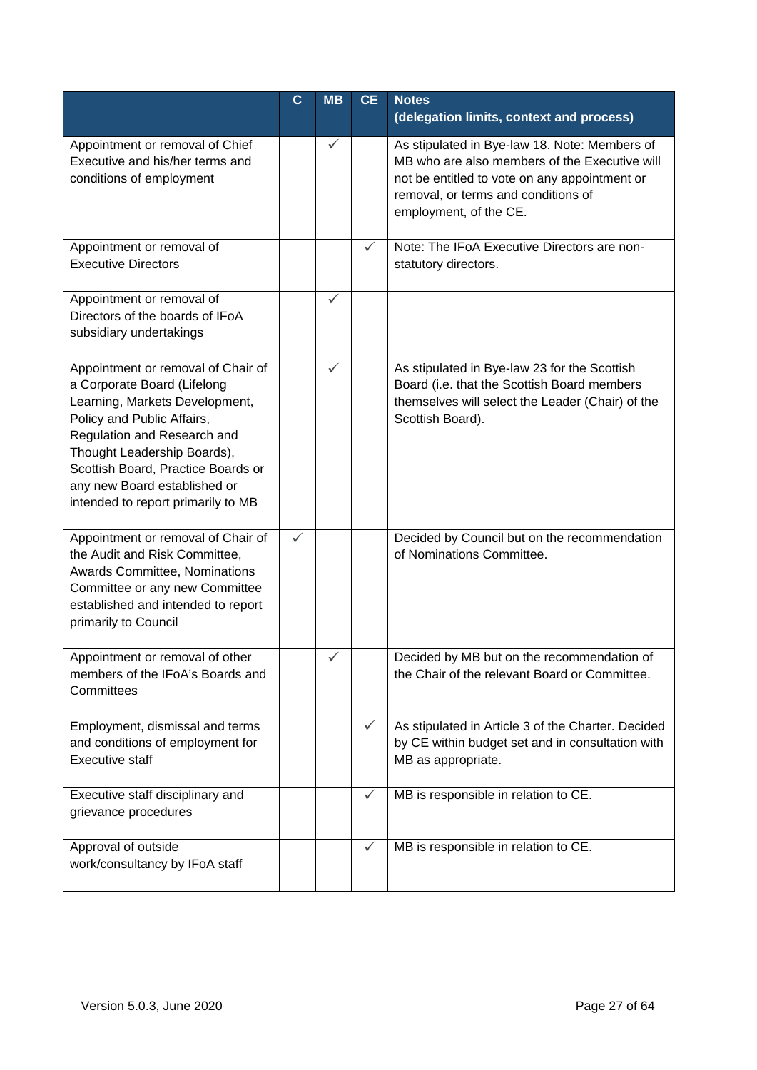| | C | MB | CE | Notes (delegation limits, context and process) |
|---|---|---|---|---|
| Appointment or removal of Chief Executive and his/her terms and conditions of employment | | ✓ | | As stipulated in Bye-law 18. Note: Members of MB who are also members of the Executive will not be entitled to vote on any appointment or removal, or terms and conditions of employment, of the CE. |
| Appointment or removal of Executive Directors | | | ✓ | Note: The IFoA Executive Directors are non-statutory directors. |
| Appointment or removal of Directors of the boards of IFoA subsidiary undertakings | | ✓ | | |
| Appointment or removal of Chair of a Corporate Board (Lifelong Learning, Markets Development, Policy and Public Affairs, Regulation and Research and Thought Leadership Boards), Scottish Board, Practice Boards or any new Board established or intended to report primarily to MB | | ✓ | | As stipulated in Bye-law 23 for the Scottish Board (i.e. that the Scottish Board members themselves will select the Leader (Chair) of the Scottish Board). |
| Appointment or removal of Chair of the Audit and Risk Committee, Awards Committee, Nominations Committee or any new Committee established and intended to report primarily to Council | ✓ | | | Decided by Council but on the recommendation of Nominations Committee. |
| Appointment or removal of other members of the IFoA's Boards and Committees | | ✓ | | Decided by MB but on the recommendation of the Chair of the relevant Board or Committee. |
| Employment, dismissal and terms and conditions of employment for Executive staff | | | ✓ | As stipulated in Article 3 of the Charter. Decided by CE within budget set and in consultation with MB as appropriate. |
| Executive staff disciplinary and grievance procedures | | | ✓ | MB is responsible in relation to CE. |
| Approval of outside work/consultancy by IFoA staff | | | ✓ | MB is responsible in relation to CE. |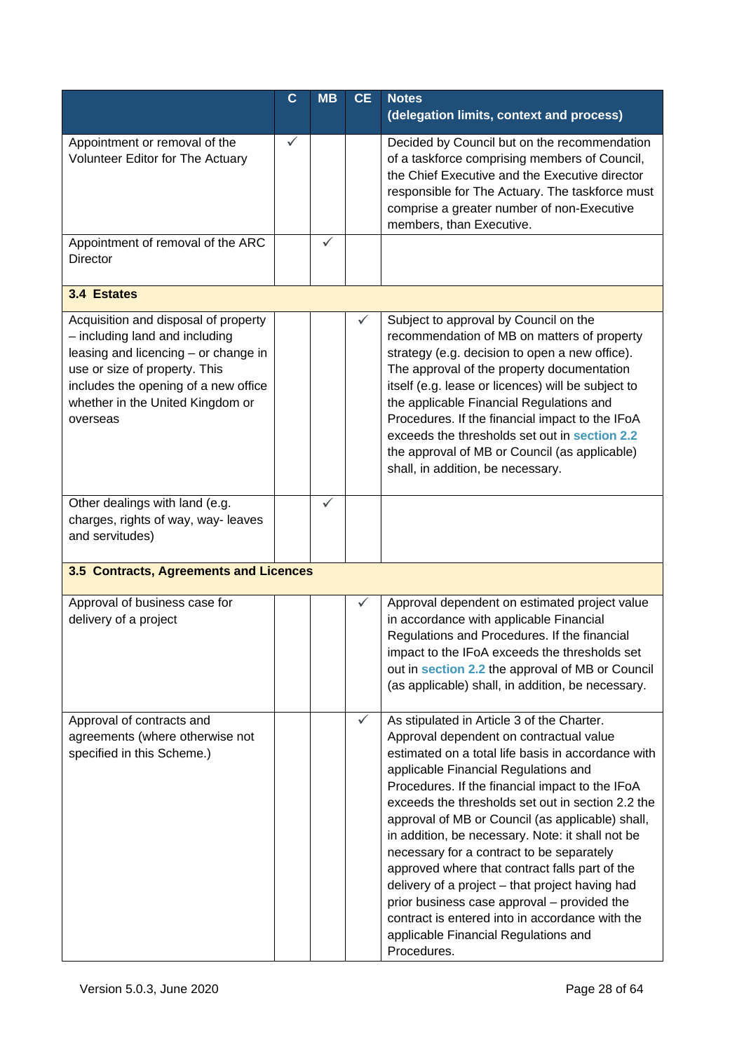| | C | MB | CE | Notes (delegation limits, context and process) |
|---|---|---|---|---|
| Appointment or removal of the Volunteer Editor for The Actuary | ✓ | | | Decided by Council but on the recommendation of a taskforce comprising members of Council, the Chief Executive and the Executive director responsible for The Actuary. The taskforce must comprise a greater number of non-Executive members, than Executive. |
| Appointment of removal of the ARC Director | | ✓ | | |
| **3.4 Estates** | | | | |
| Acquisition and disposal of property – including land and including leasing and licencing – or change in use or size of property. This includes the opening of a new office whether in the United Kingdom or overseas | | | ✓ | Subject to approval by Council on the recommendation of MB on matters of property strategy (e.g. decision to open a new office). The approval of the property documentation itself (e.g. lease or licences) will be subject to the applicable Financial Regulations and Procedures. If the financial impact to the IFoA exceeds the thresholds set out in section 2.2 the approval of MB or Council (as applicable) shall, in addition, be necessary. |
| Other dealings with land (e.g. charges, rights of way, way- leaves and servitudes) | | ✓ | | |
| **3.5 Contracts, Agreements and Licences** | | | | |
| Approval of business case for delivery of a project | | | ✓ | Approval dependent on estimated project value in accordance with applicable Financial Regulations and Procedures. If the financial impact to the IFoA exceeds the thresholds set out in section 2.2 the approval of MB or Council (as applicable) shall, in addition, be necessary. |
| Approval of contracts and agreements (where otherwise not specified in this Scheme.) | | | ✓ | As stipulated in Article 3 of the Charter. Approval dependent on contractual value estimated on a total life basis in accordance with applicable Financial Regulations and Procedures. If the financial impact to the IFoA exceeds the thresholds set out in section 2.2 the approval of MB or Council (as applicable) shall, in addition, be necessary. Note: it shall not be necessary for a contract to be separately approved where that contract falls part of the delivery of a project – that project having had prior business case approval – provided the contract is entered into in accordance with the applicable Financial Regulations and Procedures. |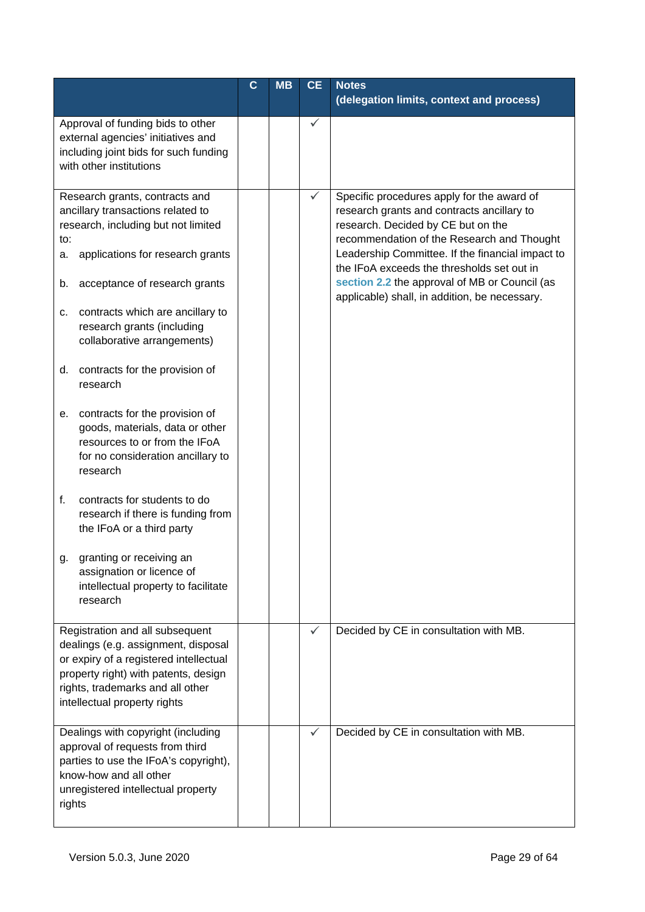| | C | MB | CE | Notes (delegation limits, context and process) |
|---|---|---|---|---|
| Approval of funding bids to other external agencies' initiatives and including joint bids for such funding with other institutions | | | ✓ | |
| Research grants, contracts and ancillary transactions related to research, including but not limited to:<br>a. applications for research grants<br>b. acceptance of research grants<br>c. contracts which are ancillary to research grants (including collaborative arrangements)<br>d. contracts for the provision of research<br>e. contracts for the provision of goods, materials, data or other resources to or from the IFoA for no consideration ancillary to research<br>f. contracts for students to do research if there is funding from the IFoA or a third party<br>g. granting or receiving an assignation or licence of intellectual property to facilitate research | | | ✓ | Specific procedures apply for the award of research grants and contracts ancillary to research. Decided by CE but on the recommendation of the Research and Thought Leadership Committee. If the financial impact to the IFoA exceeds the thresholds set out in section 2.2 the approval of MB or Council (as applicable) shall, in addition, be necessary. |
| Registration and all subsequent dealings (e.g. assignment, disposal or expiry of a registered intellectual property right) with patents, design rights, trademarks and all other intellectual property rights | | | ✓ | Decided by CE in consultation with MB. |
| Dealings with copyright (including approval of requests from third parties to use the IFoA's copyright), know-how and all other unregistered intellectual property rights | | | ✓ | Decided by CE in consultation with MB. |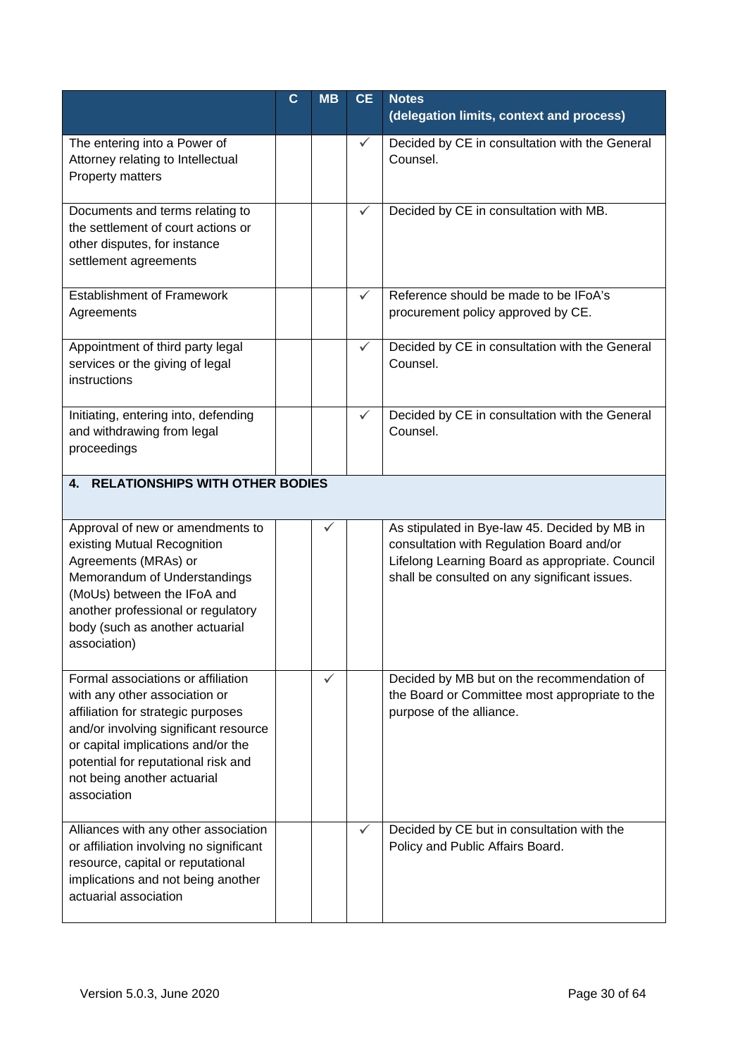| | C | MB | CE | Notes (delegation limits, context and process) |
|---|---|---|---|---|
| The entering into a Power of Attorney relating to Intellectual Property matters | | | ✓ | Decided by CE in consultation with the General Counsel. |
| Documents and terms relating to the settlement of court actions or other disputes, for instance settlement agreements | | | ✓ | Decided by CE in consultation with MB. |
| Establishment of Framework Agreements | | | ✓ | Reference should be made to be IFoA's procurement policy approved by CE. |
| Appointment of third party legal services or the giving of legal instructions | | | ✓ | Decided by CE in consultation with the General Counsel. |
| Initiating, entering into, defending and withdrawing from legal proceedings | | | ✓ | Decided by CE in consultation with the General Counsel. |
| **4. RELATIONSHIPS WITH OTHER BODIES** | | | | |
| Approval of new or amendments to existing Mutual Recognition Agreements (MRAs) or Memorandum of Understandings (MoUs) between the IFoA and another professional or regulatory body (such as another actuarial association) | | ✓ | | As stipulated in Bye-law 45. Decided by MB in consultation with Regulation Board and/or Lifelong Learning Board as appropriate. Council shall be consulted on any significant issues. |
| Formal associations or affiliation with any other association or affiliation for strategic purposes and/or involving significant resource or capital implications and/or the potential for reputational risk and not being another actuarial association | | ✓ | | Decided by MB but on the recommendation of the Board or Committee most appropriate to the purpose of the alliance. |
| Alliances with any other association or affiliation involving no significant resource, capital or reputational implications and not being another actuarial association | | | ✓ | Decided by CE but in consultation with the Policy and Public Affairs Board. |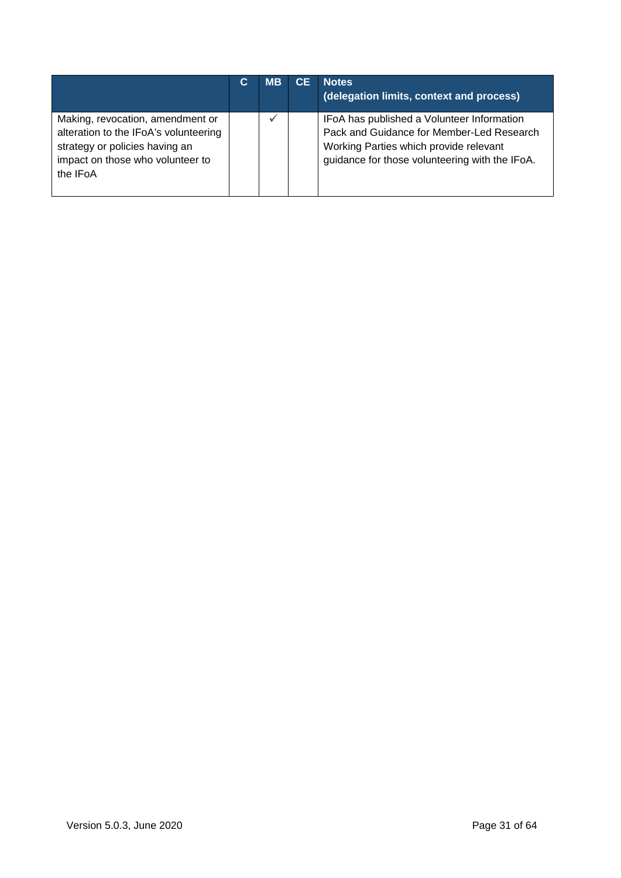| | C | MB | CE | Notes<br>(delegation limits, context and process) |
|---|---|---|---|---|
| Making, revocation, amendment or alteration to the IFoA's volunteering strategy or policies having an impact on those who volunteer to the IFoA | | ✓ | | IFoA has published a Volunteer Information Pack and Guidance for Member-Led Research Working Parties which provide relevant guidance for those volunteering with the IFoA. |

Version 5.0.3, June 2020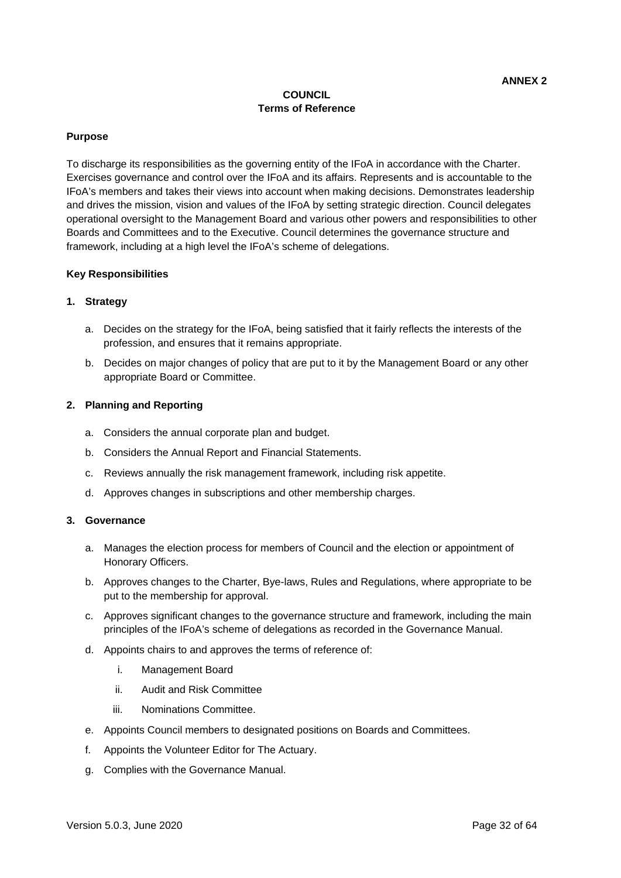**ANNEX 2**

# COUNCIL
## Terms of Reference

### Purpose

To discharge its responsibilities as the governing entity of the IFoA in accordance with the Charter. Exercises governance and control over the IFoA and its affairs. Represents and is accountable to the IFoA's members and takes their views into account when making decisions. Demonstrates leadership and drives the mission, vision and values of the IFoA by setting strategic direction. Council delegates operational oversight to the Management Board and various other powers and responsibilities to other Boards and Committees and to the Executive. Council determines the governance structure and framework, including at a high level the IFoA's scheme of delegations.

### Key Responsibilities

**1. Strategy**

a. Decides on the strategy for the IFoA, being satisfied that it fairly reflects the interests of the profession, and ensures that it remains appropriate.

b. Decides on major changes of policy that are put to it by the Management Board or any other appropriate Board or Committee.

**2. Planning and Reporting**

a. Considers the annual corporate plan and budget.

b. Considers the Annual Report and Financial Statements.

c. Reviews annually the risk management framework, including risk appetite.

d. Approves changes in subscriptions and other membership charges.

**3. Governance**

a. Manages the election process for members of Council and the election or appointment of Honorary Officers.

b. Approves changes to the Charter, Bye-laws, Rules and Regulations, where appropriate to be put to the membership for approval.

c. Approves significant changes to the governance structure and framework, including the main principles of the IFoA's scheme of delegations as recorded in the Governance Manual.

d. Appoints chairs to and approves the terms of reference of:

   i. Management Board

   ii. Audit and Risk Committee

   iii. Nominations Committee.

e. Appoints Council members to designated positions on Boards and Committees.

f. Appoints the Volunteer Editor for The Actuary.

g. Complies with the Governance Manual.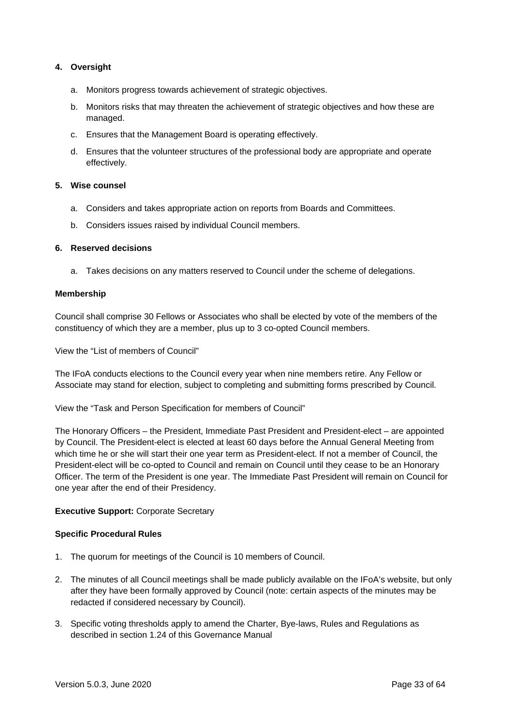**4. Oversight**

a. Monitors progress towards achievement of strategic objectives.

b. Monitors risks that may threaten the achievement of strategic objectives and how these are managed.

c. Ensures that the Management Board is operating effectively.

d. Ensures that the volunteer structures of the professional body are appropriate and operate effectively.

**5. Wise counsel**

a. Considers and takes appropriate action on reports from Boards and Committees.

b. Considers issues raised by individual Council members.

**6. Reserved decisions**

a. Takes decisions on any matters reserved to Council under the scheme of delegations.

**Membership**

Council shall comprise 30 Fellows or Associates who shall be elected by vote of the members of the constituency of which they are a member, plus up to 3 co-opted Council members.

View the "List of members of Council"

The IFoA conducts elections to the Council every year when nine members retire. Any Fellow or Associate may stand for election, subject to completing and submitting forms prescribed by Council.

View the "Task and Person Specification for members of Council"

The Honorary Officers – the President, Immediate Past President and President-elect – are appointed by Council. The President-elect is elected at least 60 days before the Annual General Meeting from which time he or she will start their one year term as President-elect. If not a member of Council, the President-elect will be co-opted to Council and remain on Council until they cease to be an Honorary Officer. The term of the President is one year. The Immediate Past President will remain on Council for one year after the end of their Presidency.

**Executive Support:** Corporate Secretary

**Specific Procedural Rules**

1. The quorum for meetings of the Council is 10 members of Council.

2. The minutes of all Council meetings shall be made publicly available on the IFoA's website, but only after they have been formally approved by Council (note: certain aspects of the minutes may be redacted if considered necessary by Council).

3. Specific voting thresholds apply to amend the Charter, Bye-laws, Rules and Regulations as described in section 1.24 of this Governance Manual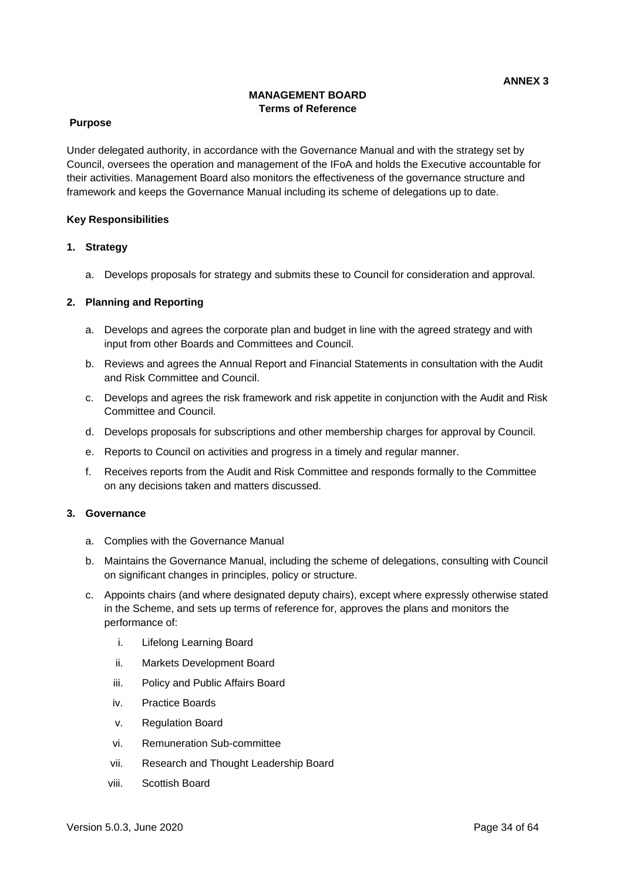**ANNEX 3**

## MANAGEMENT BOARD
**Terms of Reference**

**Purpose**

Under delegated authority, in accordance with the Governance Manual and with the strategy set by Council, oversees the operation and management of the IFoA and holds the Executive accountable for their activities. Management Board also monitors the effectiveness of the governance structure and framework and keeps the Governance Manual including its scheme of delegations up to date.

**Key Responsibilities**

**1. Strategy**

   a. Develops proposals for strategy and submits these to Council for consideration and approval.

**2. Planning and Reporting**

   a. Develops and agrees the corporate plan and budget in line with the agreed strategy and with input from other Boards and Committees and Council.

   b. Reviews and agrees the Annual Report and Financial Statements in consultation with the Audit and Risk Committee and Council.

   c. Develops and agrees the risk framework and risk appetite in conjunction with the Audit and Risk Committee and Council.

   d. Develops proposals for subscriptions and other membership charges for approval by Council.

   e. Reports to Council on activities and progress in a timely and regular manner.

   f. Receives reports from the Audit and Risk Committee and responds formally to the Committee on any decisions taken and matters discussed.

**3. Governance**

   a. Complies with the Governance Manual

   b. Maintains the Governance Manual, including the scheme of delegations, consulting with Council on significant changes in principles, policy or structure.

   c. Appoints chairs (and where designated deputy chairs), except where expressly otherwise stated in the Scheme, and sets up terms of reference for, approves the plans and monitors the performance of:

      i. Lifelong Learning Board

      ii. Markets Development Board

      iii. Policy and Public Affairs Board

      iv. Practice Boards

      v. Regulation Board

      vi. Remuneration Sub-committee

      vii. Research and Thought Leadership Board

      viii. Scottish Board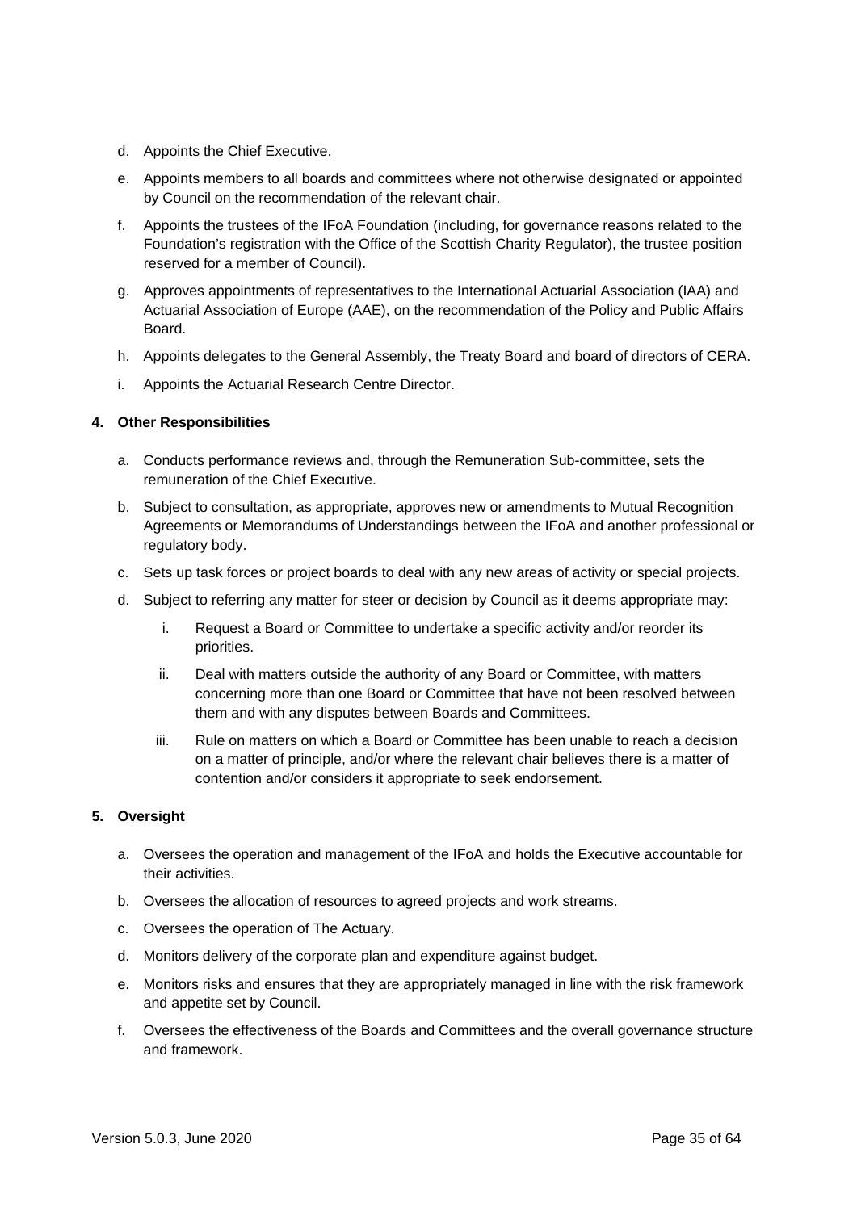d. Appoints the Chief Executive.

e. Appoints members to all boards and committees where not otherwise designated or appointed by Council on the recommendation of the relevant chair.

f. Appoints the trustees of the IFoA Foundation (including, for governance reasons related to the Foundation's registration with the Office of the Scottish Charity Regulator), the trustee position reserved for a member of Council).

g. Approves appointments of representatives to the International Actuarial Association (IAA) and Actuarial Association of Europe (AAE), on the recommendation of the Policy and Public Affairs Board.

h. Appoints delegates to the General Assembly, the Treaty Board and board of directors of CERA.

i. Appoints the Actuarial Research Centre Director.

**4. Other Responsibilities**

a. Conducts performance reviews and, through the Remuneration Sub-committee, sets the remuneration of the Chief Executive.

b. Subject to consultation, as appropriate, approves new or amendments to Mutual Recognition Agreements or Memorandums of Understandings between the IFoA and another professional or regulatory body.

c. Sets up task forces or project boards to deal with any new areas of activity or special projects.

d. Subject to referring any matter for steer or decision by Council as it deems appropriate may:

   i. Request a Board or Committee to undertake a specific activity and/or reorder its priorities.

   ii. Deal with matters outside the authority of any Board or Committee, with matters concerning more than one Board or Committee that have not been resolved between them and with any disputes between Boards and Committees.

   iii. Rule on matters on which a Board or Committee has been unable to reach a decision on a matter of principle, and/or where the relevant chair believes there is a matter of contention and/or considers it appropriate to seek endorsement.

**5. Oversight**

a. Oversees the operation and management of the IFoA and holds the Executive accountable for their activities.

b. Oversees the allocation of resources to agreed projects and work streams.

c. Oversees the operation of The Actuary.

d. Monitors delivery of the corporate plan and expenditure against budget.

e. Monitors risks and ensures that they are appropriately managed in line with the risk framework and appetite set by Council.

f. Oversees the effectiveness of the Boards and Committees and the overall governance structure and framework.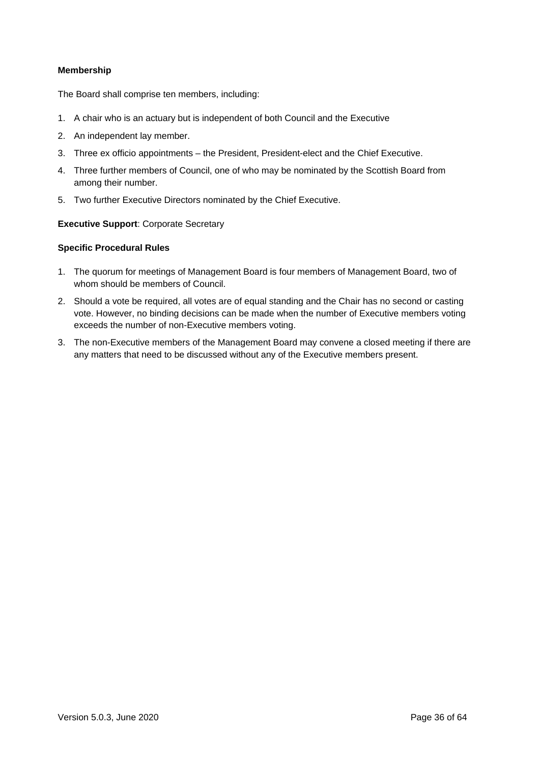**Membership**

The Board shall comprise ten members, including:

1. A chair who is an actuary but is independent of both Council and the Executive
2. An independent lay member.
3. Three ex officio appointments – the President, President-elect and the Chief Executive.
4. Three further members of Council, one of who may be nominated by the Scottish Board from among their number.
5. Two further Executive Directors nominated by the Chief Executive.

**Executive Support**: Corporate Secretary

**Specific Procedural Rules**

1. The quorum for meetings of Management Board is four members of Management Board, two of whom should be members of Council.
2. Should a vote be required, all votes are of equal standing and the Chair has no second or casting vote. However, no binding decisions can be made when the number of Executive members voting exceeds the number of non-Executive members voting.
3. The non-Executive members of the Management Board may convene a closed meeting if there are any matters that need to be discussed without any of the Executive members present.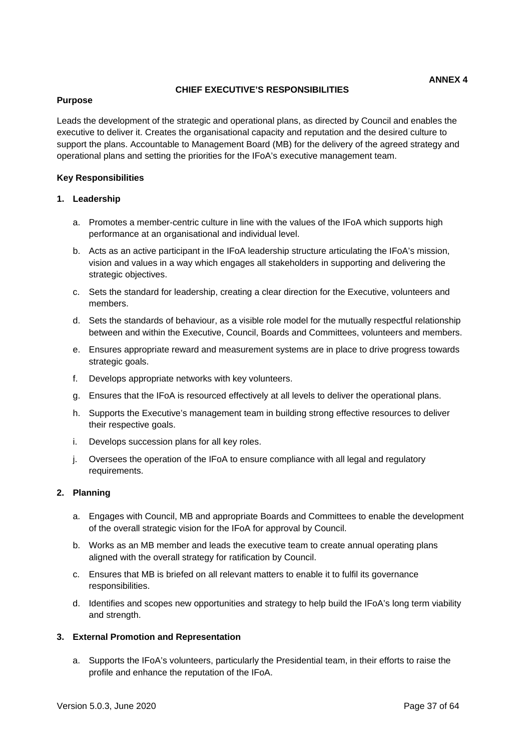**ANNEX 4**

# CHIEF EXECUTIVE'S RESPONSIBILITIES

**Purpose**

Leads the development of the strategic and operational plans, as directed by Council and enables the executive to deliver it. Creates the organisational capacity and reputation and the desired culture to support the plans. Accountable to Management Board (MB) for the delivery of the agreed strategy and operational plans and setting the priorities for the IFoA's executive management team.

**Key Responsibilities**

**1. Leadership**

a. Promotes a member-centric culture in line with the values of the IFoA which supports high performance at an organisational and individual level.

b. Acts as an active participant in the IFoA leadership structure articulating the IFoA's mission, vision and values in a way which engages all stakeholders in supporting and delivering the strategic objectives.

c. Sets the standard for leadership, creating a clear direction for the Executive, volunteers and members.

d. Sets the standards of behaviour, as a visible role model for the mutually respectful relationship between and within the Executive, Council, Boards and Committees, volunteers and members.

e. Ensures appropriate reward and measurement systems are in place to drive progress towards strategic goals.

f. Develops appropriate networks with key volunteers.

g. Ensures that the IFoA is resourced effectively at all levels to deliver the operational plans.

h. Supports the Executive's management team in building strong effective resources to deliver their respective goals.

i. Develops succession plans for all key roles.

j. Oversees the operation of the IFoA to ensure compliance with all legal and regulatory requirements.

**2. Planning**

a. Engages with Council, MB and appropriate Boards and Committees to enable the development of the overall strategic vision for the IFoA for approval by Council.

b. Works as an MB member and leads the executive team to create annual operating plans aligned with the overall strategy for ratification by Council.

c. Ensures that MB is briefed on all relevant matters to enable it to fulfil its governance responsibilities.

d. Identifies and scopes new opportunities and strategy to help build the IFoA's long term viability and strength.

**3. External Promotion and Representation**

a. Supports the IFoA's volunteers, particularly the Presidential team, in their efforts to raise the profile and enhance the reputation of the IFoA.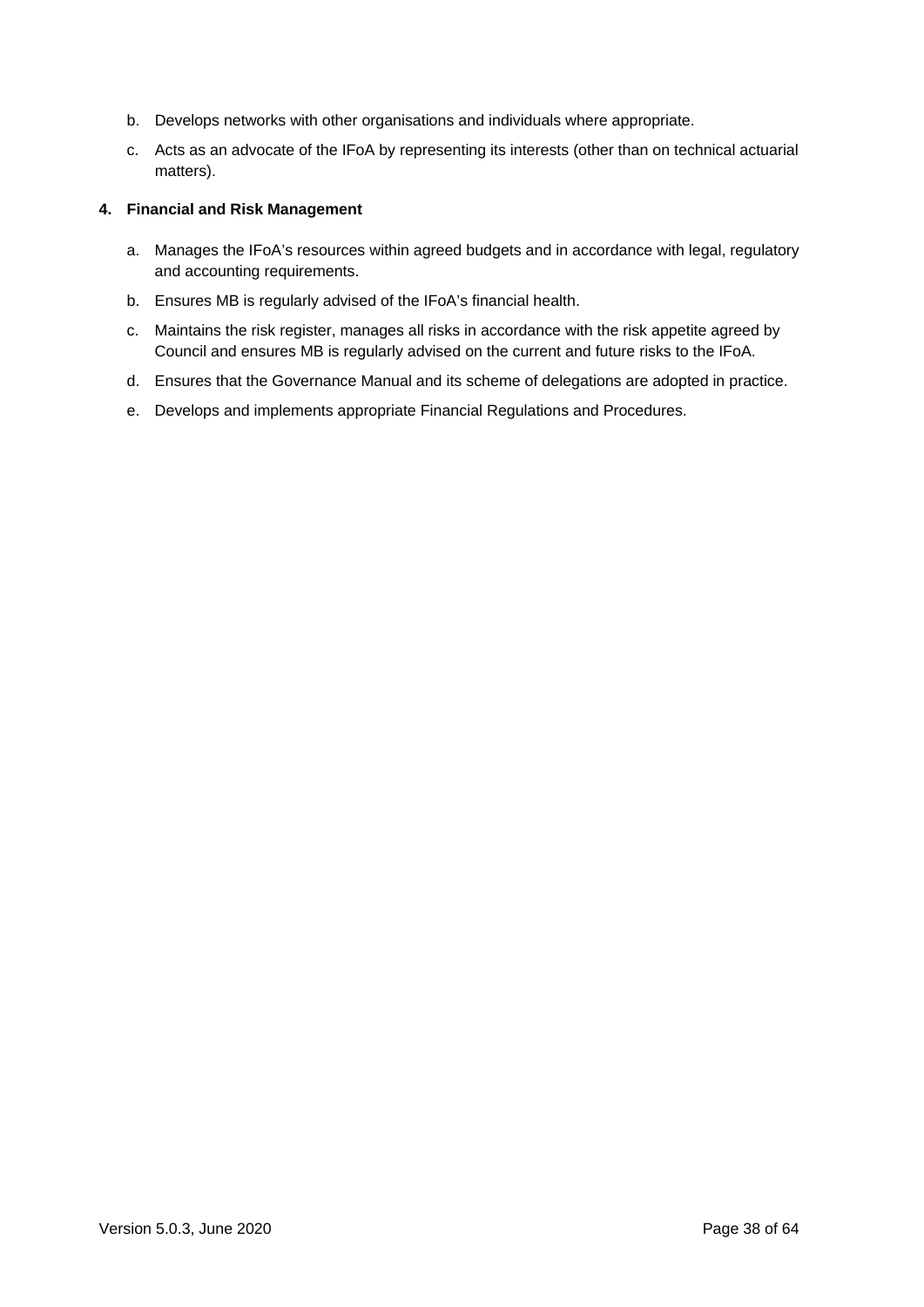b. Develops networks with other organisations and individuals where appropriate.

c. Acts as an advocate of the IFoA by representing its interests (other than on technical actuarial matters).

**4. Financial and Risk Management**

a. Manages the IFoA's resources within agreed budgets and in accordance with legal, regulatory and accounting requirements.

b. Ensures MB is regularly advised of the IFoA's financial health.

c. Maintains the risk register, manages all risks in accordance with the risk appetite agreed by Council and ensures MB is regularly advised on the current and future risks to the IFoA.

d. Ensures that the Governance Manual and its scheme of delegations are adopted in practice.

e. Develops and implements appropriate Financial Regulations and Procedures.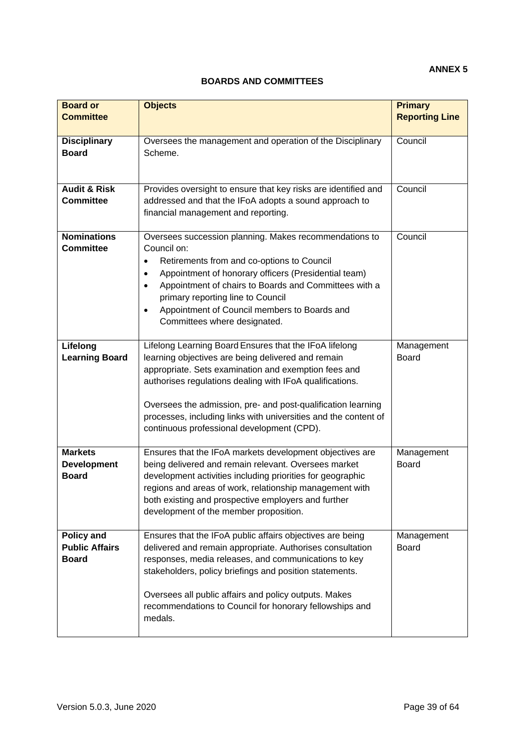**ANNEX 5**

**BOARDS AND COMMITTEES**

| **Board or Committee** | **Objects** | **Primary Reporting Line** |
|---|---|---|
| **Disciplinary Board** | Oversees the management and operation of the Disciplinary Scheme. | Council |
| **Audit & Risk Committee** | Provides oversight to ensure that key risks are identified and addressed and that the IFoA adopts a sound approach to financial management and reporting. | Council |
| **Nominations Committee** | Oversees succession planning. Makes recommendations to Council on:<br>• Retirements from and co-options to Council<br>• Appointment of honorary officers (Presidential team)<br>• Appointment of chairs to Boards and Committees with a primary reporting line to Council<br>• Appointment of Council members to Boards and Committees where designated. | Council |
| **Lifelong Learning Board** | Lifelong Learning Board Ensures that the IFoA lifelong learning objectives are being delivered and remain appropriate. Sets examination and exemption fees and authorises regulations dealing with IFoA qualifications.<br><br>Oversees the admission, pre- and post-qualification learning processes, including links with universities and the content of continuous professional development (CPD). | Management Board |
| **Markets Development Board** | Ensures that the IFoA markets development objectives are being delivered and remain relevant. Oversees market development activities including priorities for geographic regions and areas of work, relationship management with both existing and prospective employers and further development of the member proposition. | Management Board |
| **Policy and Public Affairs Board** | Ensures that the IFoA public affairs objectives are being delivered and remain appropriate. Authorises consultation responses, media releases, and communications to key stakeholders, policy briefings and position statements.<br><br>Oversees all public affairs and policy outputs. Makes recommendations to Council for honorary fellowships and medals. | Management Board |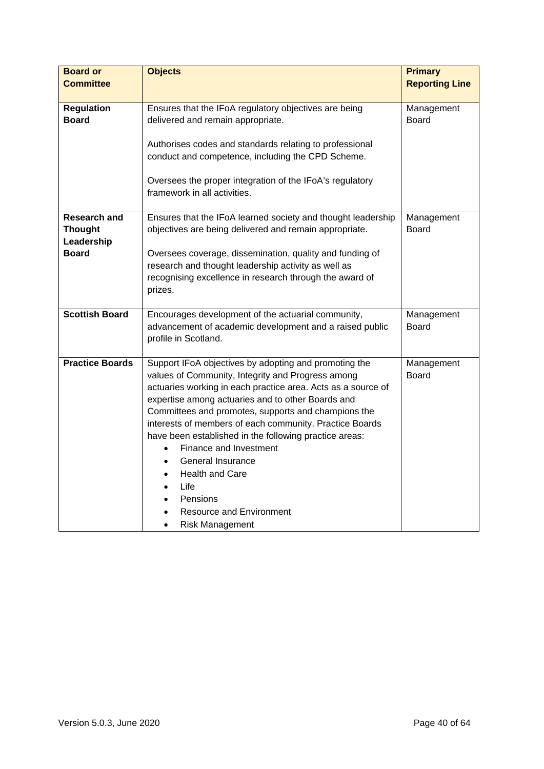| Board or Committee | Objects | Primary Reporting Line |
|---|---|---|
| **Regulation Board** | Ensures that the IFoA regulatory objectives are being delivered and remain appropriate.<br><br>Authorises codes and standards relating to professional conduct and competence, including the CPD Scheme.<br><br>Oversees the proper integration of the IFoA's regulatory framework in all activities. | Management Board |
| **Research and Thought Leadership Board** | Ensures that the IFoA learned society and thought leadership objectives are being delivered and remain appropriate.<br><br>Oversees coverage, dissemination, quality and funding of research and thought leadership activity as well as recognising excellence in research through the award of prizes. | Management Board |
| **Scottish Board** | Encourages development of the actuarial community, advancement of academic development and a raised public profile in Scotland. | Management Board |
| **Practice Boards** | Support IFoA objectives by adopting and promoting the values of Community, Integrity and Progress among actuaries working in each practice area. Acts as a source of expertise among actuaries and to other Boards and Committees and promotes, supports and champions the interests of members of each community. Practice Boards have been established in the following practice areas:<br>• Finance and Investment<br>• General Insurance<br>• Health and Care<br>• Life<br>• Pensions<br>• Resource and Environment<br>• Risk Management | Management Board |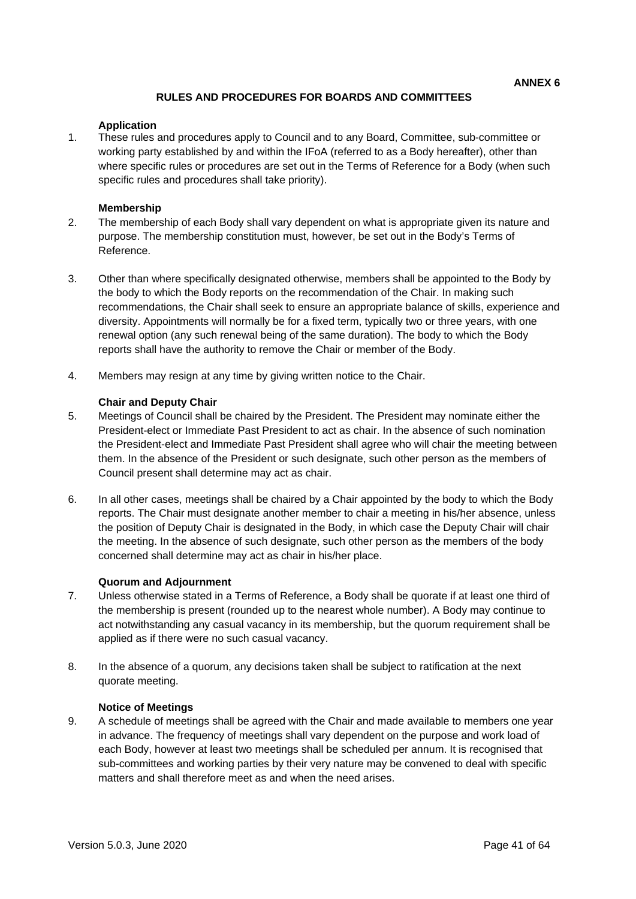**ANNEX 6**

## RULES AND PROCEDURES FOR BOARDS AND COMMITTEES

### Application

1. These rules and procedures apply to Council and to any Board, Committee, sub-committee or working party established by and within the IFoA (referred to as a Body hereafter), other than where specific rules or procedures are set out in the Terms of Reference for a Body (when such specific rules and procedures shall take priority).

### Membership

2. The membership of each Body shall vary dependent on what is appropriate given its nature and purpose. The membership constitution must, however, be set out in the Body's Terms of Reference.

3. Other than where specifically designated otherwise, members shall be appointed to the Body by the body to which the Body reports on the recommendation of the Chair. In making such recommendations, the Chair shall seek to ensure an appropriate balance of skills, experience and diversity. Appointments will normally be for a fixed term, typically two or three years, with one renewal option (any such renewal being of the same duration). The body to which the Body reports shall have the authority to remove the Chair or member of the Body.

4. Members may resign at any time by giving written notice to the Chair.

### Chair and Deputy Chair

5. Meetings of Council shall be chaired by the President. The President may nominate either the President-elect or Immediate Past President to act as chair. In the absence of such nomination the President-elect and Immediate Past President shall agree who will chair the meeting between them. In the absence of the President or such designate, such other person as the members of Council present shall determine may act as chair.

6. In all other cases, meetings shall be chaired by a Chair appointed by the body to which the Body reports. The Chair must designate another member to chair a meeting in his/her absence, unless the position of Deputy Chair is designated in the Body, in which case the Deputy Chair will chair the meeting. In the absence of such designate, such other person as the members of the body concerned shall determine may act as chair in his/her place.

### Quorum and Adjournment

7. Unless otherwise stated in a Terms of Reference, a Body shall be quorate if at least one third of the membership is present (rounded up to the nearest whole number). A Body may continue to act notwithstanding any casual vacancy in its membership, but the quorum requirement shall be applied as if there were no such casual vacancy.

8. In the absence of a quorum, any decisions taken shall be subject to ratification at the next quorate meeting.

### Notice of Meetings

9. A schedule of meetings shall be agreed with the Chair and made available to members one year in advance. The frequency of meetings shall vary dependent on the purpose and work load of each Body, however at least two meetings shall be scheduled per annum. It is recognised that sub-committees and working parties by their very nature may be convened to deal with specific matters and shall therefore meet as and when the need arises.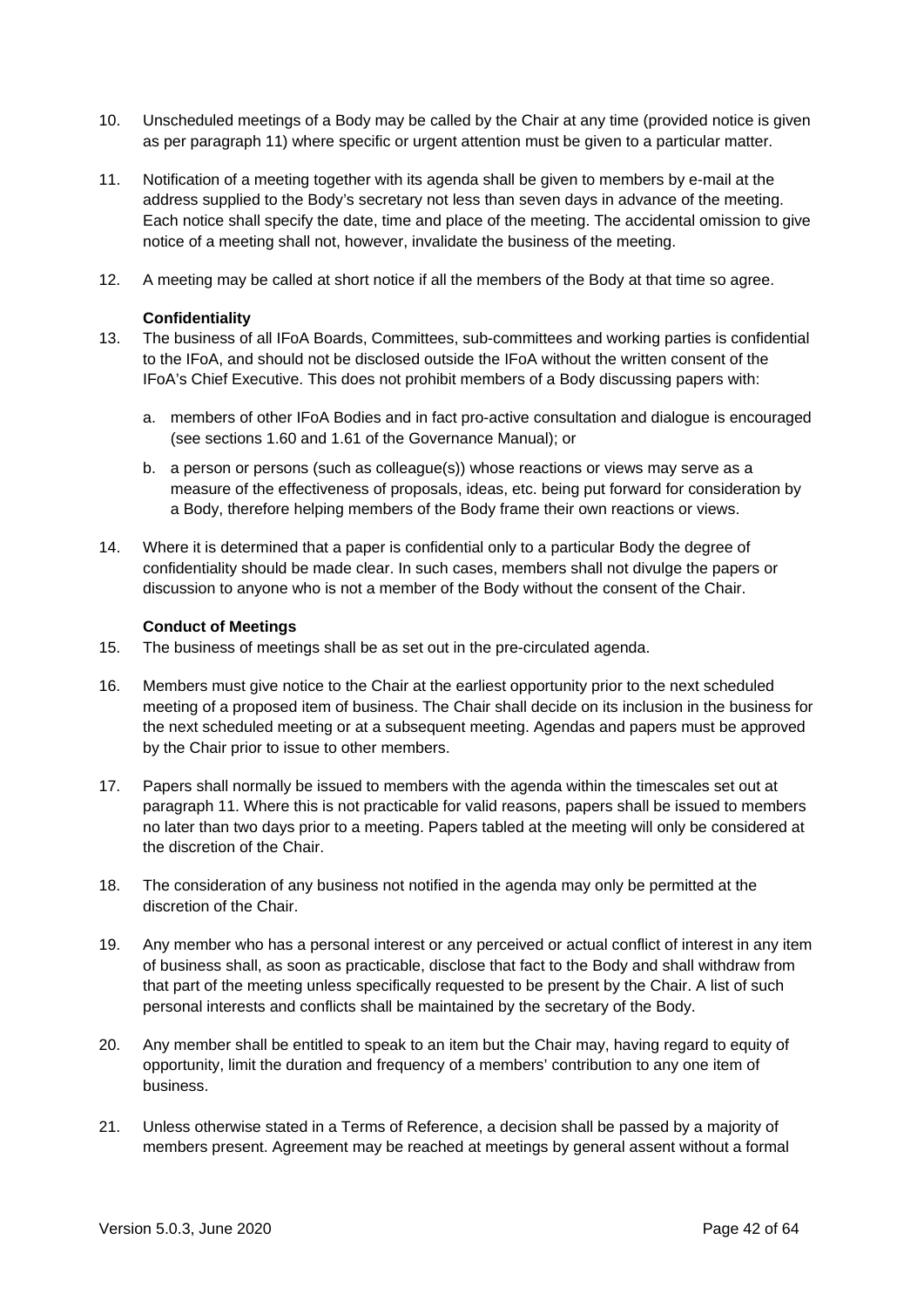10. Unscheduled meetings of a Body may be called by the Chair at any time (provided notice is given as per paragraph 11) where specific or urgent attention must be given to a particular matter.

11. Notification of a meeting together with its agenda shall be given to members by e-mail at the address supplied to the Body's secretary not less than seven days in advance of the meeting. Each notice shall specify the date, time and place of the meeting. The accidental omission to give notice of a meeting shall not, however, invalidate the business of the meeting.

12. A meeting may be called at short notice if all the members of the Body at that time so agree.

**Confidentiality**

13. The business of all IFoA Boards, Committees, sub-committees and working parties is confidential to the IFoA, and should not be disclosed outside the IFoA without the written consent of the IFoA's Chief Executive. This does not prohibit members of a Body discussing papers with:

    a. members of other IFoA Bodies and in fact pro-active consultation and dialogue is encouraged (see sections 1.60 and 1.61 of the Governance Manual); or

    b. a person or persons (such as colleague(s)) whose reactions or views may serve as a measure of the effectiveness of proposals, ideas, etc. being put forward for consideration by a Body, therefore helping members of the Body frame their own reactions or views.

14. Where it is determined that a paper is confidential only to a particular Body the degree of confidentiality should be made clear. In such cases, members shall not divulge the papers or discussion to anyone who is not a member of the Body without the consent of the Chair.

**Conduct of Meetings**

15. The business of meetings shall be as set out in the pre-circulated agenda.

16. Members must give notice to the Chair at the earliest opportunity prior to the next scheduled meeting of a proposed item of business. The Chair shall decide on its inclusion in the business for the next scheduled meeting or at a subsequent meeting. Agendas and papers must be approved by the Chair prior to issue to other members.

17. Papers shall normally be issued to members with the agenda within the timescales set out at paragraph 11. Where this is not practicable for valid reasons, papers shall be issued to members no later than two days prior to a meeting. Papers tabled at the meeting will only be considered at the discretion of the Chair.

18. The consideration of any business not notified in the agenda may only be permitted at the discretion of the Chair.

19. Any member who has a personal interest or any perceived or actual conflict of interest in any item of business shall, as soon as practicable, disclose that fact to the Body and shall withdraw from that part of the meeting unless specifically requested to be present by the Chair. A list of such personal interests and conflicts shall be maintained by the secretary of the Body.

20. Any member shall be entitled to speak to an item but the Chair may, having regard to equity of opportunity, limit the duration and frequency of a members' contribution to any one item of business.

21. Unless otherwise stated in a Terms of Reference, a decision shall be passed by a majority of members present. Agreement may be reached at meetings by general assent without a formal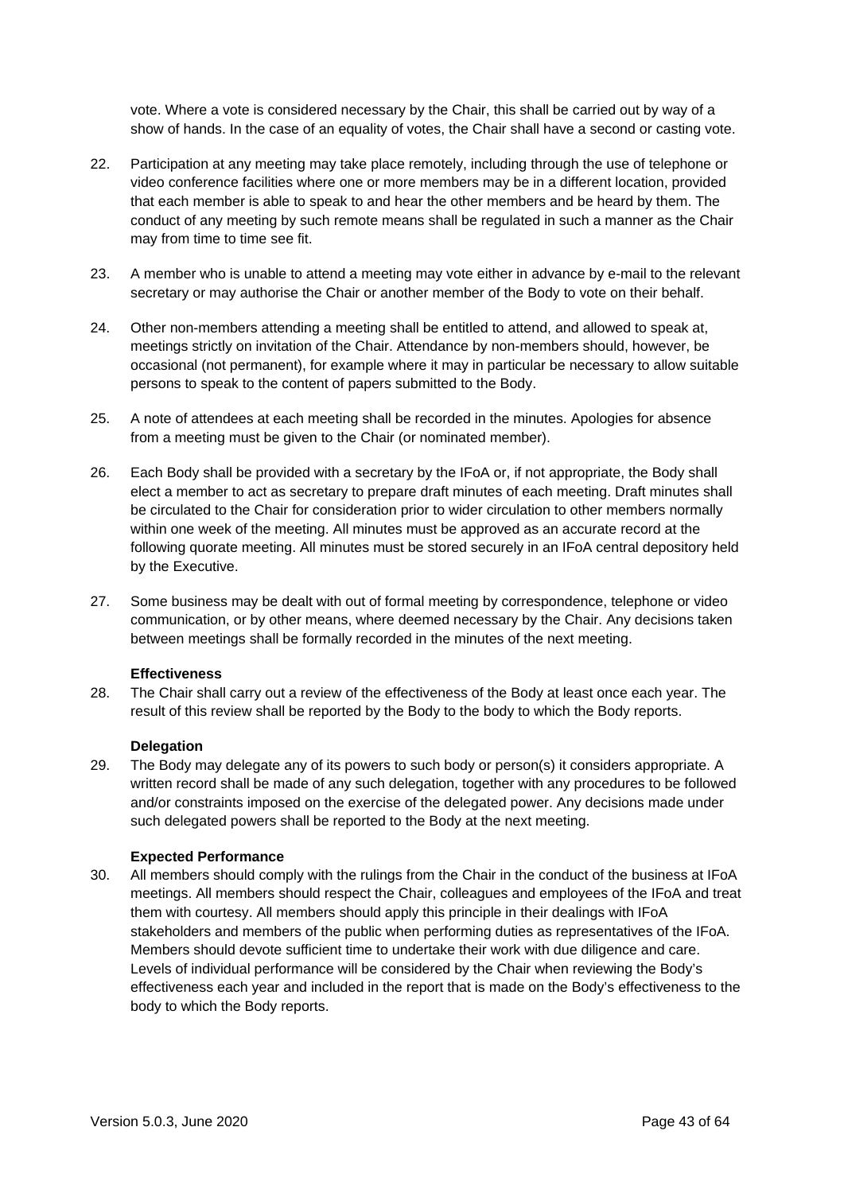vote. Where a vote is considered necessary by the Chair, this shall be carried out by way of a show of hands. In the case of an equality of votes, the Chair shall have a second or casting vote.

22. Participation at any meeting may take place remotely, including through the use of telephone or video conference facilities where one or more members may be in a different location, provided that each member is able to speak to and hear the other members and be heard by them. The conduct of any meeting by such remote means shall be regulated in such a manner as the Chair may from time to time see fit.

23. A member who is unable to attend a meeting may vote either in advance by e-mail to the relevant secretary or may authorise the Chair or another member of the Body to vote on their behalf.

24. Other non-members attending a meeting shall be entitled to attend, and allowed to speak at, meetings strictly on invitation of the Chair. Attendance by non-members should, however, be occasional (not permanent), for example where it may in particular be necessary to allow suitable persons to speak to the content of papers submitted to the Body.

25. A note of attendees at each meeting shall be recorded in the minutes. Apologies for absence from a meeting must be given to the Chair (or nominated member).

26. Each Body shall be provided with a secretary by the IFoA or, if not appropriate, the Body shall elect a member to act as secretary to prepare draft minutes of each meeting. Draft minutes shall be circulated to the Chair for consideration prior to wider circulation to other members normally within one week of the meeting. All minutes must be approved as an accurate record at the following quorate meeting. All minutes must be stored securely in an IFoA central depository held by the Executive.

27. Some business may be dealt with out of formal meeting by correspondence, telephone or video communication, or by other means, where deemed necessary by the Chair. Any decisions taken between meetings shall be formally recorded in the minutes of the next meeting.

**Effectiveness**

28. The Chair shall carry out a review of the effectiveness of the Body at least once each year. The result of this review shall be reported by the Body to the body to which the Body reports.

**Delegation**

29. The Body may delegate any of its powers to such body or person(s) it considers appropriate. A written record shall be made of any such delegation, together with any procedures to be followed and/or constraints imposed on the exercise of the delegated power. Any decisions made under such delegated powers shall be reported to the Body at the next meeting.

**Expected Performance**

30. All members should comply with the rulings from the Chair in the conduct of the business at IFoA meetings. All members should respect the Chair, colleagues and employees of the IFoA and treat them with courtesy. All members should apply this principle in their dealings with IFoA stakeholders and members of the public when performing duties as representatives of the IFoA. Members should devote sufficient time to undertake their work with due diligence and care. Levels of individual performance will be considered by the Chair when reviewing the Body's effectiveness each year and included in the report that is made on the Body's effectiveness to the body to which the Body reports.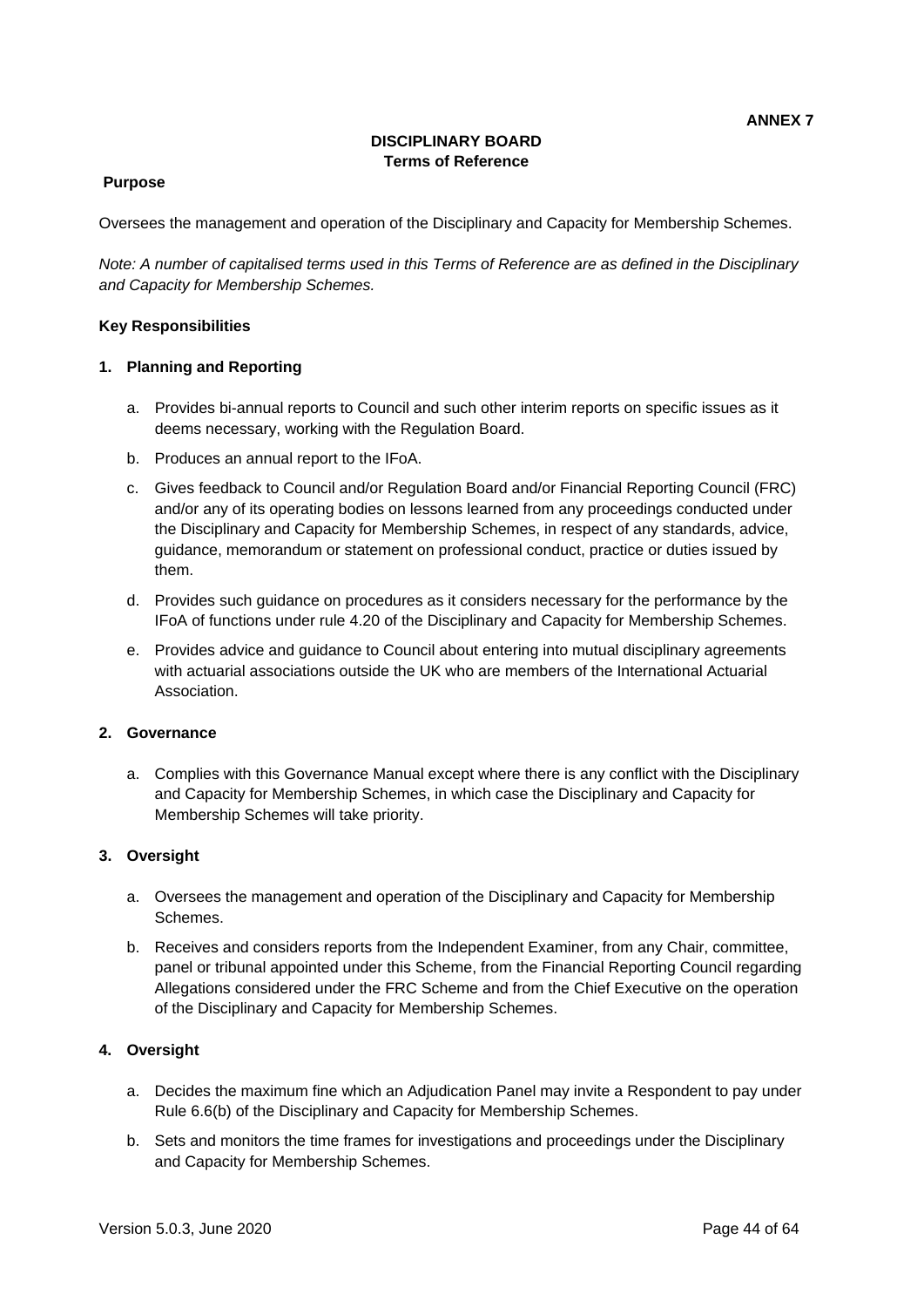**ANNEX 7**

# DISCIPLINARY BOARD
## Terms of Reference

**Purpose**

Oversees the management and operation of the Disciplinary and Capacity for Membership Schemes.

*Note: A number of capitalised terms used in this Terms of Reference are as defined in the Disciplinary and Capacity for Membership Schemes.*

**Key Responsibilities**

**1. Planning and Reporting**

a. Provides bi-annual reports to Council and such other interim reports on specific issues as it deems necessary, working with the Regulation Board.

b. Produces an annual report to the IFoA.

c. Gives feedback to Council and/or Regulation Board and/or Financial Reporting Council (FRC) and/or any of its operating bodies on lessons learned from any proceedings conducted under the Disciplinary and Capacity for Membership Schemes, in respect of any standards, advice, guidance, memorandum or statement on professional conduct, practice or duties issued by them.

d. Provides such guidance on procedures as it considers necessary for the performance by the IFoA of functions under rule 4.20 of the Disciplinary and Capacity for Membership Schemes.

e. Provides advice and guidance to Council about entering into mutual disciplinary agreements with actuarial associations outside the UK who are members of the International Actuarial Association.

**2. Governance**

a. Complies with this Governance Manual except where there is any conflict with the Disciplinary and Capacity for Membership Schemes, in which case the Disciplinary and Capacity for Membership Schemes will take priority.

**3. Oversight**

a. Oversees the management and operation of the Disciplinary and Capacity for Membership Schemes.

b. Receives and considers reports from the Independent Examiner, from any Chair, committee, panel or tribunal appointed under this Scheme, from the Financial Reporting Council regarding Allegations considered under the FRC Scheme and from the Chief Executive on the operation of the Disciplinary and Capacity for Membership Schemes.

**4. Oversight**

a. Decides the maximum fine which an Adjudication Panel may invite a Respondent to pay under Rule 6.6(b) of the Disciplinary and Capacity for Membership Schemes.

b. Sets and monitors the time frames for investigations and proceedings under the Disciplinary and Capacity for Membership Schemes.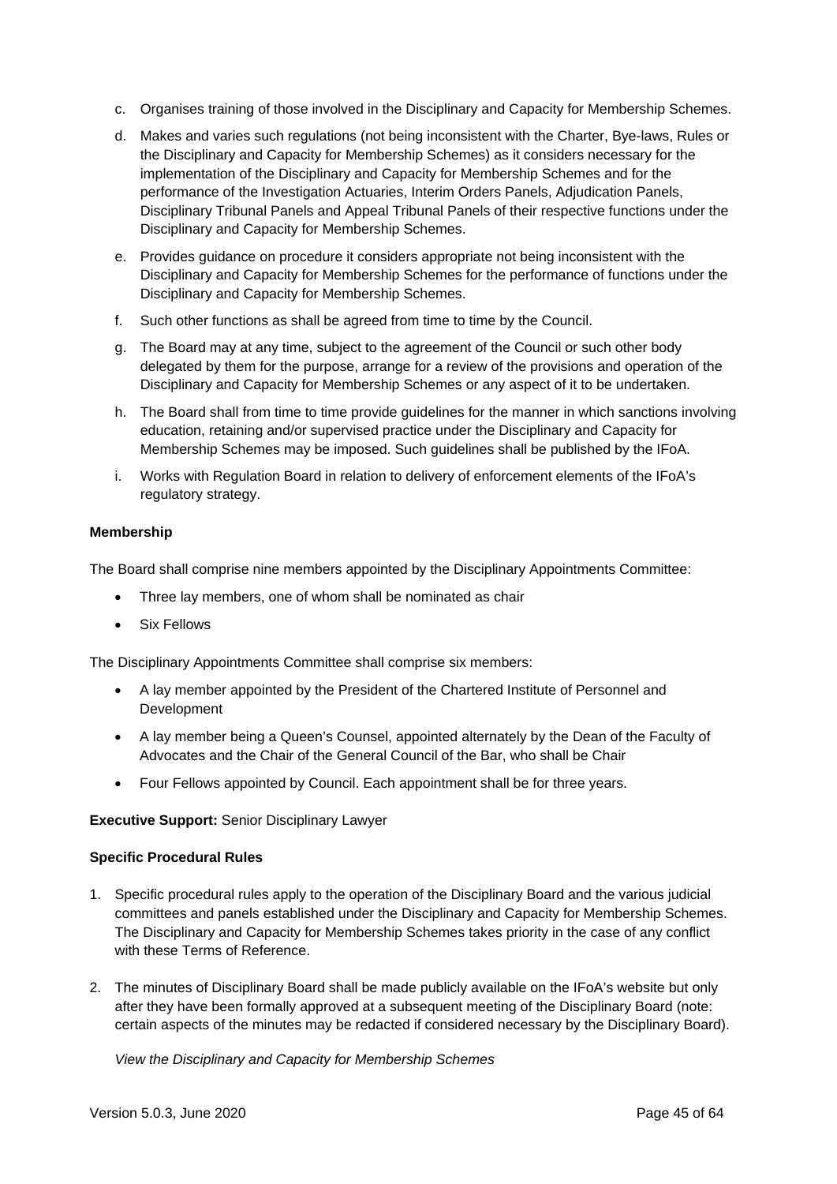c. Organises training of those involved in the Disciplinary and Capacity for Membership Schemes.

d. Makes and varies such regulations (not being inconsistent with the Charter, Bye-laws, Rules or the Disciplinary and Capacity for Membership Schemes) as it considers necessary for the implementation of the Disciplinary and Capacity for Membership Schemes and for the performance of the Investigation Actuaries, Interim Orders Panels, Adjudication Panels, Disciplinary Tribunal Panels and Appeal Tribunal Panels of their respective functions under the Disciplinary and Capacity for Membership Schemes.

e. Provides guidance on procedure it considers appropriate not being inconsistent with the Disciplinary and Capacity for Membership Schemes for the performance of functions under the Disciplinary and Capacity for Membership Schemes.

f. Such other functions as shall be agreed from time to time by the Council.

g. The Board may at any time, subject to the agreement of the Council or such other body delegated by them for the purpose, arrange for a review of the provisions and operation of the Disciplinary and Capacity for Membership Schemes or any aspect of it to be undertaken.

h. The Board shall from time to time provide guidelines for the manner in which sanctions involving education, retaining and/or supervised practice under the Disciplinary and Capacity for Membership Schemes may be imposed. Such guidelines shall be published by the IFoA.

i. Works with Regulation Board in relation to delivery of enforcement elements of the IFoA's regulatory strategy.

**Membership**

The Board shall comprise nine members appointed by the Disciplinary Appointments Committee:

- Three lay members, one of whom shall be nominated as chair
- Six Fellows

The Disciplinary Appointments Committee shall comprise six members:

- A lay member appointed by the President of the Chartered Institute of Personnel and Development
- A lay member being a Queen's Counsel, appointed alternately by the Dean of the Faculty of Advocates and the Chair of the General Council of the Bar, who shall be Chair
- Four Fellows appointed by Council. Each appointment shall be for three years.

**Executive Support:** Senior Disciplinary Lawyer

**Specific Procedural Rules**

1. Specific procedural rules apply to the operation of the Disciplinary Board and the various judicial committees and panels established under the Disciplinary and Capacity for Membership Schemes. The Disciplinary and Capacity for Membership Schemes takes priority in the case of any conflict with these Terms of Reference.

2. The minutes of Disciplinary Board shall be made publicly available on the IFoA's website but only after they have been formally approved at a subsequent meeting of the Disciplinary Board (note: certain aspects of the minutes may be redacted if considered necessary by the Disciplinary Board).

*View the Disciplinary and Capacity for Membership Schemes*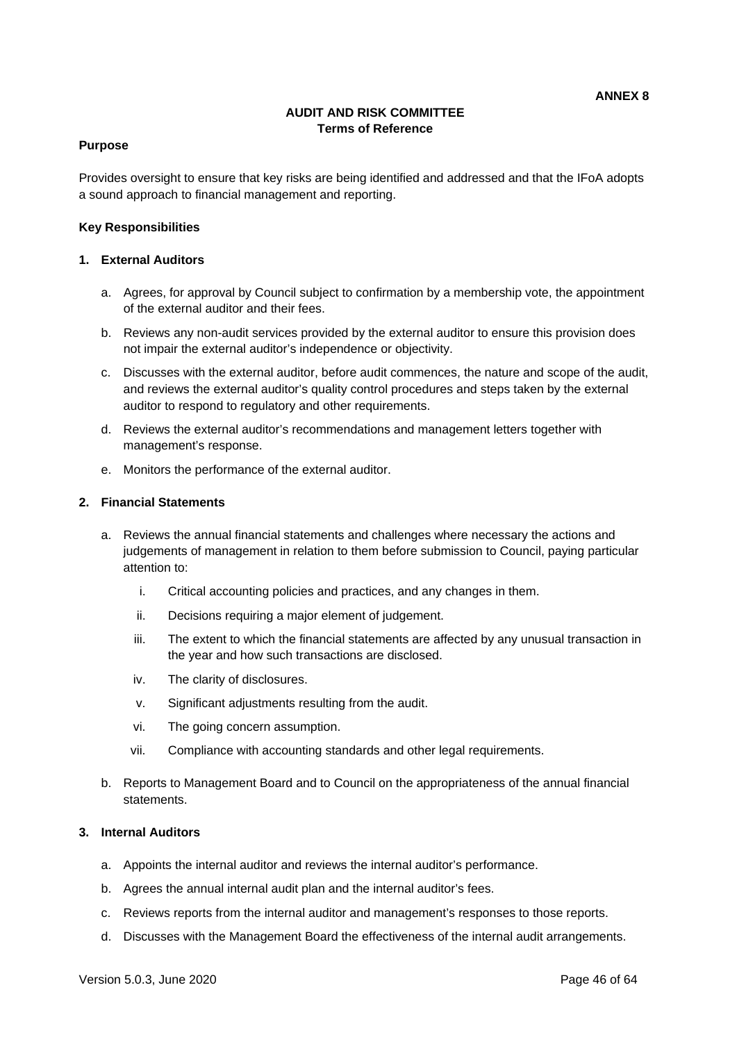**ANNEX 8**

# AUDIT AND RISK COMMITTEE
## Terms of Reference

**Purpose**

Provides oversight to ensure that key risks are being identified and addressed and that the IFoA adopts a sound approach to financial management and reporting.

**Key Responsibilities**

**1. External Auditors**

a. Agrees, for approval by Council subject to confirmation by a membership vote, the appointment of the external auditor and their fees.

b. Reviews any non-audit services provided by the external auditor to ensure this provision does not impair the external auditor's independence or objectivity.

c. Discusses with the external auditor, before audit commences, the nature and scope of the audit, and reviews the external auditor's quality control procedures and steps taken by the external auditor to respond to regulatory and other requirements.

d. Reviews the external auditor's recommendations and management letters together with management's response.

e. Monitors the performance of the external auditor.

**2. Financial Statements**

a. Reviews the annual financial statements and challenges where necessary the actions and judgements of management in relation to them before submission to Council, paying particular attention to:

   i. Critical accounting policies and practices, and any changes in them.

   ii. Decisions requiring a major element of judgement.

   iii. The extent to which the financial statements are affected by any unusual transaction in the year and how such transactions are disclosed.

   iv. The clarity of disclosures.

   v. Significant adjustments resulting from the audit.

   vi. The going concern assumption.

   vii. Compliance with accounting standards and other legal requirements.

b. Reports to Management Board and to Council on the appropriateness of the annual financial statements.

**3. Internal Auditors**

a. Appoints the internal auditor and reviews the internal auditor's performance.

b. Agrees the annual internal audit plan and the internal auditor's fees.

c. Reviews reports from the internal auditor and management's responses to those reports.

d. Discusses with the Management Board the effectiveness of the internal audit arrangements.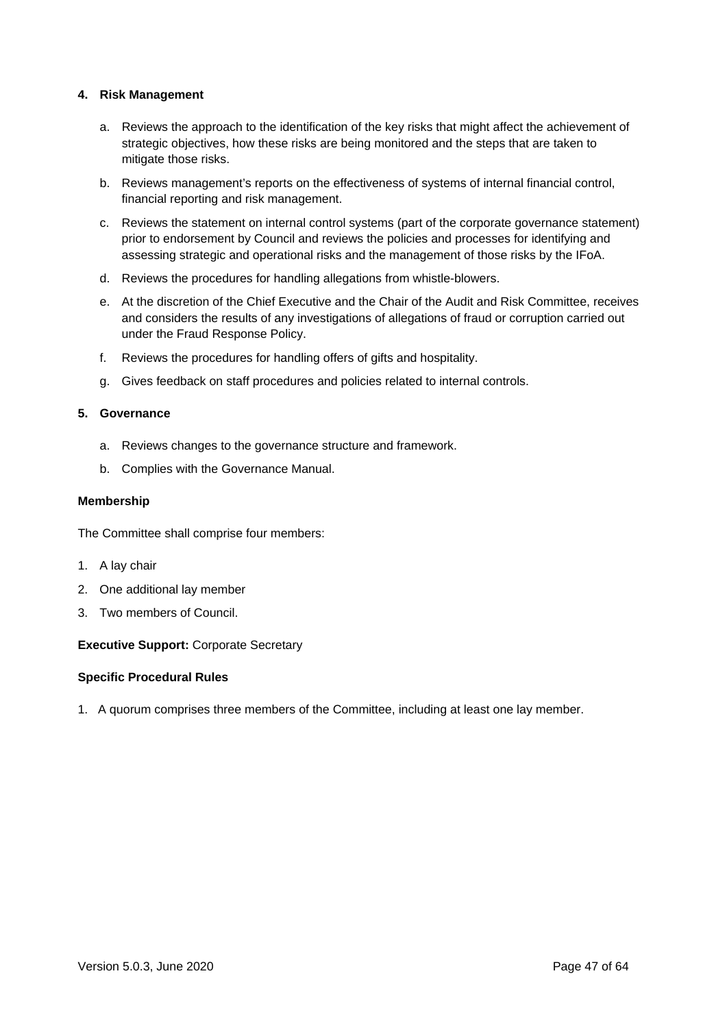**4. Risk Management**

a. Reviews the approach to the identification of the key risks that might affect the achievement of strategic objectives, how these risks are being monitored and the steps that are taken to mitigate those risks.

b. Reviews management's reports on the effectiveness of systems of internal financial control, financial reporting and risk management.

c. Reviews the statement on internal control systems (part of the corporate governance statement) prior to endorsement by Council and reviews the policies and processes for identifying and assessing strategic and operational risks and the management of those risks by the IFoA.

d. Reviews the procedures for handling allegations from whistle-blowers.

e. At the discretion of the Chief Executive and the Chair of the Audit and Risk Committee, receives and considers the results of any investigations of allegations of fraud or corruption carried out under the Fraud Response Policy.

f. Reviews the procedures for handling offers of gifts and hospitality.

g. Gives feedback on staff procedures and policies related to internal controls.

**5. Governance**

a. Reviews changes to the governance structure and framework.

b. Complies with the Governance Manual.

**Membership**

The Committee shall comprise four members:

1. A lay chair
2. One additional lay member
3. Two members of Council.

**Executive Support:** Corporate Secretary

**Specific Procedural Rules**

1. A quorum comprises three members of the Committee, including at least one lay member.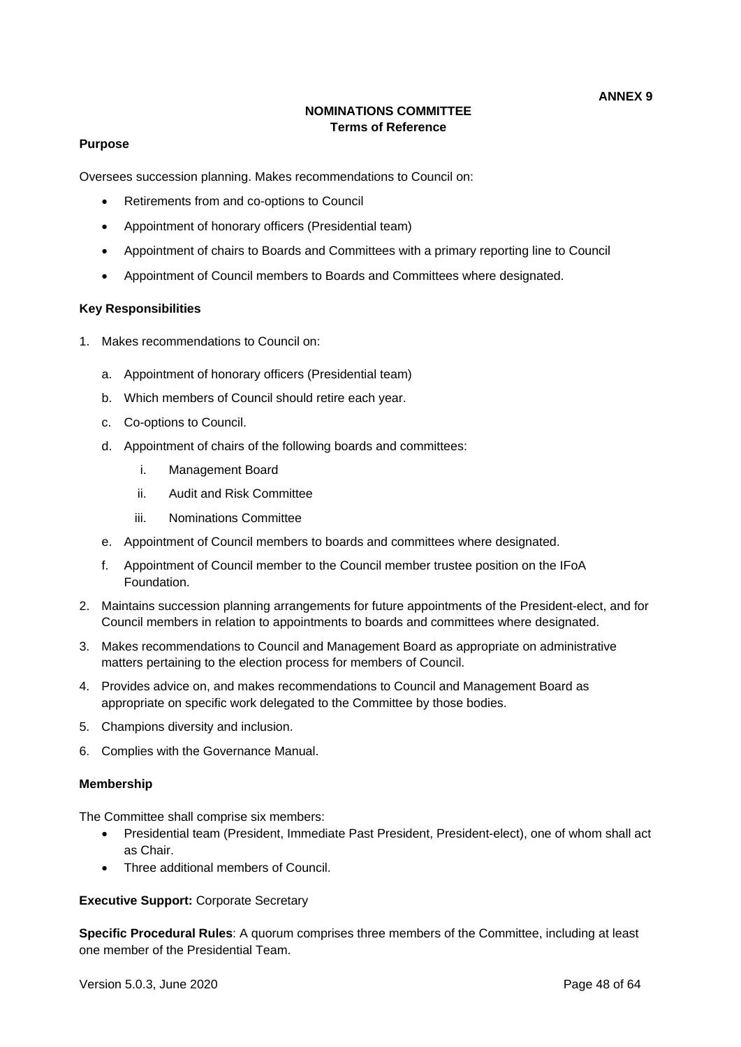ANNEX 9

# NOMINATIONS COMMITTEE
## Terms of Reference

**Purpose**

Oversees succession planning. Makes recommendations to Council on:

- Retirements from and co-options to Council
- Appointment of honorary officers (Presidential team)
- Appointment of chairs to Boards and Committees with a primary reporting line to Council
- Appointment of Council members to Boards and Committees where designated.

**Key Responsibilities**

1. Makes recommendations to Council on:
   a. Appointment of honorary officers (Presidential team)
   b. Which members of Council should retire each year.
   c. Co-options to Council.
   d. Appointment of chairs of the following boards and committees:
      i. Management Board
      ii. Audit and Risk Committee
      iii. Nominations Committee
   e. Appointment of Council members to boards and committees where designated.
   f. Appointment of Council member to the Council member trustee position on the IFoA Foundation.
2. Maintains succession planning arrangements for future appointments of the President-elect, and for Council members in relation to appointments to boards and committees where designated.
3. Makes recommendations to Council and Management Board as appropriate on administrative matters pertaining to the election process for members of Council.
4. Provides advice on, and makes recommendations to Council and Management Board as appropriate on specific work delegated to the Committee by those bodies.
5. Champions diversity and inclusion.
6. Complies with the Governance Manual.

**Membership**

The Committee shall comprise six members:

- Presidential team (President, Immediate Past President, President-elect), one of whom shall act as Chair.
- Three additional members of Council.

**Executive Support:** Corporate Secretary

**Specific Procedural Rules**: A quorum comprises three members of the Committee, including at least one member of the Presidential Team.

Version 5.0.3, June 2020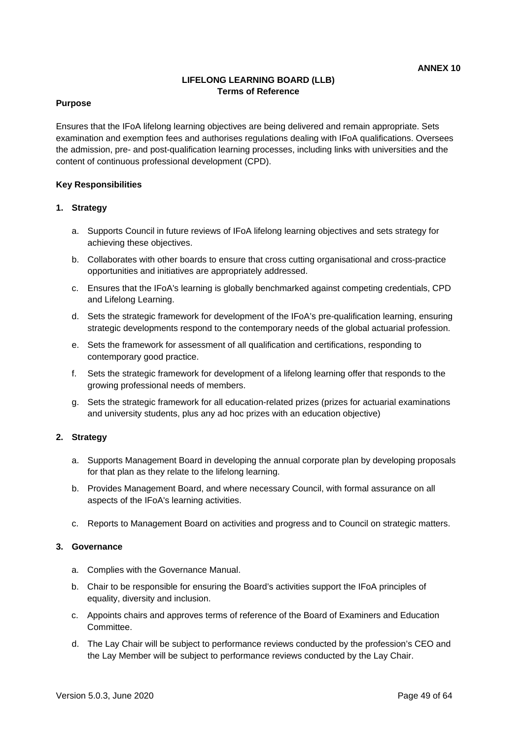**ANNEX 10**

# LIFELONG LEARNING BOARD (LLB)
## Terms of Reference

**Purpose**

Ensures that the IFoA lifelong learning objectives are being delivered and remain appropriate. Sets examination and exemption fees and authorises regulations dealing with IFoA qualifications. Oversees the admission, pre- and post-qualification learning processes, including links with universities and the content of continuous professional development (CPD).

**Key Responsibilities**

**1. Strategy**

a. Supports Council in future reviews of IFoA lifelong learning objectives and sets strategy for achieving these objectives.

b. Collaborates with other boards to ensure that cross cutting organisational and cross-practice opportunities and initiatives are appropriately addressed.

c. Ensures that the IFoA's learning is globally benchmarked against competing credentials, CPD and Lifelong Learning.

d. Sets the strategic framework for development of the IFoA's pre-qualification learning, ensuring strategic developments respond to the contemporary needs of the global actuarial profession.

e. Sets the framework for assessment of all qualification and certifications, responding to contemporary good practice.

f. Sets the strategic framework for development of a lifelong learning offer that responds to the growing professional needs of members.

g. Sets the strategic framework for all education-related prizes (prizes for actuarial examinations and university students, plus any ad hoc prizes with an education objective)

**2. Strategy**

a. Supports Management Board in developing the annual corporate plan by developing proposals for that plan as they relate to the lifelong learning.

b. Provides Management Board, and where necessary Council, with formal assurance on all aspects of the IFoA's learning activities.

c. Reports to Management Board on activities and progress and to Council on strategic matters.

**3. Governance**

a. Complies with the Governance Manual.

b. Chair to be responsible for ensuring the Board's activities support the IFoA principles of equality, diversity and inclusion.

c. Appoints chairs and approves terms of reference of the Board of Examiners and Education Committee.

d. The Lay Chair will be subject to performance reviews conducted by the profession's CEO and the Lay Member will be subject to performance reviews conducted by the Lay Chair.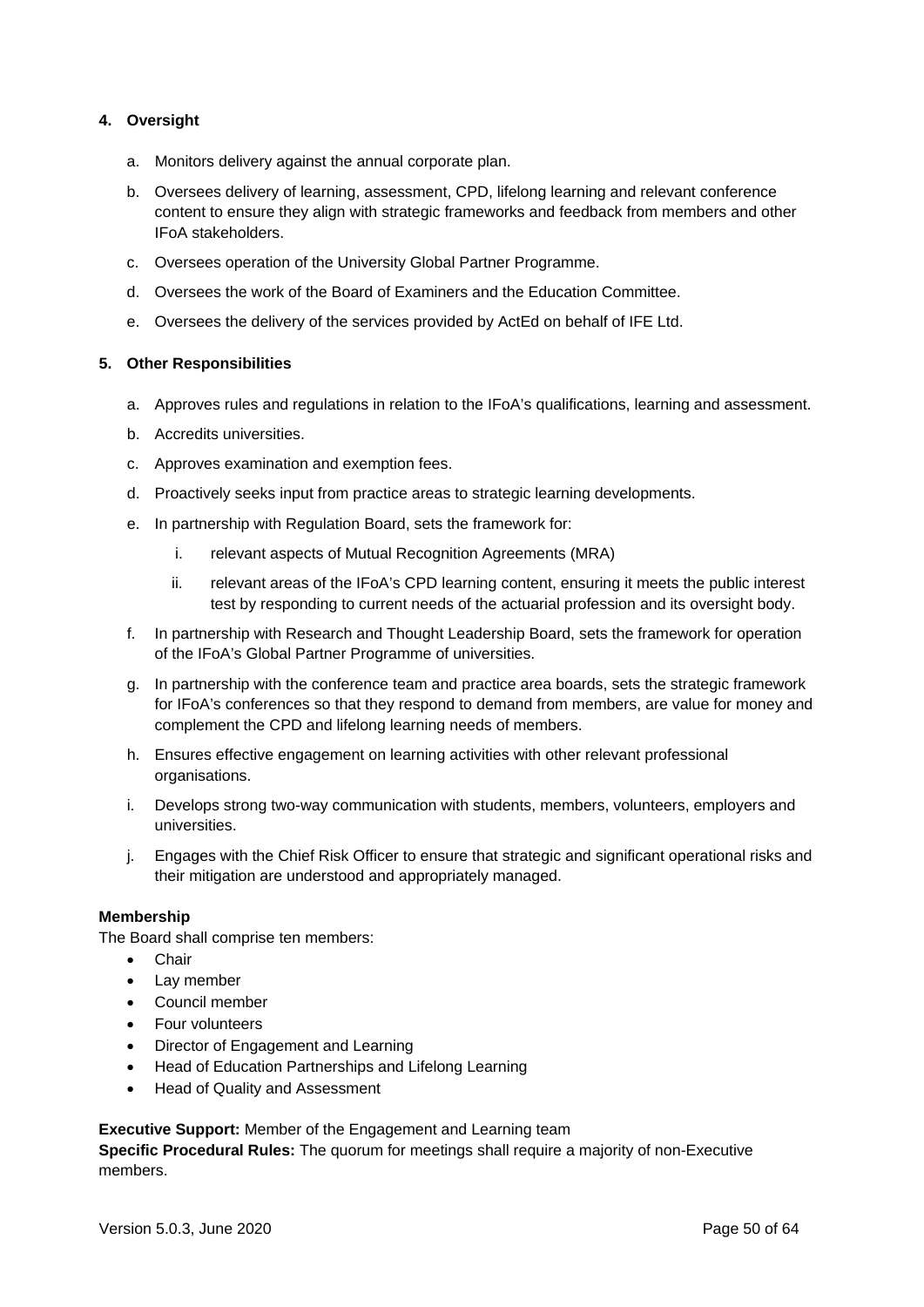**4. Oversight**

a. Monitors delivery against the annual corporate plan.

b. Oversees delivery of learning, assessment, CPD, lifelong learning and relevant conference content to ensure they align with strategic frameworks and feedback from members and other IFoA stakeholders.

c. Oversees operation of the University Global Partner Programme.

d. Oversees the work of the Board of Examiners and the Education Committee.

e. Oversees the delivery of the services provided by ActEd on behalf of IFE Ltd.

**5. Other Responsibilities**

a. Approves rules and regulations in relation to the IFoA's qualifications, learning and assessment.

b. Accredits universities.

c. Approves examination and exemption fees.

d. Proactively seeks input from practice areas to strategic learning developments.

e. In partnership with Regulation Board, sets the framework for:

   i. relevant aspects of Mutual Recognition Agreements (MRA)

   ii. relevant areas of the IFoA's CPD learning content, ensuring it meets the public interest test by responding to current needs of the actuarial profession and its oversight body.

f. In partnership with Research and Thought Leadership Board, sets the framework for operation of the IFoA's Global Partner Programme of universities.

g. In partnership with the conference team and practice area boards, sets the strategic framework for IFoA's conferences so that they respond to demand from members, are value for money and complement the CPD and lifelong learning needs of members.

h. Ensures effective engagement on learning activities with other relevant professional organisations.

i. Develops strong two-way communication with students, members, volunteers, employers and universities.

j. Engages with the Chief Risk Officer to ensure that strategic and significant operational risks and their mitigation are understood and appropriately managed.

**Membership**

The Board shall comprise ten members:

- Chair
- Lay member
- Council member
- Four volunteers
- Director of Engagement and Learning
- Head of Education Partnerships and Lifelong Learning
- Head of Quality and Assessment

**Executive Support:** Member of the Engagement and Learning team

**Specific Procedural Rules:** The quorum for meetings shall require a majority of non-Executive members.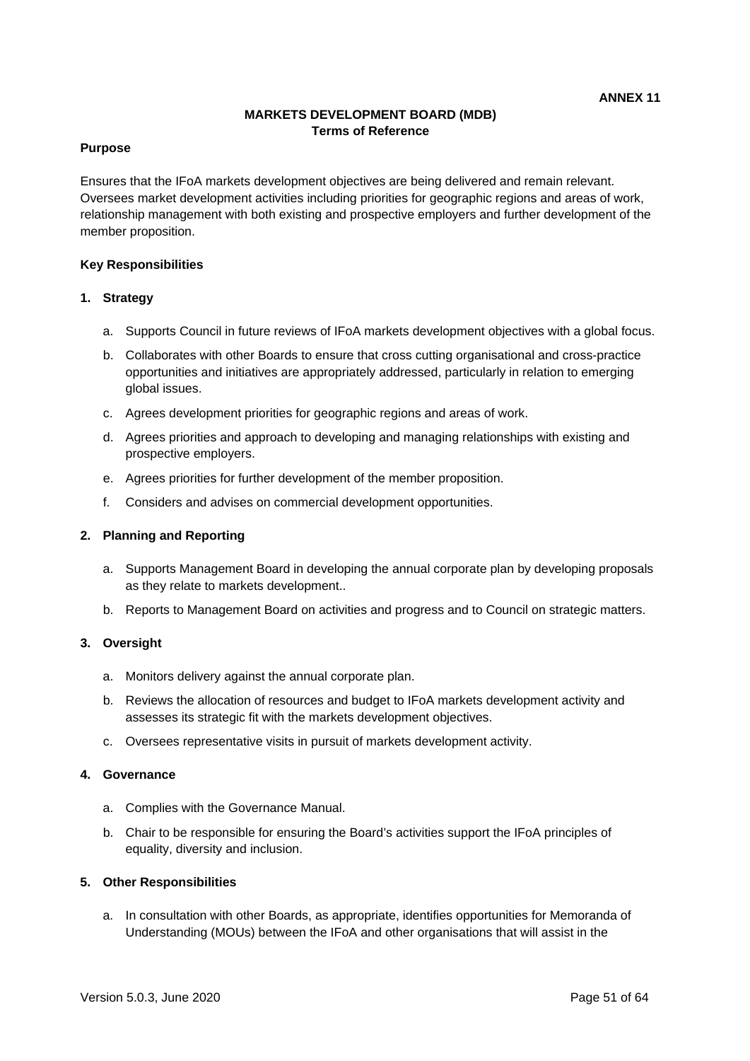**ANNEX 11**

# MARKETS DEVELOPMENT BOARD (MDB)
## Terms of Reference

**Purpose**

Ensures that the IFoA markets development objectives are being delivered and remain relevant. Oversees market development activities including priorities for geographic regions and areas of work, relationship management with both existing and prospective employers and further development of the member proposition.

**Key Responsibilities**

**1. Strategy**

a. Supports Council in future reviews of IFoA markets development objectives with a global focus.

b. Collaborates with other Boards to ensure that cross cutting organisational and cross-practice opportunities and initiatives are appropriately addressed, particularly in relation to emerging global issues.

c. Agrees development priorities for geographic regions and areas of work.

d. Agrees priorities and approach to developing and managing relationships with existing and prospective employers.

e. Agrees priorities for further development of the member proposition.

f. Considers and advises on commercial development opportunities.

**2. Planning and Reporting**

a. Supports Management Board in developing the annual corporate plan by developing proposals as they relate to markets development..

b. Reports to Management Board on activities and progress and to Council on strategic matters.

**3. Oversight**

a. Monitors delivery against the annual corporate plan.

b. Reviews the allocation of resources and budget to IFoA markets development activity and assesses its strategic fit with the markets development objectives.

c. Oversees representative visits in pursuit of markets development activity.

**4. Governance**

a. Complies with the Governance Manual.

b. Chair to be responsible for ensuring the Board's activities support the IFoA principles of equality, diversity and inclusion.

**5. Other Responsibilities**

a. In consultation with other Boards, as appropriate, identifies opportunities for Memoranda of Understanding (MOUs) between the IFoA and other organisations that will assist in the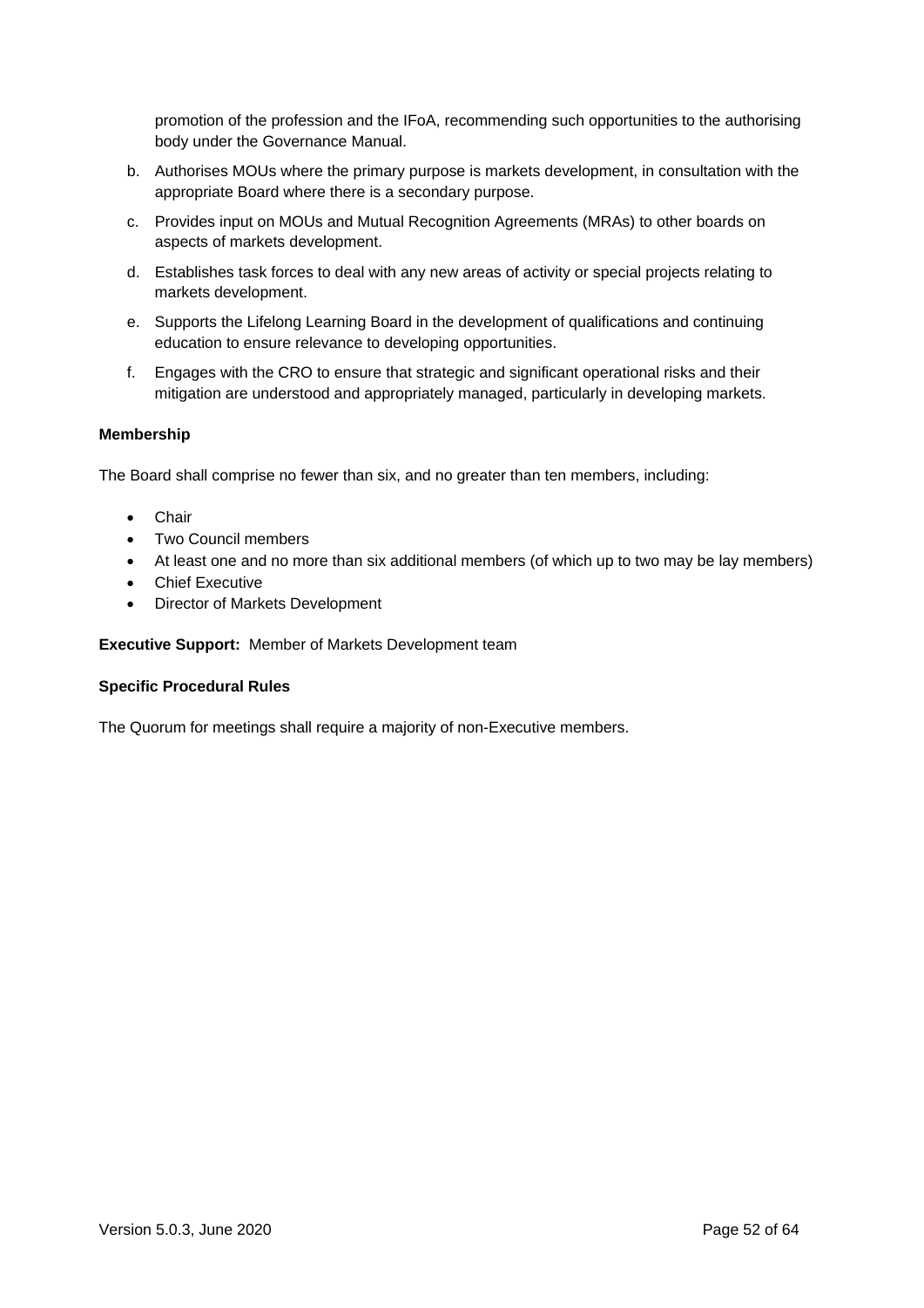promotion of the profession and the IFoA, recommending such opportunities to the authorising body under the Governance Manual.

b. Authorises MOUs where the primary purpose is markets development, in consultation with the appropriate Board where there is a secondary purpose.

c. Provides input on MOUs and Mutual Recognition Agreements (MRAs) to other boards on aspects of markets development.

d. Establishes task forces to deal with any new areas of activity or special projects relating to markets development.

e. Supports the Lifelong Learning Board in the development of qualifications and continuing education to ensure relevance to developing opportunities.

f. Engages with the CRO to ensure that strategic and significant operational risks and their mitigation are understood and appropriately managed, particularly in developing markets.

**Membership**

The Board shall comprise no fewer than six, and no greater than ten members, including:

- Chair
- Two Council members
- At least one and no more than six additional members (of which up to two may be lay members)
- Chief Executive
- Director of Markets Development

**Executive Support:** Member of Markets Development team

**Specific Procedural Rules**

The Quorum for meetings shall require a majority of non-Executive members.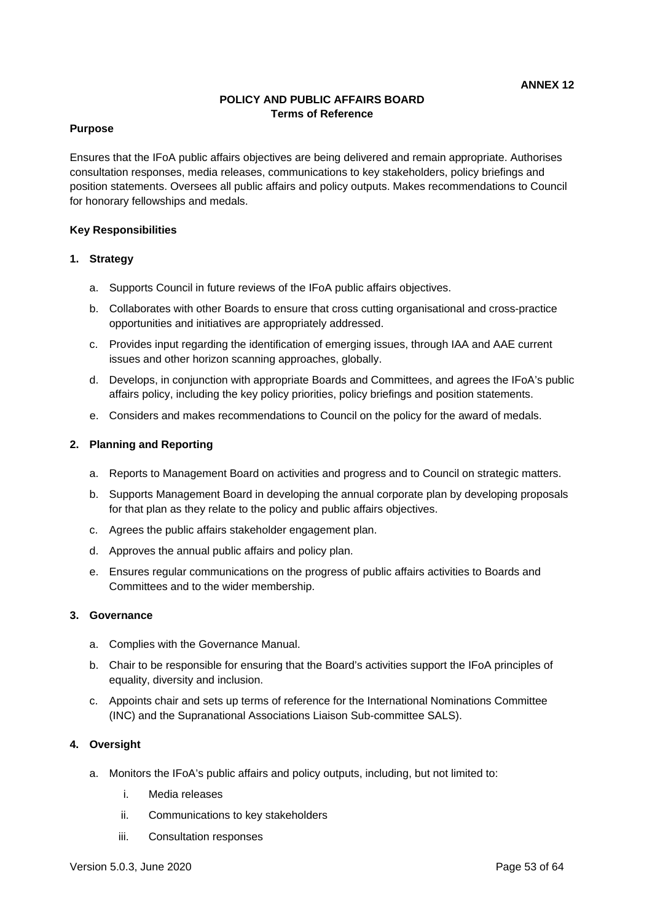**ANNEX 12**

## POLICY AND PUBLIC AFFAIRS BOARD
### Terms of Reference

**Purpose**

Ensures that the IFoA public affairs objectives are being delivered and remain appropriate. Authorises consultation responses, media releases, communications to key stakeholders, policy briefings and position statements. Oversees all public affairs and policy outputs. Makes recommendations to Council for honorary fellowships and medals.

**Key Responsibilities**

**1. Strategy**

a. Supports Council in future reviews of the IFoA public affairs objectives.

b. Collaborates with other Boards to ensure that cross cutting organisational and cross-practice opportunities and initiatives are appropriately addressed.

c. Provides input regarding the identification of emerging issues, through IAA and AAE current issues and other horizon scanning approaches, globally.

d. Develops, in conjunction with appropriate Boards and Committees, and agrees the IFoA's public affairs policy, including the key policy priorities, policy briefings and position statements.

e. Considers and makes recommendations to Council on the policy for the award of medals.

**2. Planning and Reporting**

a. Reports to Management Board on activities and progress and to Council on strategic matters.

b. Supports Management Board in developing the annual corporate plan by developing proposals for that plan as they relate to the policy and public affairs objectives.

c. Agrees the public affairs stakeholder engagement plan.

d. Approves the annual public affairs and policy plan.

e. Ensures regular communications on the progress of public affairs activities to Boards and Committees and to the wider membership.

**3. Governance**

a. Complies with the Governance Manual.

b. Chair to be responsible for ensuring that the Board's activities support the IFoA principles of equality, diversity and inclusion.

c. Appoints chair and sets up terms of reference for the International Nominations Committee (INC) and the Supranational Associations Liaison Sub-committee SALS).

**4. Oversight**

a. Monitors the IFoA's public affairs and policy outputs, including, but not limited to:

   i. Media releases

   ii. Communications to key stakeholders

   iii. Consultation responses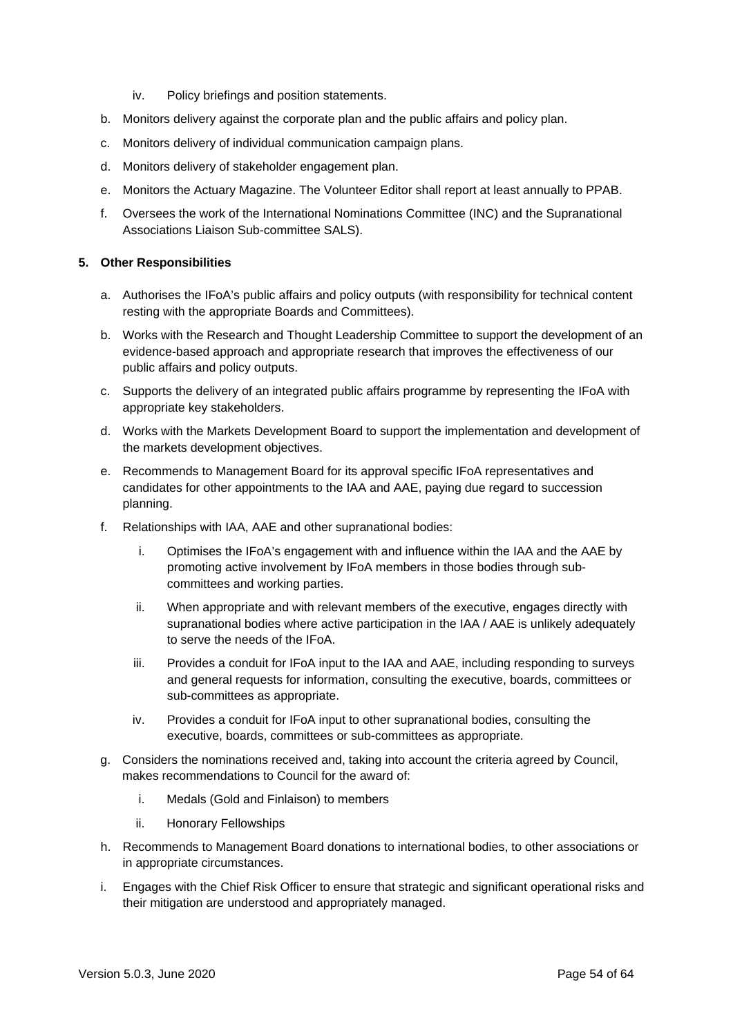iv. Policy briefings and position statements.

b. Monitors delivery against the corporate plan and the public affairs and policy plan.

c. Monitors delivery of individual communication campaign plans.

d. Monitors delivery of stakeholder engagement plan.

e. Monitors the Actuary Magazine. The Volunteer Editor shall report at least annually to PPAB.

f. Oversees the work of the International Nominations Committee (INC) and the Supranational Associations Liaison Sub-committee SALS).

**5. Other Responsibilities**

a. Authorises the IFoA's public affairs and policy outputs (with responsibility for technical content resting with the appropriate Boards and Committees).

b. Works with the Research and Thought Leadership Committee to support the development of an evidence-based approach and appropriate research that improves the effectiveness of our public affairs and policy outputs.

c. Supports the delivery of an integrated public affairs programme by representing the IFoA with appropriate key stakeholders.

d. Works with the Markets Development Board to support the implementation and development of the markets development objectives.

e. Recommends to Management Board for its approval specific IFoA representatives and candidates for other appointments to the IAA and AAE, paying due regard to succession planning.

f. Relationships with IAA, AAE and other supranational bodies:

   i. Optimises the IFoA's engagement with and influence within the IAA and the AAE by promoting active involvement by IFoA members in those bodies through sub-committees and working parties.

   ii. When appropriate and with relevant members of the executive, engages directly with supranational bodies where active participation in the IAA / AAE is unlikely adequately to serve the needs of the IFoA.

   iii. Provides a conduit for IFoA input to the IAA and AAE, including responding to surveys and general requests for information, consulting the executive, boards, committees or sub-committees as appropriate.

   iv. Provides a conduit for IFoA input to other supranational bodies, consulting the executive, boards, committees or sub-committees as appropriate.

g. Considers the nominations received and, taking into account the criteria agreed by Council, makes recommendations to Council for the award of:

   i. Medals (Gold and Finlaison) to members

   ii. Honorary Fellowships

h. Recommends to Management Board donations to international bodies, to other associations or in appropriate circumstances.

i. Engages with the Chief Risk Officer to ensure that strategic and significant operational risks and their mitigation are understood and appropriately managed.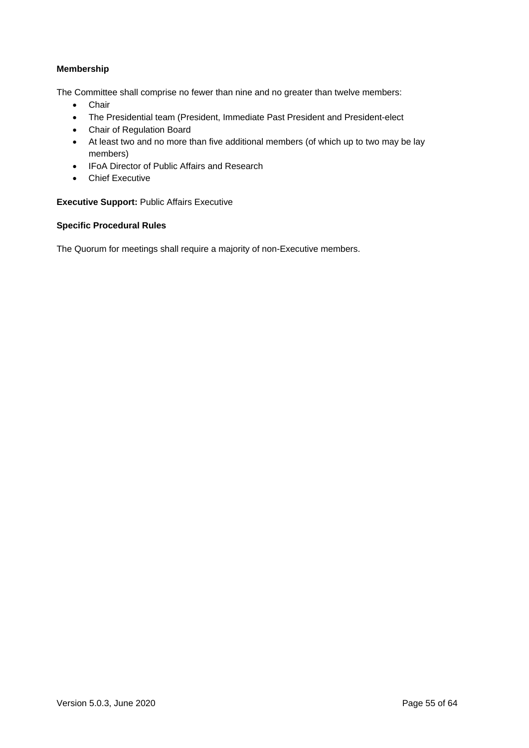**Membership**

The Committee shall comprise no fewer than nine and no greater than twelve members:

- Chair
- The Presidential team (President, Immediate Past President and President-elect
- Chair of Regulation Board
- At least two and no more than five additional members (of which up to two may be lay members)
- IFoA Director of Public Affairs and Research
- Chief Executive

**Executive Support:** Public Affairs Executive

**Specific Procedural Rules**

The Quorum for meetings shall require a majority of non-Executive members.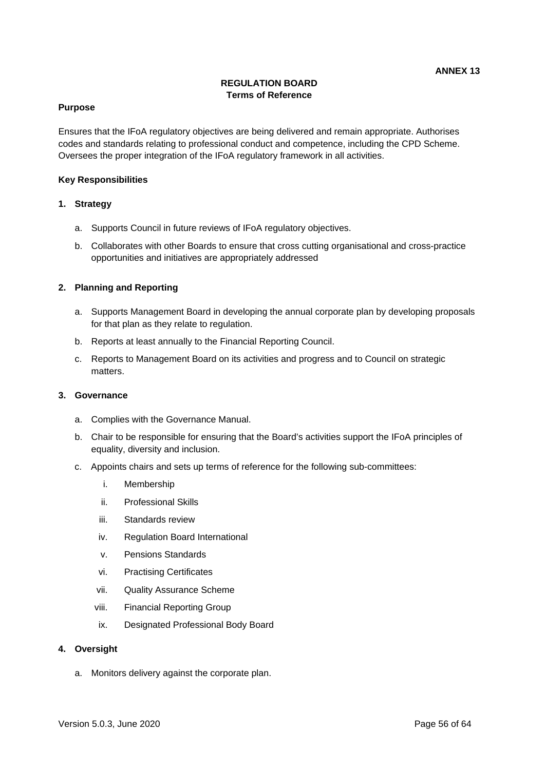**ANNEX 13**

# REGULATION BOARD
## Terms of Reference

### Purpose

Ensures that the IFoA regulatory objectives are being delivered and remain appropriate. Authorises codes and standards relating to professional conduct and competence, including the CPD Scheme. Oversees the proper integration of the IFoA regulatory framework in all activities.

### Key Responsibilities

#### 1. Strategy

a. Supports Council in future reviews of IFoA regulatory objectives.

b. Collaborates with other Boards to ensure that cross cutting organisational and cross-practice opportunities and initiatives are appropriately addressed

#### 2. Planning and Reporting

a. Supports Management Board in developing the annual corporate plan by developing proposals for that plan as they relate to regulation.

b. Reports at least annually to the Financial Reporting Council.

c. Reports to Management Board on its activities and progress and to Council on strategic matters.

#### 3. Governance

a. Complies with the Governance Manual.

b. Chair to be responsible for ensuring that the Board's activities support the IFoA principles of equality, diversity and inclusion.

c. Appoints chairs and sets up terms of reference for the following sub-committees:

   i. Membership

   ii. Professional Skills

   iii. Standards review

   iv. Regulation Board International

   v. Pensions Standards

   vi. Practising Certificates

   vii. Quality Assurance Scheme

   viii. Financial Reporting Group

   ix. Designated Professional Body Board

#### 4. Oversight

a. Monitors delivery against the corporate plan.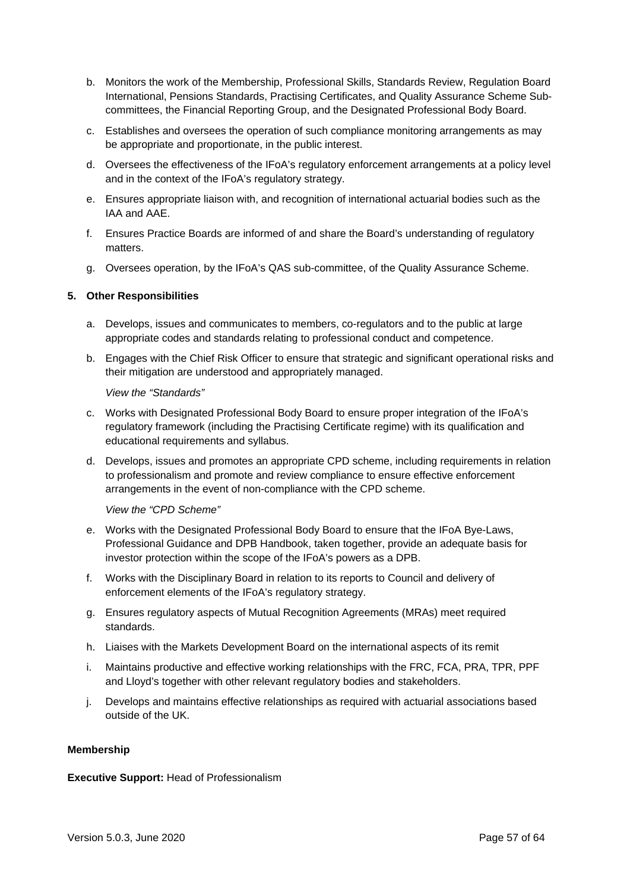b. Monitors the work of the Membership, Professional Skills, Standards Review, Regulation Board International, Pensions Standards, Practising Certificates, and Quality Assurance Scheme Sub-committees, the Financial Reporting Group, and the Designated Professional Body Board.

c. Establishes and oversees the operation of such compliance monitoring arrangements as may be appropriate and proportionate, in the public interest.

d. Oversees the effectiveness of the IFoA's regulatory enforcement arrangements at a policy level and in the context of the IFoA's regulatory strategy.

e. Ensures appropriate liaison with, and recognition of international actuarial bodies such as the IAA and AAE.

f. Ensures Practice Boards are informed of and share the Board's understanding of regulatory matters.

g. Oversees operation, by the IFoA's QAS sub-committee, of the Quality Assurance Scheme.

**5. Other Responsibilities**

a. Develops, issues and communicates to members, co-regulators and to the public at large appropriate codes and standards relating to professional conduct and competence.

b. Engages with the Chief Risk Officer to ensure that strategic and significant operational risks and their mitigation are understood and appropriately managed.

*View the "Standards"*

c. Works with Designated Professional Body Board to ensure proper integration of the IFoA's regulatory framework (including the Practising Certificate regime) with its qualification and educational requirements and syllabus.

d. Develops, issues and promotes an appropriate CPD scheme, including requirements in relation to professionalism and promote and review compliance to ensure effective enforcement arrangements in the event of non-compliance with the CPD scheme.

*View the "CPD Scheme"*

e. Works with the Designated Professional Body Board to ensure that the IFoA Bye-Laws, Professional Guidance and DPB Handbook, taken together, provide an adequate basis for investor protection within the scope of the IFoA's powers as a DPB.

f. Works with the Disciplinary Board in relation to its reports to Council and delivery of enforcement elements of the IFoA's regulatory strategy.

g. Ensures regulatory aspects of Mutual Recognition Agreements (MRAs) meet required standards.

h. Liaises with the Markets Development Board on the international aspects of its remit

i. Maintains productive and effective working relationships with the FRC, FCA, PRA, TPR, PPF and Lloyd's together with other relevant regulatory bodies and stakeholders.

j. Develops and maintains effective relationships as required with actuarial associations based outside of the UK.

**Membership**

**Executive Support:** Head of Professionalism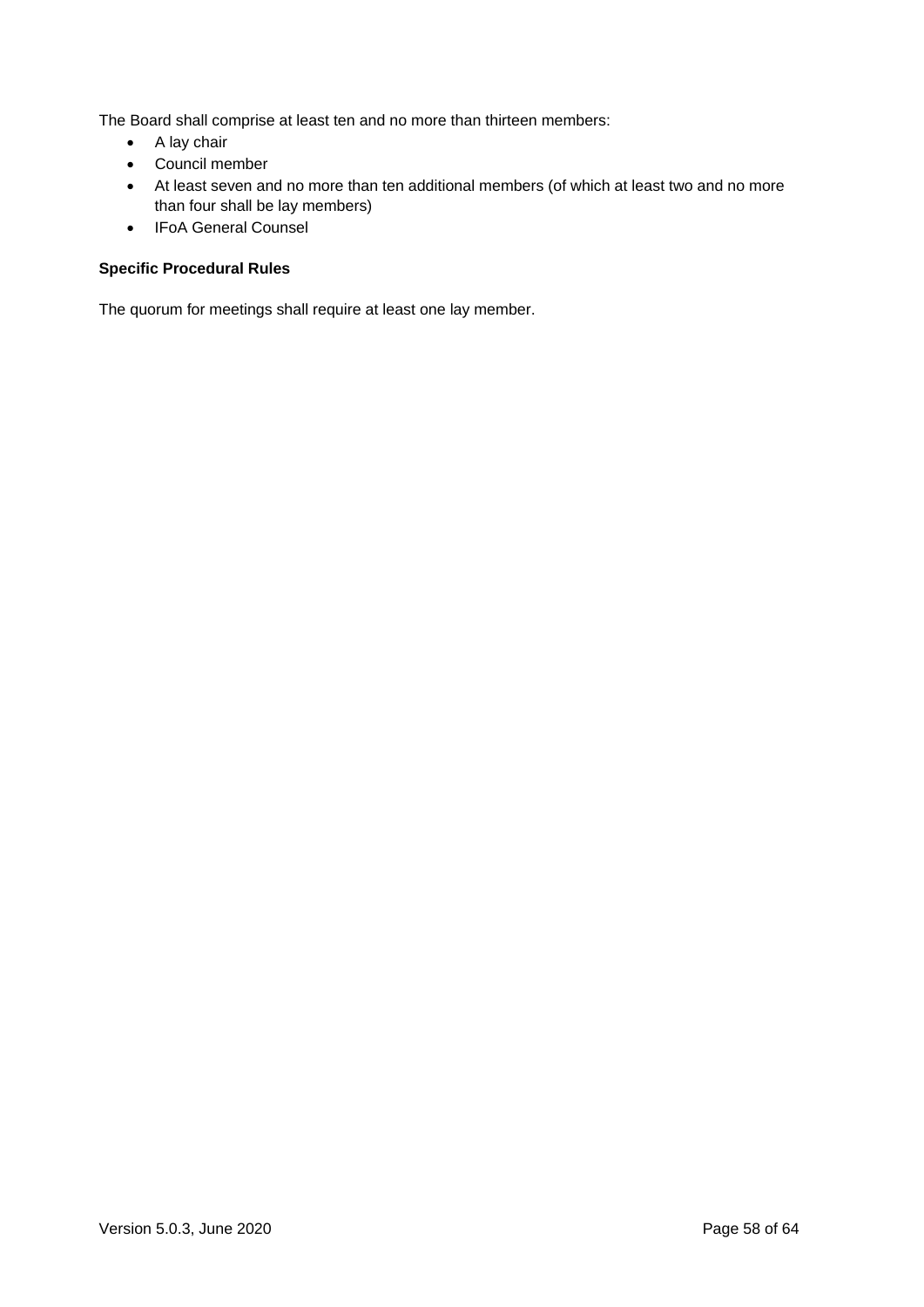The Board shall comprise at least ten and no more than thirteen members:

- A lay chair
- Council member
- At least seven and no more than ten additional members (of which at least two and no more than four shall be lay members)
- IFoA General Counsel

**Specific Procedural Rules**

The quorum for meetings shall require at least one lay member.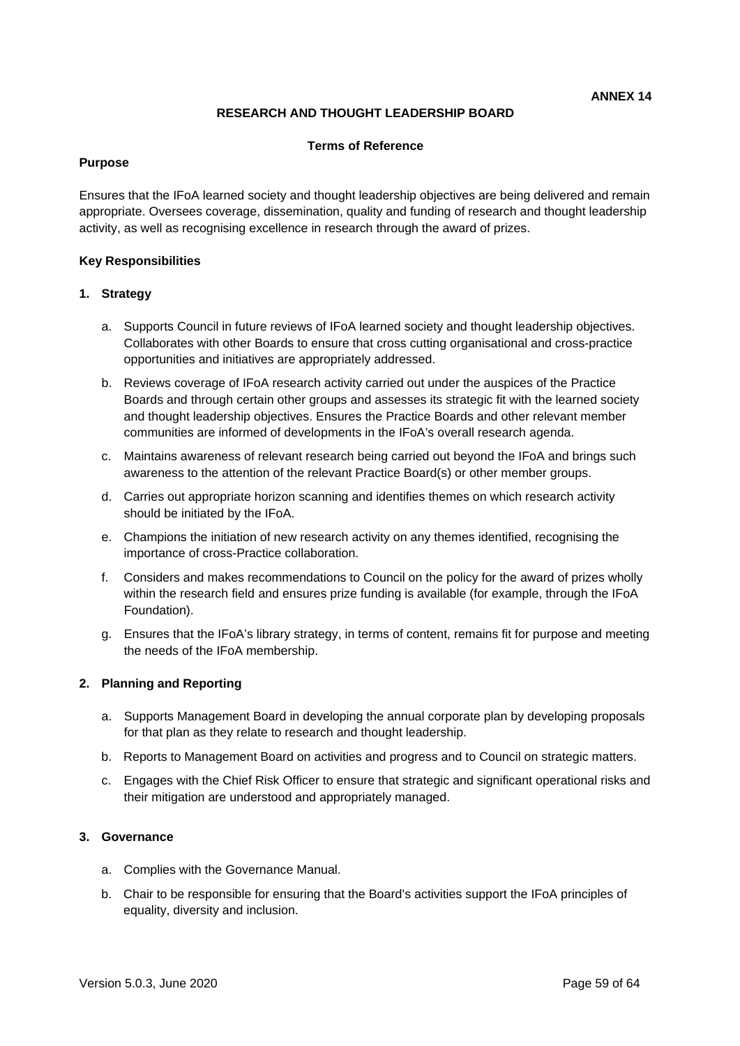**ANNEX 14**

# RESEARCH AND THOUGHT LEADERSHIP BOARD

## Terms of Reference

**Purpose**

Ensures that the IFoA learned society and thought leadership objectives are being delivered and remain appropriate. Oversees coverage, dissemination, quality and funding of research and thought leadership activity, as well as recognising excellence in research through the award of prizes.

**Key Responsibilities**

**1. Strategy**

a. Supports Council in future reviews of IFoA learned society and thought leadership objectives. Collaborates with other Boards to ensure that cross cutting organisational and cross-practice opportunities and initiatives are appropriately addressed.

b. Reviews coverage of IFoA research activity carried out under the auspices of the Practice Boards and through certain other groups and assesses its strategic fit with the learned society and thought leadership objectives. Ensures the Practice Boards and other relevant member communities are informed of developments in the IFoA's overall research agenda.

c. Maintains awareness of relevant research being carried out beyond the IFoA and brings such awareness to the attention of the relevant Practice Board(s) or other member groups.

d. Carries out appropriate horizon scanning and identifies themes on which research activity should be initiated by the IFoA.

e. Champions the initiation of new research activity on any themes identified, recognising the importance of cross-Practice collaboration.

f. Considers and makes recommendations to Council on the policy for the award of prizes wholly within the research field and ensures prize funding is available (for example, through the IFoA Foundation).

g. Ensures that the IFoA's library strategy, in terms of content, remains fit for purpose and meeting the needs of the IFoA membership.

**2. Planning and Reporting**

a. Supports Management Board in developing the annual corporate plan by developing proposals for that plan as they relate to research and thought leadership.

b. Reports to Management Board on activities and progress and to Council on strategic matters.

c. Engages with the Chief Risk Officer to ensure that strategic and significant operational risks and their mitigation are understood and appropriately managed.

**3. Governance**

a. Complies with the Governance Manual.

b. Chair to be responsible for ensuring that the Board's activities support the IFoA principles of equality, diversity and inclusion.

Version 5.0.3, June 2020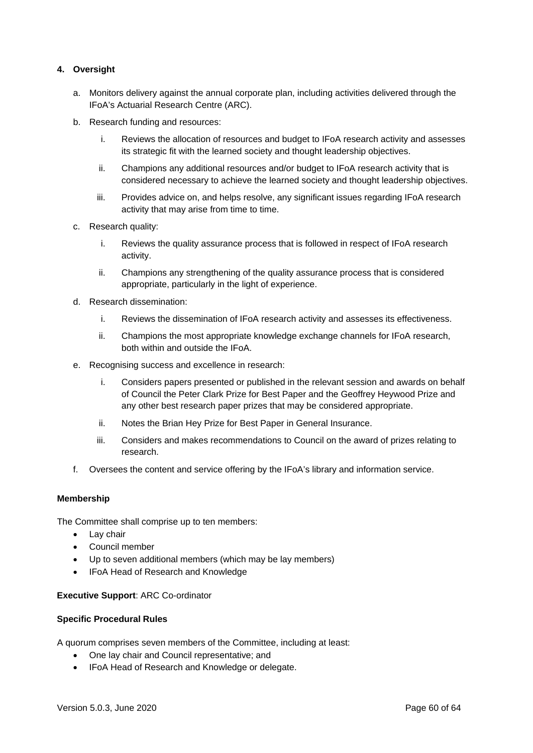**4. Oversight**

a. Monitors delivery against the annual corporate plan, including activities delivered through the IFoA's Actuarial Research Centre (ARC).

b. Research funding and resources:

   i. Reviews the allocation of resources and budget to IFoA research activity and assesses its strategic fit with the learned society and thought leadership objectives.

   ii. Champions any additional resources and/or budget to IFoA research activity that is considered necessary to achieve the learned society and thought leadership objectives.

   iii. Provides advice on, and helps resolve, any significant issues regarding IFoA research activity that may arise from time to time.

c. Research quality:

   i. Reviews the quality assurance process that is followed in respect of IFoA research activity.

   ii. Champions any strengthening of the quality assurance process that is considered appropriate, particularly in the light of experience.

d. Research dissemination:

   i. Reviews the dissemination of IFoA research activity and assesses its effectiveness.

   ii. Champions the most appropriate knowledge exchange channels for IFoA research, both within and outside the IFoA.

e. Recognising success and excellence in research:

   i. Considers papers presented or published in the relevant session and awards on behalf of Council the Peter Clark Prize for Best Paper and the Geoffrey Heywood Prize and any other best research paper prizes that may be considered appropriate.

   ii. Notes the Brian Hey Prize for Best Paper in General Insurance.

   iii. Considers and makes recommendations to Council on the award of prizes relating to research.

f. Oversees the content and service offering by the IFoA's library and information service.

**Membership**

The Committee shall comprise up to ten members:

- Lay chair
- Council member
- Up to seven additional members (which may be lay members)
- IFoA Head of Research and Knowledge

**Executive Support**: ARC Co-ordinator

**Specific Procedural Rules**

A quorum comprises seven members of the Committee, including at least:

- One lay chair and Council representative; and
- IFoA Head of Research and Knowledge or delegate.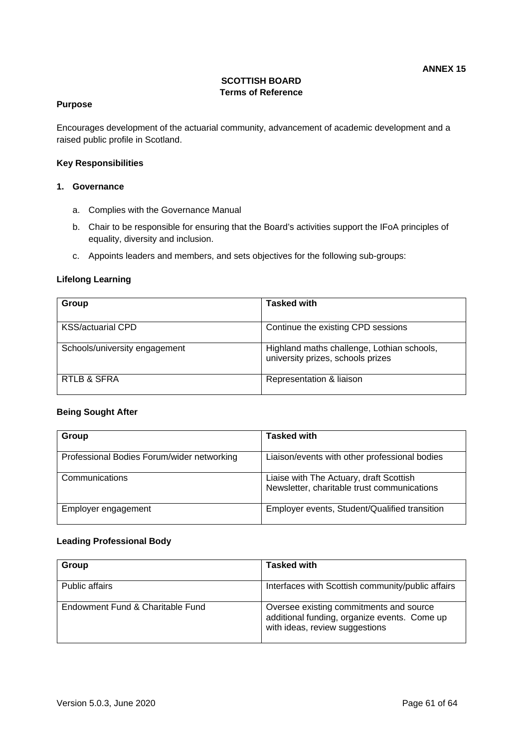**ANNEX 15**

# SCOTTISH BOARD
## Terms of Reference

### Purpose

Encourages development of the actuarial community, advancement of academic development and a raised public profile in Scotland.

### Key Responsibilities

#### 1. Governance

a. Complies with the Governance Manual

b. Chair to be responsible for ensuring that the Board's activities support the IFoA principles of equality, diversity and inclusion.

c. Appoints leaders and members, and sets objectives for the following sub-groups:

### Lifelong Learning

| Group | Tasked with |
|---|---|
| KSS/actuarial CPD | Continue the existing CPD sessions |
| Schools/university engagement | Highland maths challenge, Lothian schools, university prizes, schools prizes |
| RTLB & SFRA | Representation & liaison |

### Being Sought After

| Group | Tasked with |
|---|---|
| Professional Bodies Forum/wider networking | Liaison/events with other professional bodies |
| Communications | Liaise with The Actuary, draft Scottish Newsletter, charitable trust communications |
| Employer engagement | Employer events, Student/Qualified transition |

### Leading Professional Body

| Group | Tasked with |
|---|---|
| Public affairs | Interfaces with Scottish community/public affairs |
| Endowment Fund & Charitable Fund | Oversee existing commitments and source additional funding, organize events. Come up with ideas, review suggestions |

Version 5.0.3, June 2020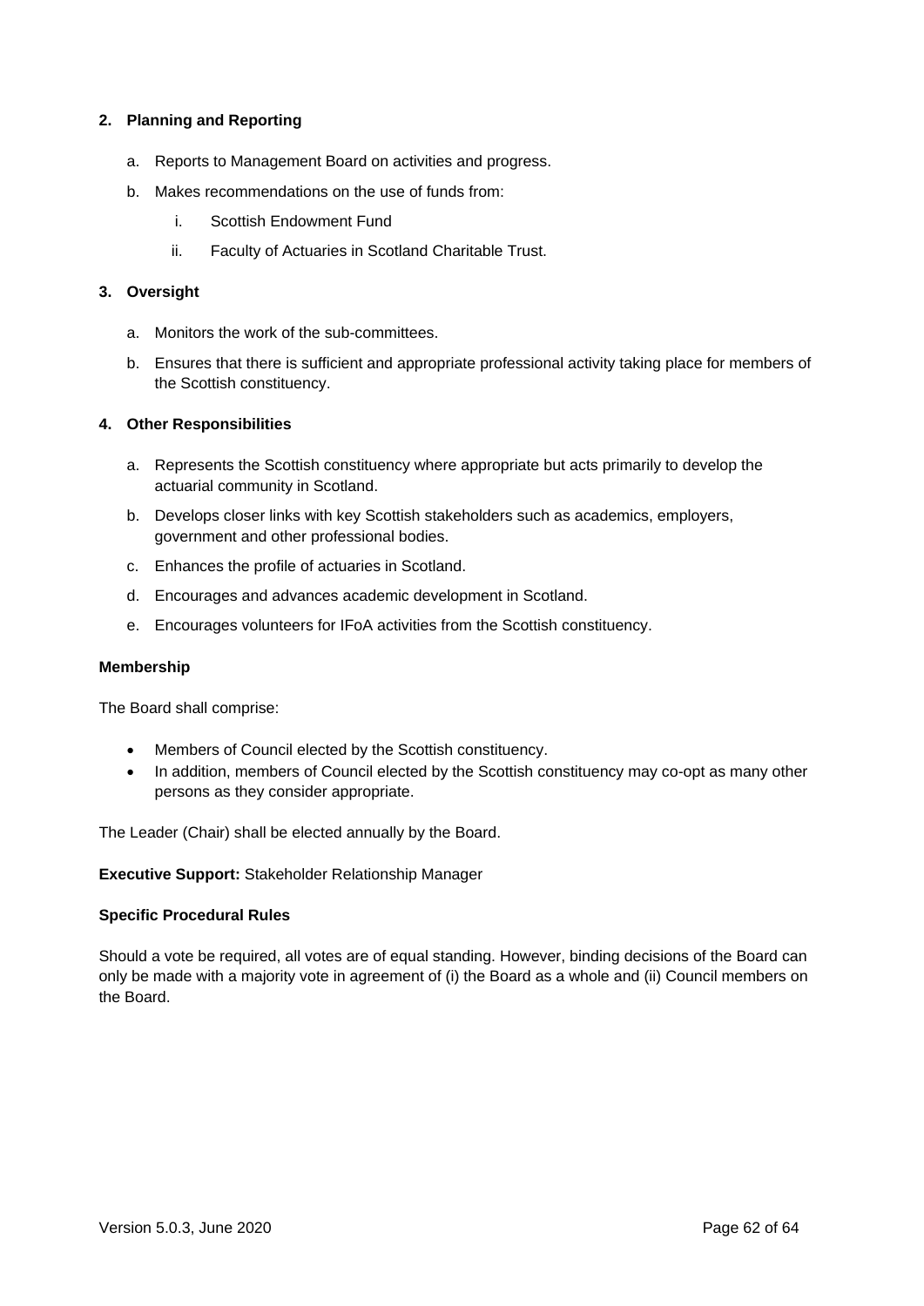**2. Planning and Reporting**

a. Reports to Management Board on activities and progress.

b. Makes recommendations on the use of funds from:

   i. Scottish Endowment Fund

   ii. Faculty of Actuaries in Scotland Charitable Trust.

**3. Oversight**

a. Monitors the work of the sub-committees.

b. Ensures that there is sufficient and appropriate professional activity taking place for members of the Scottish constituency.

**4. Other Responsibilities**

a. Represents the Scottish constituency where appropriate but acts primarily to develop the actuarial community in Scotland.

b. Develops closer links with key Scottish stakeholders such as academics, employers, government and other professional bodies.

c. Enhances the profile of actuaries in Scotland.

d. Encourages and advances academic development in Scotland.

e. Encourages volunteers for IFoA activities from the Scottish constituency.

**Membership**

The Board shall comprise:

- Members of Council elected by the Scottish constituency.
- In addition, members of Council elected by the Scottish constituency may co-opt as many other persons as they consider appropriate.

The Leader (Chair) shall be elected annually by the Board.

**Executive Support:** Stakeholder Relationship Manager

**Specific Procedural Rules**

Should a vote be required, all votes are of equal standing. However, binding decisions of the Board can only be made with a majority vote in agreement of (i) the Board as a whole and (ii) Council members on the Board.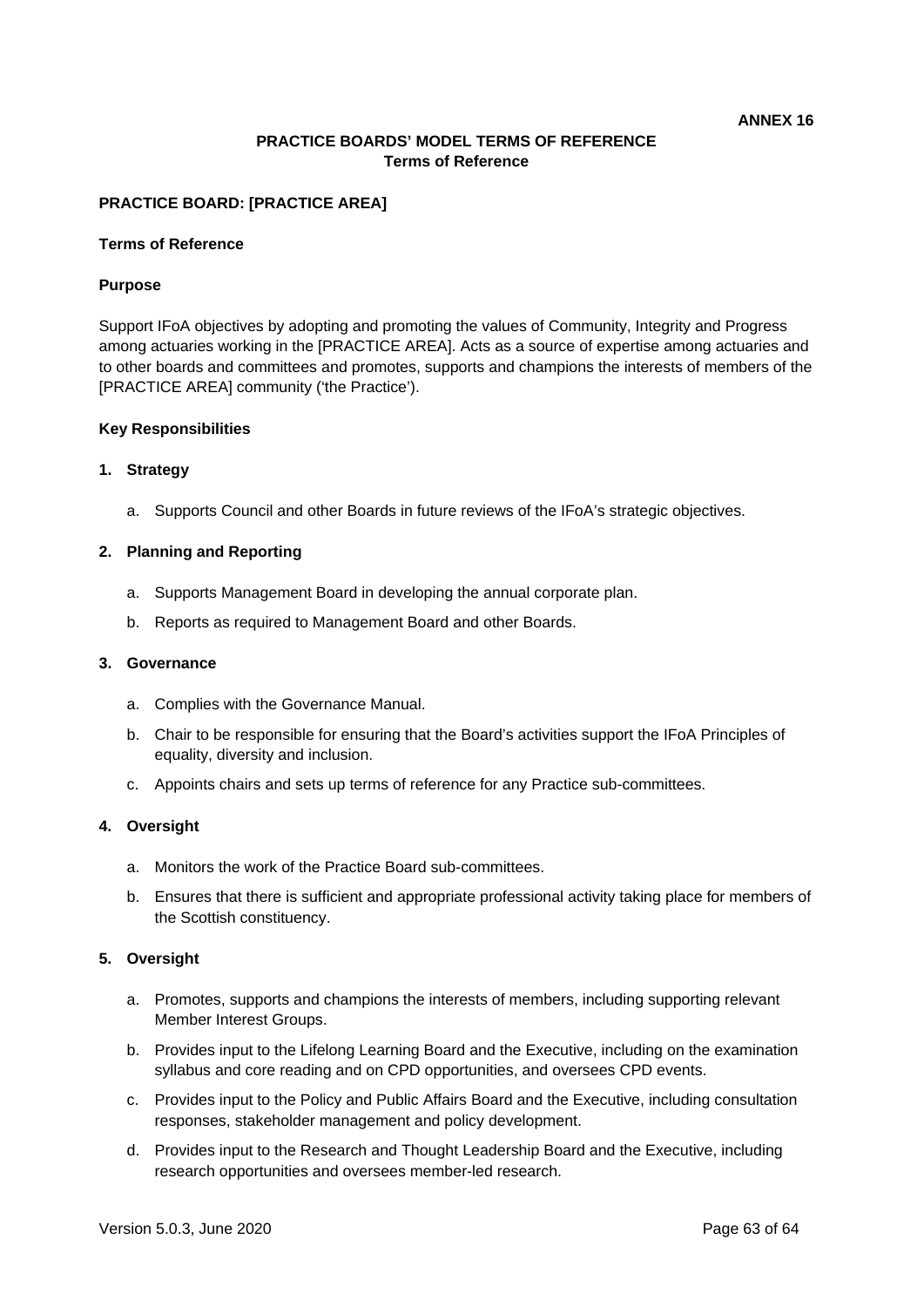**ANNEX 16**

**PRACTICE BOARDS' MODEL TERMS OF REFERENCE**
**Terms of Reference**

**PRACTICE BOARD: [PRACTICE AREA]**

**Terms of Reference**

**Purpose**

Support IFoA objectives by adopting and promoting the values of Community, Integrity and Progress among actuaries working in the [PRACTICE AREA]. Acts as a source of expertise among actuaries and to other boards and committees and promotes, supports and champions the interests of members of the [PRACTICE AREA] community ('the Practice').

**Key Responsibilities**

1. **Strategy**
   a. Supports Council and other Boards in future reviews of the IFoA's strategic objectives.

2. **Planning and Reporting**
   a. Supports Management Board in developing the annual corporate plan.
   b. Reports as required to Management Board and other Boards.

3. **Governance**
   a. Complies with the Governance Manual.
   b. Chair to be responsible for ensuring that the Board's activities support the IFoA Principles of equality, diversity and inclusion.
   c. Appoints chairs and sets up terms of reference for any Practice sub-committees.

4. **Oversight**
   a. Monitors the work of the Practice Board sub-committees.
   b. Ensures that there is sufficient and appropriate professional activity taking place for members of the Scottish constituency.

5. **Oversight**
   a. Promotes, supports and champions the interests of members, including supporting relevant Member Interest Groups.
   b. Provides input to the Lifelong Learning Board and the Executive, including on the examination syllabus and core reading and on CPD opportunities, and oversees CPD events.
   c. Provides input to the Policy and Public Affairs Board and the Executive, including consultation responses, stakeholder management and policy development.
   d. Provides input to the Research and Thought Leadership Board and the Executive, including research opportunities and oversees member-led research.

Version 5.0.3, June 2020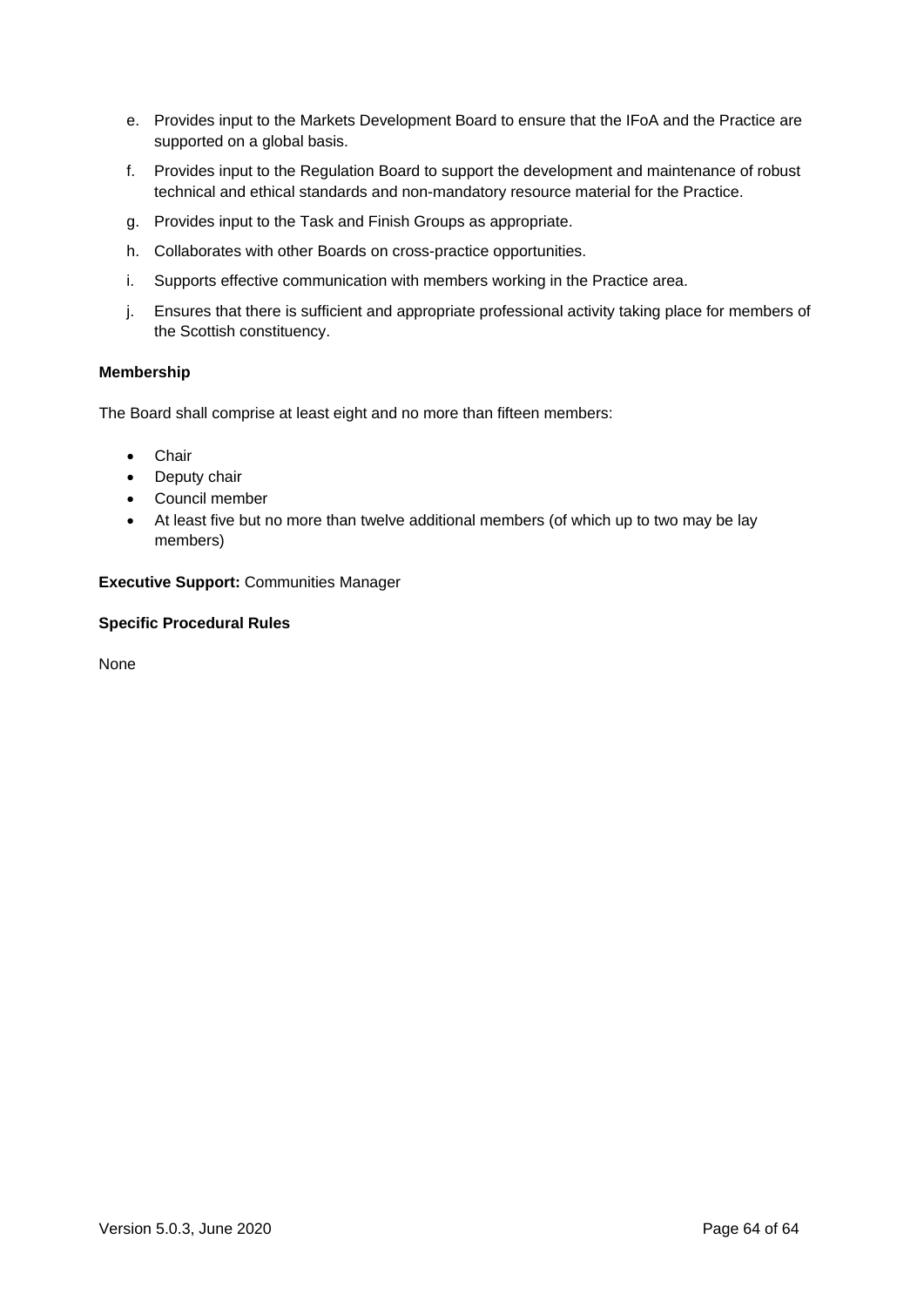e. Provides input to the Markets Development Board to ensure that the IFoA and the Practice are supported on a global basis.

f. Provides input to the Regulation Board to support the development and maintenance of robust technical and ethical standards and non-mandatory resource material for the Practice.

g. Provides input to the Task and Finish Groups as appropriate.

h. Collaborates with other Boards on cross-practice opportunities.

i. Supports effective communication with members working in the Practice area.

j. Ensures that there is sufficient and appropriate professional activity taking place for members of the Scottish constituency.

**Membership**

The Board shall comprise at least eight and no more than fifteen members:

- Chair
- Deputy chair
- Council member
- At least five but no more than twelve additional members (of which up to two may be lay members)

**Executive Support:** Communities Manager

**Specific Procedural Rules**

None